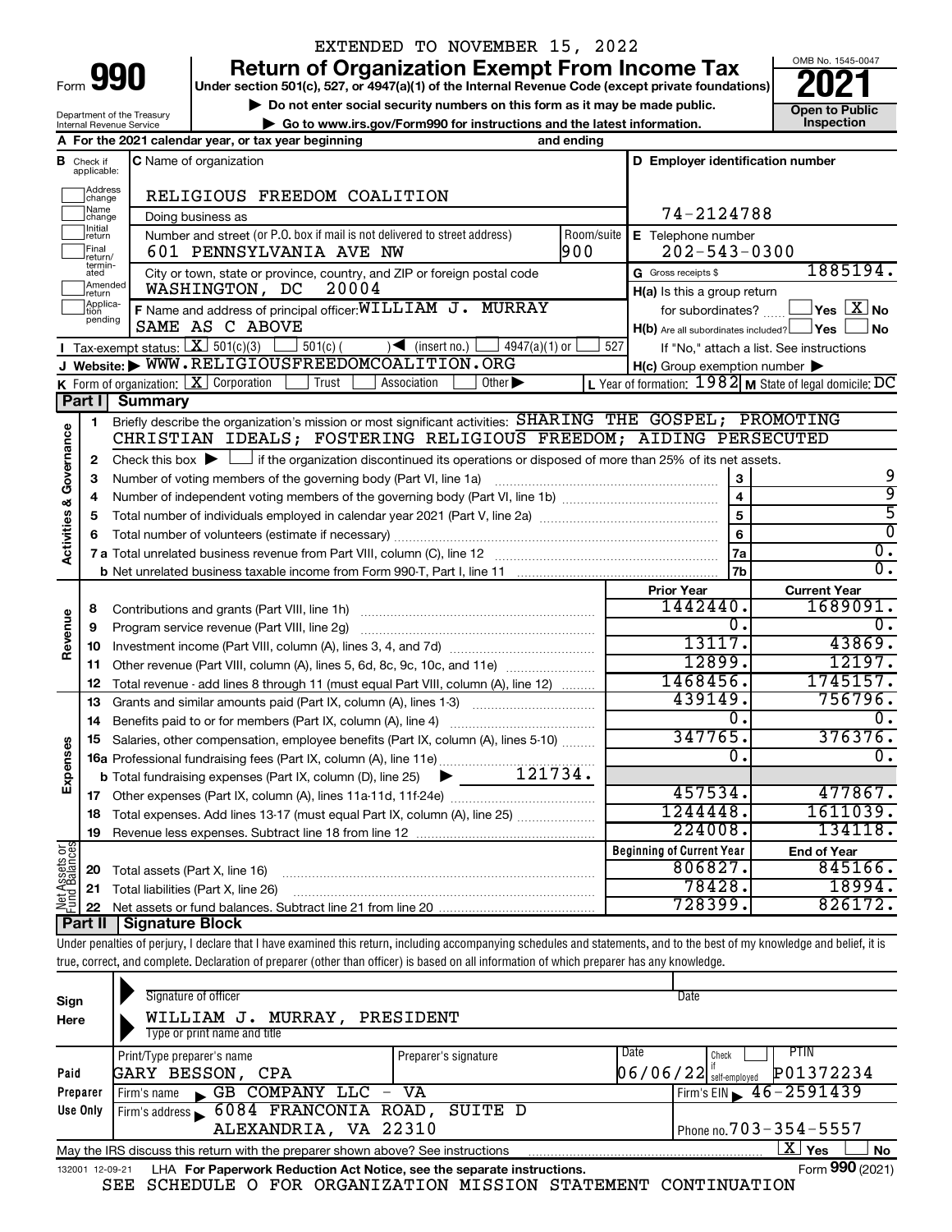EXTENDED TO NOVEMBER 15, 2022

# Form 990 — Return of Organization Exempt From Income Tax (2021)

Under section 501(c), 527, or 4947(a)(1) of the Internal Revenue Code (except private foundations)

▶ Do not enter social security numbers on this form as it may be made public.

▶ Go to www.irs.gov/Form990 for instructions and the latest information.

Department of the Treasury, Internal Revenue Service

OMB No. 1545-0047 — Open to Public Inspection

**A** For the 2021 calendar year, or tax year beginning and ending

**B** Check if applicable: Address change, Name change, Initial return, Final return/terminated, Amended return, Application pending

**C** Name of organization: RELIGIOUS FREEDOM COALITION

Doing business as

Number and street (or P.O. box if mail is not delivered to street address): 601 PENNSYLVANIA AVE NW — Room/suite: 900

City or town, state or province, country, and ZIP or foreign postal code: WASHINGTON, DC 20004

**D** Employer identification number: 74-2124788

**E** Telephone number: 202-543-0300

**G** Gross receipts $ 1885194.

**F** Name and address of principal officer: WILLIAM J. MURRAY, SAME AS C ABOVE

**H(a)** Is this a group return for subordinates? Yes [ ] No [X]

**H(b)** Are all subordinates included? Yes [ ] No [ ] If "No," attach a list. See instructions

**H(c)** Group exemption number ▶

**I** Tax-exempt status: [X] 501(c)(3) [ ] 501(c)( ) ◀ (insert no.) [ ] 4947(a)(1) or [ ] 527

**J** Website: ▶ WWW.RELIGIOUSFREEDOMCOALITION.ORG

**K** Form of organization: [X] Corporation [ ] Trust [ ] Association [ ] Other ▶

**L** Year of formation: 1982 **M** State of legal domicile: DC

## Part I Summary

### Activities & Governance

1 Briefly describe the organization's mission or most significant activities: SHARING THE GOSPEL; PROMOTING CHRISTIAN IDEALS; FOSTERING RELIGIOUS FREEDOM; AIDING PERSECUTED

2 Check this box ▶ [ ] if the organization discontinued its operations or disposed of more than 25% of its net assets.

| Line | Description | | Value |
|---|---|---|---|
| 3 | Number of voting members of the governing body (Part VI, line 1a) | 3 | 9 |
| 4 | Number of independent voting members of the governing body (Part VI, line 1b) | 4 | 9 |
| 5 | Total number of individuals employed in calendar year 2021 (Part V, line 2a) | 5 | 5 |
| 6 | Total number of volunteers (estimate if necessary) | 6 | 0 |
| 7a | Total unrelated business revenue from Part VIII, column (C), line 12 | 7a | 0. |
| 7b | Net unrelated business taxable income from Form 990-T, Part I, line 11 | 7b | 0. |

### Revenue / Expenses

| Line | Description | Prior Year | Current Year |
|---|---|---|---|
| 8 | Contributions and grants (Part VIII, line 1h) | 1442440. | 1689091. |
| 9 | Program service revenue (Part VIII, line 2g) | 0. | 0. |
| 10 | Investment income (Part VIII, column (A), lines 3, 4, and 7d) | 13117. | 43869. |
| 11 | Other revenue (Part VIII, column (A), lines 5, 6d, 8c, 9c, 10c, and 11e) | 12899. | 12197. |
| 12 | Total revenue - add lines 8 through 11 (must equal Part VIII, column (A), line 12) | 1468456. | 1745157. |
| 13 | Grants and similar amounts paid (Part IX, column (A), lines 1-3) | 439149. | 756796. |
| 14 | Benefits paid to or for members (Part IX, column (A), line 4) | 0. | 0. |
| 15 | Salaries, other compensation, employee benefits (Part IX, column (A), lines 5-10) | 347765. | 376376. |
| 16a | Professional fundraising fees (Part IX, column (A), line 11e) | 0. | 0. |
| b | Total fundraising expenses (Part IX, column (D), line 25) ▶ 121734. | | |
| 17 | Other expenses (Part IX, column (A), lines 11a-11d, 11f-24e) | 457534. | 477867. |
| 18 | Total expenses. Add lines 13-17 (must equal Part IX, column (A), line 25) | 1244448. | 1611039. |
| 19 | Revenue less expenses. Subtract line 18 from line 12 | 224008. | 134118. |

### Net Assets or Fund Balances

| Line | Description | Beginning of Current Year | End of Year |
|---|---|---|---|
| 20 | Total assets (Part X, line 16) | 806827. | 845166. |
| 21 | Total liabilities (Part X, line 26) | 78428. | 18994. |
| 22 | Net assets or fund balances. Subtract line 21 from line 20 | 728399. | 826172. |

## Part II Signature Block

Under penalties of perjury, I declare that I have examined this return, including accompanying schedules and statements, and to the best of my knowledge and belief, it is true, correct, and complete. Declaration of preparer (other than officer) is based on all information of which preparer has any knowledge.

**Sign Here** — Signature of officer / Date

WILLIAM J. MURRAY, PRESIDENT

Type or print name and title

**Paid Preparer Use Only**

| Print/Type preparer's name | Preparer's signature | Date | Check if self-employed | PTIN |
|---|---|---|---|---|
| GARY BESSON, CPA | | 06/06/22 | | P01372234 |

Firm's name ▶ GB COMPANY LLC - VA — Firm's EIN ▶ 46-2591439

Firm's address ▶ 6084 FRANCONIA ROAD, SUITE D, ALEXANDRIA, VA 22310 — Phone no. 703-354-5557

May the IRS discuss this return with the preparer shown above? See instructions [X] Yes [ ] No

132001 12-09-21 LHA For Paperwork Reduction Act Notice, see the separate instructions. Form 990 (2021)

SEE SCHEDULE O FOR ORGANIZATION MISSION STATEMENT CONTINUATION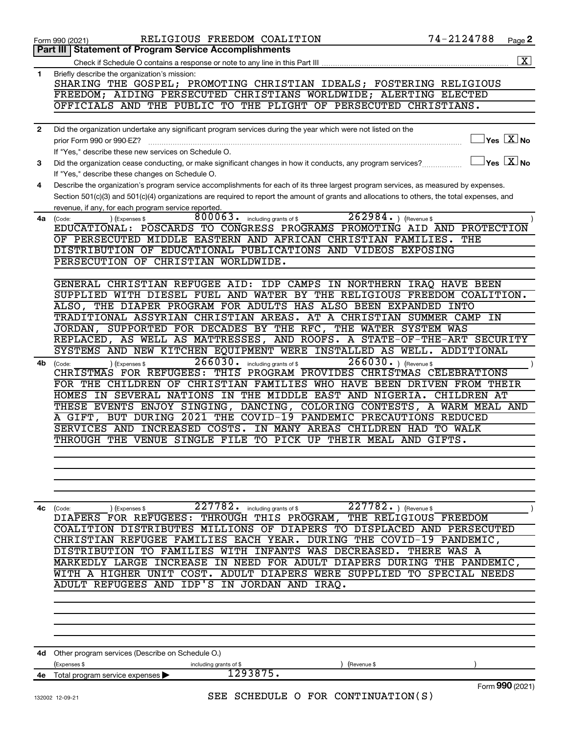Form 990 (2021) RELIGIOUS FREEDOM COALITION 74-2124788 Page **2**

**Part III | Statement of Program Service Accomplishments**

Check if Schedule O contains a response or note to any line in this Part III .......... [X]

**1** Briefly describe the organization's mission:

SHARING THE GOSPEL; PROMOTING CHRISTIAN IDEALS; FOSTERING RELIGIOUS FREEDOM; AIDING PERSECUTED CHRISTIANS WORLDWIDE; ALERTING ELECTED OFFICIALS AND THE PUBLIC TO THE PLIGHT OF PERSECUTED CHRISTIANS.

**2** Did the organization undertake any significant program services during the year which were not listed on the prior Form 990 or 990-EZ? .......... [ ] Yes [X] No

If "Yes," describe these new services on Schedule O.

**3** Did the organization cease conducting, or make significant changes in how it conducts, any program services? .......... [ ] Yes [X] No

If "Yes," describe these changes on Schedule O.

**4** Describe the organization's program service accomplishments for each of its three largest program services, as measured by expenses. Section 501(c)(3) and 501(c)(4) organizations are required to report the amount of grants and allocations to others, the total expenses, and revenue, if any, for each program service reported.

**4a** (Code: ) (Expenses $ 800063. including grants of $ 262984. ) (Revenue $ )

EDUCATIONAL: POSCARDS TO CONGRESS PROGRAMS PROMOTING AID AND PROTECTION OF PERSECUTED MIDDLE EASTERN AND AFRICAN CHRISTIAN FAMILIES. THE DISTRIBUTION OF EDUCATIONAL PUBLICATIONS AND VIDEOS EXPOSING PERSECUTION OF CHRISTIAN WORLDWIDE.

GENERAL CHRISTIAN REFUGEE AID: IDP CAMPS IN NORTHERN IRAQ HAVE BEEN SUPPLIED WITH DIESEL FUEL AND WATER BY THE RELIGIOUS FREEDOM COALITION. ALSO, THE DIAPER PROGRAM FOR ADULTS HAS ALSO BEEN EXPANDED INTO TRADITIONAL ASSYRIAN CHRISTIAN AREAS. AT A CHRISTIAN SUMMER CAMP IN JORDAN, SUPPORTED FOR DECADES BY THE RFC, THE WATER SYSTEM WAS REPLACED, AS WELL AS MATTRESSES, AND ROOFS. A STATE-OF-THE-ART SECURITY SYSTEMS AND NEW KITCHEN EQUIPMENT WERE INSTALLED AS WELL. ADDITIONAL

**4b** (Code: ) (Expenses $ 266030. including grants of $ 266030. ) (Revenue $ )

CHRISTMAS FOR REFUGEES: THIS PROGRAM PROVIDES CHRISTMAS CELEBRATIONS FOR THE CHILDREN OF CHRISTIAN FAMILIES WHO HAVE BEEN DRIVEN FROM THEIR HOMES IN SEVERAL NATIONS IN THE MIDDLE EAST AND NIGERIA. CHILDREN AT THESE EVENTS ENJOY SINGING, DANCING, COLORING CONTESTS, A WARM MEAL AND A GIFT, BUT DURING 2021 THE COVID-19 PANDEMIC PRECAUTIONS REDUCED SERVICES AND INCREASED COSTS. IN MANY AREAS CHILDREN HAD TO WALK THROUGH THE VENUE SINGLE FILE TO PICK UP THEIR MEAL AND GIFTS.

**4c** (Code: ) (Expenses $ 227782. including grants of $ 227782. ) (Revenue $ )

DIAPERS FOR REFUGEES: THROUGH THIS PROGRAM, THE RELIGIOUS FREEDOM COALITION DISTRIBUTES MILLIONS OF DIAPERS TO DISPLACED AND PERSECUTED CHRISTIAN REFUGEE FAMILIES EACH YEAR. DURING THE COVID-19 PANDEMIC, DISTRIBUTION TO FAMILIES WITH INFANTS WAS DECREASED. THERE WAS A MARKEDLY LARGE INCREASE IN NEED FOR ADULT DIAPERS DURING THE PANDEMIC, WITH A HIGHER UNIT COST. ADULT DIAPERS WERE SUPPLIED TO SPECIAL NEEDS ADULT REFUGEES AND IDP'S IN JORDAN AND IRAQ.

**4d** Other program services (Describe on Schedule O.)

(Expenses $ including grants of $ ) (Revenue $ )

**4e** Total program service expenses ▶ 1293875.

Form **990** (2021)

SEE SCHEDULE O FOR CONTINUATION(S)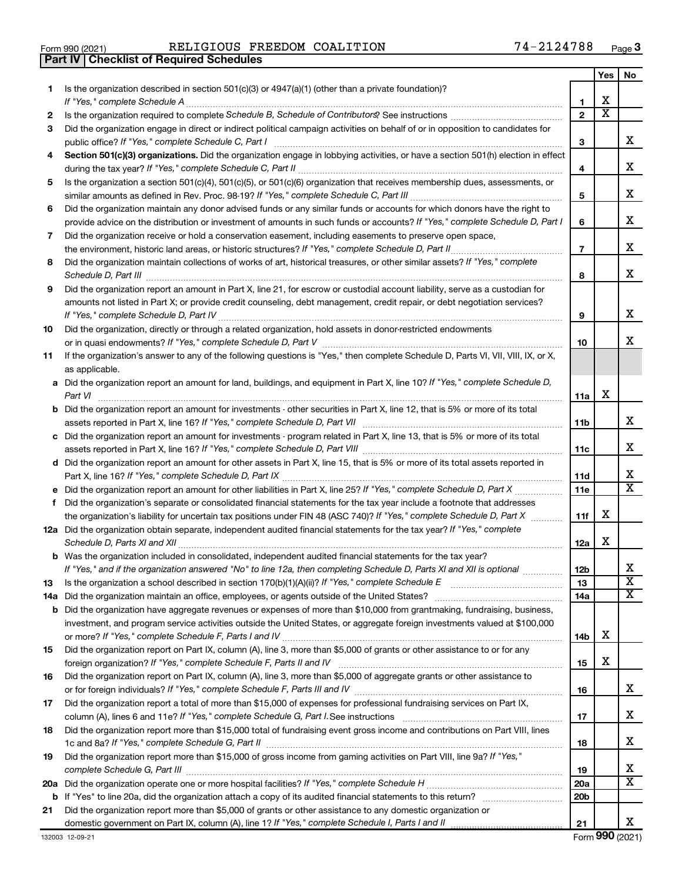Form 990 (2021) RELIGIOUS FREEDOM COALITION 74-2124788

## Part IV | Checklist of Required Schedules

| | | | Yes | No |
|---|---|---|---|---|
| 1 | Is the organization described in section 501(c)(3) or 4947(a)(1) (other than a private foundation)? *If "Yes," complete Schedule A* | 1 | X | |
| 2 | Is the organization required to complete *Schedule B, Schedule of Contributors*? See instructions | 2 | X | |
| 3 | Did the organization engage in direct or indirect political campaign activities on behalf of or in opposition to candidates for public office? *If "Yes," complete Schedule C, Part I* | 3 | | X |
| 4 | **Section 501(c)(3) organizations.** Did the organization engage in lobbying activities, or have a section 501(h) election in effect during the tax year? *If "Yes," complete Schedule C, Part II* | 4 | | X |
| 5 | Is the organization a section 501(c)(4), 501(c)(5), or 501(c)(6) organization that receives membership dues, assessments, or similar amounts as defined in Rev. Proc. 98-19? *If "Yes," complete Schedule C, Part III* | 5 | | X |
| 6 | Did the organization maintain any donor advised funds or any similar funds or accounts for which donors have the right to provide advice on the distribution or investment of amounts in such funds or accounts? *If "Yes," complete Schedule D, Part I* | 6 | | X |
| 7 | Did the organization receive or hold a conservation easement, including easements to preserve open space, the environment, historic land areas, or historic structures? *If "Yes," complete Schedule D, Part II* | 7 | | X |
| 8 | Did the organization maintain collections of works of art, historical treasures, or other similar assets? *If "Yes," complete Schedule D, Part III* | 8 | | X |
| 9 | Did the organization report an amount in Part X, line 21, for escrow or custodial account liability, serve as a custodian for amounts not listed in Part X; or provide credit counseling, debt management, credit repair, or debt negotiation services? *If "Yes," complete Schedule D, Part IV* | 9 | | X |
| 10 | Did the organization, directly or through a related organization, hold assets in donor-restricted endowments or in quasi endowments? *If "Yes," complete Schedule D, Part V* | 10 | | X |
| 11 | If the organization's answer to any of the following questions is "Yes," then complete Schedule D, Parts VI, VII, VIII, IX, or X, as applicable. | | | |
| a | Did the organization report an amount for land, buildings, and equipment in Part X, line 10? *If "Yes," complete Schedule D, Part VI* | 11a | X | |
| b | Did the organization report an amount for investments - other securities in Part X, line 12, that is 5% or more of its total assets reported in Part X, line 16? *If "Yes," complete Schedule D, Part VII* | 11b | | X |
| c | Did the organization report an amount for investments - program related in Part X, line 13, that is 5% or more of its total assets reported in Part X, line 16? *If "Yes," complete Schedule D, Part VIII* | 11c | | X |
| d | Did the organization report an amount for other assets in Part X, line 15, that is 5% or more of its total assets reported in Part X, line 16? *If "Yes," complete Schedule D, Part IX* | 11d | | X |
| e | Did the organization report an amount for other liabilities in Part X, line 25? *If "Yes," complete Schedule D, Part X* | 11e | | X |
| f | Did the organization's separate or consolidated financial statements for the tax year include a footnote that addresses the organization's liability for uncertain tax positions under FIN 48 (ASC 740)? *If "Yes," complete Schedule D, Part X* | 11f | X | |
| 12a | Did the organization obtain separate, independent audited financial statements for the tax year? *If "Yes," complete Schedule D, Parts XI and XII* | 12a | X | |
| b | Was the organization included in consolidated, independent audited financial statements for the tax year? *If "Yes," and if the organization answered "No" to line 12a, then completing Schedule D, Parts XI and XII is optional* | 12b | | X |
| 13 | Is the organization a school described in section 170(b)(1)(A)(ii)? *If "Yes," complete Schedule E* | 13 | | X |
| 14a | Did the organization maintain an office, employees, or agents outside of the United States? | 14a | | X |
| b | Did the organization have aggregate revenues or expenses of more than $10,000 from grantmaking, fundraising, business, investment, and program service activities outside the United States, or aggregate foreign investments valued at $100,000 or more? *If "Yes," complete Schedule F, Parts I and IV* | 14b | X | |
| 15 | Did the organization report on Part IX, column (A), line 3, more than $5,000 of grants or other assistance to or for any foreign organization? *If "Yes," complete Schedule F, Parts II and IV* | 15 | X | |
| 16 | Did the organization report on Part IX, column (A), line 3, more than $5,000 of aggregate grants or other assistance to or for foreign individuals? *If "Yes," complete Schedule F, Parts III and IV* | 16 | | X |
| 17 | Did the organization report a total of more than $15,000 of expenses for professional fundraising services on Part IX, column (A), lines 6 and 11e? *If "Yes," complete Schedule G, Part I.* See instructions | 17 | | X |
| 18 | Did the organization report more than $15,000 total of fundraising event gross income and contributions on Part VIII, lines 1c and 8a? *If "Yes," complete Schedule G, Part II* | 18 | | X |
| 19 | Did the organization report more than $15,000 of gross income from gaming activities on Part VIII, line 9a? *If "Yes," complete Schedule G, Part III* | 19 | | X |
| 20a | Did the organization operate one or more hospital facilities? *If "Yes," complete Schedule H* | 20a | | X |
| b | If "Yes" to line 20a, did the organization attach a copy of its audited financial statements to this return? | 20b | | |
| 21 | Did the organization report more than $5,000 of grants or other assistance to any domestic organization or domestic government on Part IX, column (A), line 1? *If "Yes," complete Schedule I, Parts I and II* | 21 | | X |

132003 12-09-21 Form **990** (2021)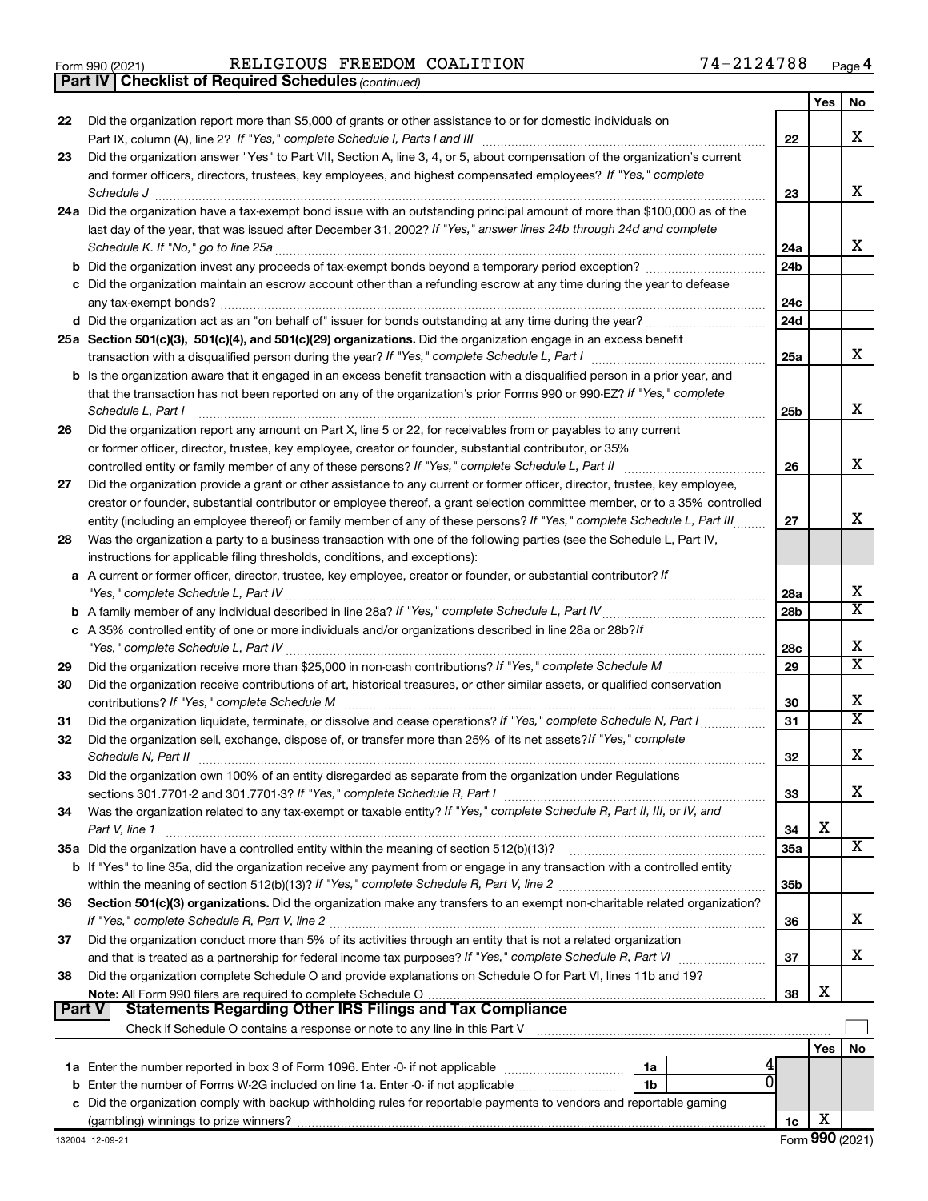Form 990 (2021) RELIGIOUS FREEDOM COALITION 74-2124788 Page 4

**Part IV | Checklist of Required Schedules** *(continued)*

| | | | Yes | No |
|---|---|---|---|---|
| 22 | Did the organization report more than $5,000 of grants or other assistance to or for domestic individuals on Part IX, column (A), line 2? *If "Yes," complete Schedule I, Parts I and III* | 22 | | X |
| 23 | Did the organization answer "Yes" to Part VII, Section A, line 3, 4, or 5, about compensation of the organization's current and former officers, directors, trustees, key employees, and highest compensated employees? *If "Yes," complete Schedule J* | 23 | | X |
| 24a | Did the organization have a tax-exempt bond issue with an outstanding principal amount of more than $100,000 as of the last day of the year, that was issued after December 31, 2002? *If "Yes," answer lines 24b through 24d and complete Schedule K. If "No," go to line 25a* | 24a | | X |
| b | Did the organization invest any proceeds of tax-exempt bonds beyond a temporary period exception? | 24b | | |
| c | Did the organization maintain an escrow account other than a refunding escrow at any time during the year to defease any tax-exempt bonds? | 24c | | |
| d | Did the organization act as an "on behalf of" issuer for bonds outstanding at any time during the year? | 24d | | |
| 25a | **Section 501(c)(3), 501(c)(4), and 501(c)(29) organizations.** Did the organization engage in an excess benefit transaction with a disqualified person during the year? *If "Yes," complete Schedule L, Part I* | 25a | | X |
| b | Is the organization aware that it engaged in an excess benefit transaction with a disqualified person in a prior year, and that the transaction has not been reported on any of the organization's prior Forms 990 or 990-EZ? *If "Yes," complete Schedule L, Part I* | 25b | | X |
| 26 | Did the organization report any amount on Part X, line 5 or 22, for receivables from or payables to any current or former officer, director, trustee, key employee, creator or founder, substantial contributor, or 35% controlled entity or family member of any of these persons? *If "Yes," complete Schedule L, Part II* | 26 | | X |
| 27 | Did the organization provide a grant or other assistance to any current or former officer, director, trustee, key employee, creator or founder, substantial contributor or employee thereof, a grant selection committee member, or to a 35% controlled entity (including an employee thereof) or family member of any of these persons? *If "Yes," complete Schedule L, Part III* | 27 | | X |
| 28 | Was the organization a party to a business transaction with one of the following parties (see the Schedule L, Part IV, instructions for applicable filing thresholds, conditions, and exceptions): | | | |
| a | A current or former officer, director, trustee, key employee, creator or founder, or substantial contributor? *If "Yes," complete Schedule L, Part IV* | 28a | | X |
| b | A family member of any individual described in line 28a? *If "Yes," complete Schedule L, Part IV* | 28b | | X |
| c | A 35% controlled entity of one or more individuals and/or organizations described in line 28a or 28b? *If "Yes," complete Schedule L, Part IV* | 28c | | X |
| 29 | Did the organization receive more than $25,000 in non-cash contributions? *If "Yes," complete Schedule M* | 29 | | X |
| 30 | Did the organization receive contributions of art, historical treasures, or other similar assets, or qualified conservation contributions? *If "Yes," complete Schedule M* | 30 | | X |
| 31 | Did the organization liquidate, terminate, or dissolve and cease operations? *If "Yes," complete Schedule N, Part I* | 31 | | X |
| 32 | Did the organization sell, exchange, dispose of, or transfer more than 25% of its net assets? *If "Yes," complete Schedule N, Part II* | 32 | | X |
| 33 | Did the organization own 100% of an entity disregarded as separate from the organization under Regulations sections 301.7701-2 and 301.7701-3? *If "Yes," complete Schedule R, Part I* | 33 | | X |
| 34 | Was the organization related to any tax-exempt or taxable entity? *If "Yes," complete Schedule R, Part II, III, or IV, and Part V, line 1* | 34 | X | |
| 35a | Did the organization have a controlled entity within the meaning of section 512(b)(13)? | 35a | | X |
| b | If "Yes" to line 35a, did the organization receive any payment from or engage in any transaction with a controlled entity within the meaning of section 512(b)(13)? *If "Yes," complete Schedule R, Part V, line 2* | 35b | | |
| 36 | **Section 501(c)(3) organizations.** Did the organization make any transfers to an exempt non-charitable related organization? *If "Yes," complete Schedule R, Part V, line 2* | 36 | | X |
| 37 | Did the organization conduct more than 5% of its activities through an entity that is not a related organization and that is treated as a partnership for federal income tax purposes? *If "Yes," complete Schedule R, Part VI* | 37 | | X |
| 38 | Did the organization complete Schedule O and provide explanations on Schedule O for Part VI, lines 11b and 19? **Note:** All Form 990 filers are required to complete Schedule O | 38 | X | |

**Part V | Statements Regarding Other IRS Filings and Tax Compliance**

Check if Schedule O contains a response or note to any line in this Part V ☐

| | | | | | Yes | No |
|---|---|---|---|---|---|---|
| 1a | Enter the number reported in box 3 of Form 1096. Enter -0- if not applicable | 1a | 4 | | | |
| b | Enter the number of Forms W-2G included on line 1a. Enter -0- if not applicable | 1b | 0 | | | |
| c | Did the organization comply with backup withholding rules for reportable payments to vendors and reportable gaming (gambling) winnings to prize winners? | | | 1c | X | |

132004 12-09-21 Form **990** (2021)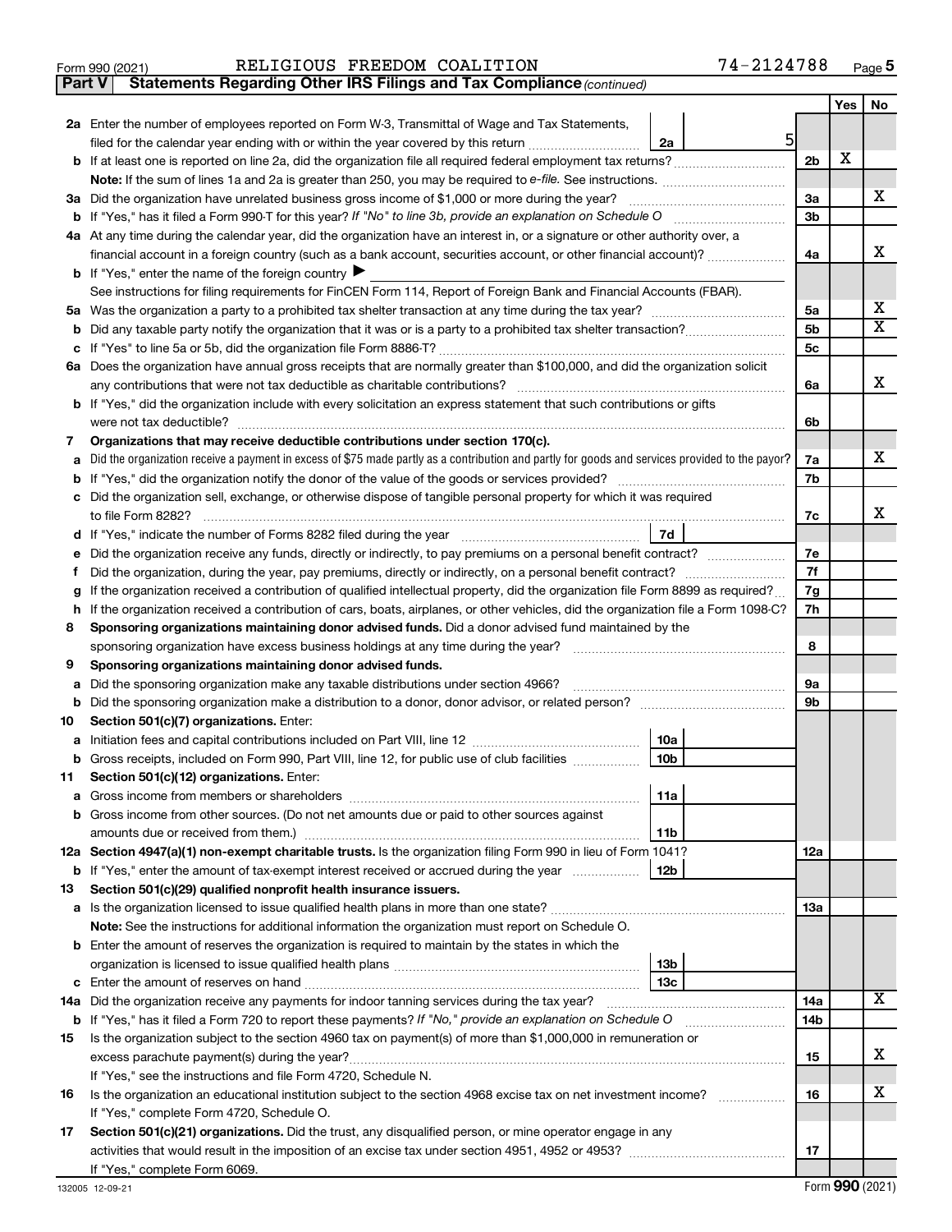Form 990 (2021) RELIGIOUS FREEDOM COALITION 74-2124788 Page 5

**Part V Statements Regarding Other IRS Filings and Tax Compliance** *(continued)*

| | | | | | Yes | No |
|---|---|---|---|---|---|---|
| **2a** | Enter the number of employees reported on Form W-3, Transmittal of Wage and Tax Statements, filed for the calendar year ending with or within the year covered by this return | 2a | 5 | | | |
| **b** | If at least one is reported on line 2a, did the organization file all required federal employment tax returns? | | | 2b | X | |
| | **Note:** If the sum of lines 1a and 2a is greater than 250, you may be required to *e-file*. See instructions. | | | | | |
| **3a** | Did the organization have unrelated business gross income of $1,000 or more during the year? | | | 3a | | X |
| **b** | If "Yes," has it filed a Form 990-T for this year? *If "No" to line 3b, provide an explanation on Schedule O* | | | 3b | | |
| **4a** | At any time during the calendar year, did the organization have an interest in, or a signature or other authority over, a financial account in a foreign country (such as a bank account, securities account, or other financial account)? | | | 4a | | X |
| **b** | If "Yes," enter the name of the foreign country ▶ | | | | | |
| | See instructions for filing requirements for FinCEN Form 114, Report of Foreign Bank and Financial Accounts (FBAR). | | | | | |
| **5a** | Was the organization a party to a prohibited tax shelter transaction at any time during the tax year? | | | 5a | | X |
| **b** | Did any taxable party notify the organization that it was or is a party to a prohibited tax shelter transaction? | | | 5b | | X |
| **c** | If "Yes" to line 5a or 5b, did the organization file Form 8886-T? | | | 5c | | |
| **6a** | Does the organization have annual gross receipts that are normally greater than $100,000, and did the organization solicit any contributions that were not tax deductible as charitable contributions? | | | 6a | | X |
| **b** | If "Yes," did the organization include with every solicitation an express statement that such contributions or gifts were not tax deductible? | | | 6b | | |
| **7** | **Organizations that may receive deductible contributions under section 170(c).** | | | | | |
| **a** | Did the organization receive a payment in excess of $75 made partly as a contribution and partly for goods and services provided to the payor? | | | 7a | | X |
| **b** | If "Yes," did the organization notify the donor of the value of the goods or services provided? | | | 7b | | |
| **c** | Did the organization sell, exchange, or otherwise dispose of tangible personal property for which it was required to file Form 8282? | | | 7c | | X |
| **d** | If "Yes," indicate the number of Forms 8282 filed during the year | 7d | | | | |
| **e** | Did the organization receive any funds, directly or indirectly, to pay premiums on a personal benefit contract? | | | 7e | | |
| **f** | Did the organization, during the year, pay premiums, directly or indirectly, on a personal benefit contract? | | | 7f | | |
| **g** | If the organization received a contribution of qualified intellectual property, did the organization file Form 8899 as required? | | | 7g | | |
| **h** | If the organization received a contribution of cars, boats, airplanes, or other vehicles, did the organization file a Form 1098-C? | | | 7h | | |
| **8** | **Sponsoring organizations maintaining donor advised funds.** Did a donor advised fund maintained by the sponsoring organization have excess business holdings at any time during the year? | | | 8 | | |
| **9** | **Sponsoring organizations maintaining donor advised funds.** | | | | | |
| **a** | Did the sponsoring organization make any taxable distributions under section 4966? | | | 9a | | |
| **b** | Did the sponsoring organization make a distribution to a donor, donor advisor, or related person? | | | 9b | | |
| **10** | **Section 501(c)(7) organizations.** Enter: | | | | | |
| **a** | Initiation fees and capital contributions included on Part VIII, line 12 | 10a | | | | |
| **b** | Gross receipts, included on Form 990, Part VIII, line 12, for public use of club facilities | 10b | | | | |
| **11** | **Section 501(c)(12) organizations.** Enter: | | | | | |
| **a** | Gross income from members or shareholders | 11a | | | | |
| **b** | Gross income from other sources. (Do not net amounts due or paid to other sources against amounts due or received from them.) | 11b | | | | |
| **12a** | **Section 4947(a)(1) non-exempt charitable trusts.** Is the organization filing Form 990 in lieu of Form 1041? | | | 12a | | |
| **b** | If "Yes," enter the amount of tax-exempt interest received or accrued during the year | 12b | | | | |
| **13** | **Section 501(c)(29) qualified nonprofit health insurance issuers.** | | | | | |
| **a** | Is the organization licensed to issue qualified health plans in more than one state? | | | 13a | | |
| | **Note:** See the instructions for additional information the organization must report on Schedule O. | | | | | |
| **b** | Enter the amount of reserves the organization is required to maintain by the states in which the organization is licensed to issue qualified health plans | 13b | | | | |
| **c** | Enter the amount of reserves on hand | 13c | | | | |
| **14a** | Did the organization receive any payments for indoor tanning services during the tax year? | | | 14a | | X |
| **b** | If "Yes," has it filed a Form 720 to report these payments? *If "No," provide an explanation on Schedule O* | | | 14b | | |
| **15** | Is the organization subject to the section 4960 tax on payment(s) of more than $1,000,000 in remuneration or excess parachute payment(s) during the year? | | | 15 | | X |
| | If "Yes," see the instructions and file Form 4720, Schedule N. | | | | | |
| **16** | Is the organization an educational institution subject to the section 4968 excise tax on net investment income? | | | 16 | | X |
| | If "Yes," complete Form 4720, Schedule O. | | | | | |
| **17** | **Section 501(c)(21) organizations.** Did the trust, any disqualified person, or mine operator engage in any activities that would result in the imposition of an excise tax under section 4951, 4952 or 4953? | | | 17 | | |
| | If "Yes," complete Form 6069. | | | | | |

132005 12-09-21 Form **990** (2021)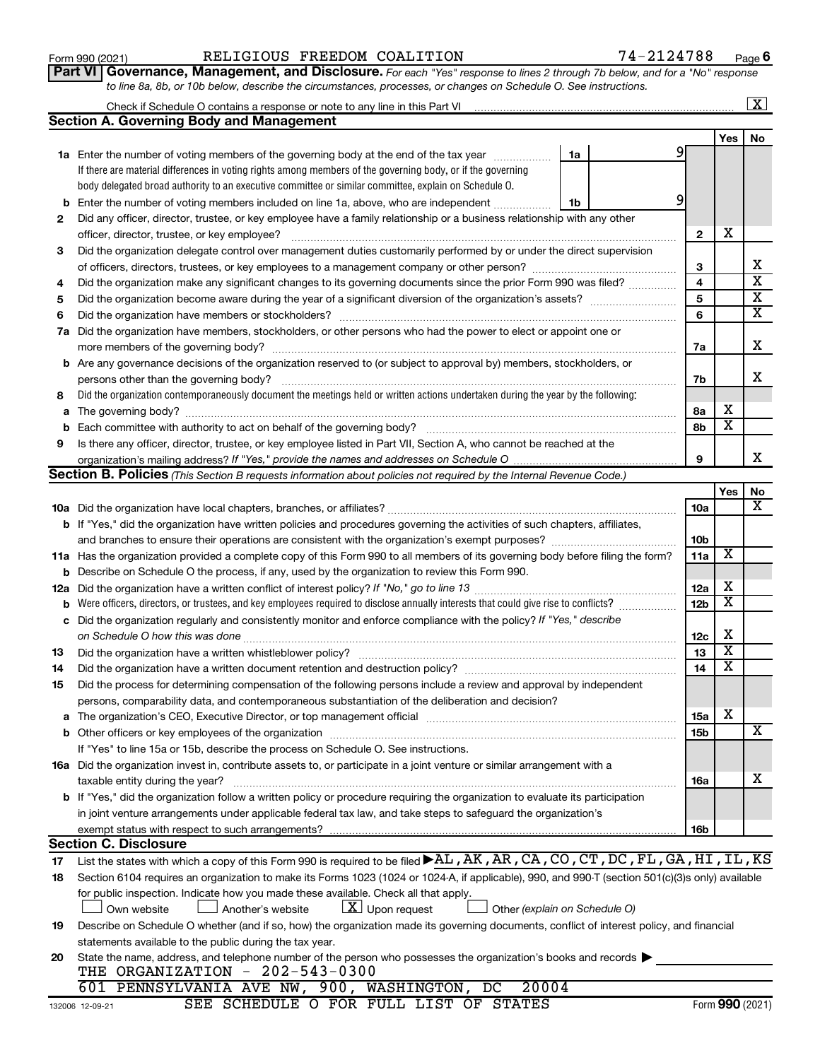Form 990 (2021) RELIGIOUS FREEDOM COALITION 74-2124788 Page 6

## Part VI Governance, Management, and Disclosure.

*For each "Yes" response to lines 2 through 7b below, and for a "No" response to line 8a, 8b, or 10b below, describe the circumstances, processes, or changes on Schedule O. See instructions.*

Check if Schedule O contains a response or note to any line in this Part VI [X]

### Section A. Governing Body and Management

| | | | Yes | No |
|---|---|---|---|---|
| 1a | Enter the number of voting members of the governing body at the end of the tax year (1a) 9. If there are material differences in voting rights among members of the governing body, or if the governing body delegated broad authority to an executive committee or similar committee, explain on Schedule O. | | | |
| b | Enter the number of voting members included on line 1a, above, who are independent (1b) 9 | | | |
| 2 | Did any officer, director, trustee, or key employee have a family relationship or a business relationship with any other officer, director, trustee, or key employee? | 2 | X | |
| 3 | Did the organization delegate control over management duties customarily performed by or under the direct supervision of officers, directors, trustees, or key employees to a management company or other person? | 3 | | X |
| 4 | Did the organization make any significant changes to its governing documents since the prior Form 990 was filed? | 4 | | X |
| 5 | Did the organization become aware during the year of a significant diversion of the organization's assets? | 5 | | X |
| 6 | Did the organization have members or stockholders? | 6 | | X |
| 7a | Did the organization have members, stockholders, or other persons who had the power to elect or appoint one or more members of the governing body? | 7a | | X |
| b | Are any governance decisions of the organization reserved to (or subject to approval by) members, stockholders, or persons other than the governing body? | 7b | | X |
| 8 | Did the organization contemporaneously document the meetings held or written actions undertaken during the year by the following: | | | |
| a | The governing body? | 8a | X | |
| b | Each committee with authority to act on behalf of the governing body? | 8b | X | |
| 9 | Is there any officer, director, trustee, or key employee listed in Part VII, Section A, who cannot be reached at the organization's mailing address? *If "Yes," provide the names and addresses on Schedule O* | 9 | | X |

### Section B. Policies *(This Section B requests information about policies not required by the Internal Revenue Code.)*

| | | | Yes | No |
|---|---|---|---|---|
| 10a | Did the organization have local chapters, branches, or affiliates? | 10a | | X |
| b | If "Yes," did the organization have written policies and procedures governing the activities of such chapters, affiliates, and branches to ensure their operations are consistent with the organization's exempt purposes? | 10b | | |
| 11a | Has the organization provided a complete copy of this Form 990 to all members of its governing body before filing the form? | 11a | X | |
| b | Describe on Schedule O the process, if any, used by the organization to review this Form 990. | | | |
| 12a | Did the organization have a written conflict of interest policy? *If "No," go to line 13* | 12a | X | |
| b | Were officers, directors, or trustees, and key employees required to disclose annually interests that could give rise to conflicts? | 12b | X | |
| c | Did the organization regularly and consistently monitor and enforce compliance with the policy? *If "Yes," describe on Schedule O how this was done* | 12c | X | |
| 13 | Did the organization have a written whistleblower policy? | 13 | X | |
| 14 | Did the organization have a written document retention and destruction policy? | 14 | X | |
| 15 | Did the process for determining compensation of the following persons include a review and approval by independent persons, comparability data, and contemporaneous substantiation of the deliberation and decision? | | | |
| a | The organization's CEO, Executive Director, or top management official | 15a | X | |
| b | Other officers or key employees of the organization | 15b | | X |
| | If "Yes" to line 15a or 15b, describe the process on Schedule O. See instructions. | | | |
| 16a | Did the organization invest in, contribute assets to, or participate in a joint venture or similar arrangement with a taxable entity during the year? | 16a | | X |
| b | If "Yes," did the organization follow a written policy or procedure requiring the organization to evaluate its participation in joint venture arrangements under applicable federal tax law, and take steps to safeguard the organization's exempt status with respect to such arrangements? | 16b | | |

### Section C. Disclosure

17 List the states with which a copy of this Form 990 is required to be filed ▶ AL,AK,AR,CA,CO,CT,DC,FL,GA,HI,IL,KS

18 Section 6104 requires an organization to make its Forms 1023 (1024 or 1024-A, if applicable), 990, and 990-T (section 501(c)(3)s only) available for public inspection. Indicate how you made these available. Check all that apply.

[ ] Own website [ ] Another's website [X] Upon request [ ] Other *(explain on Schedule O)*

19 Describe on Schedule O whether (and if so, how) the organization made its governing documents, conflict of interest policy, and financial statements available to the public during the tax year.

20 State the name, address, and telephone number of the person who possesses the organization's books and records ▶

THE ORGANIZATION - 202-543-0300
601 PENNSYLVANIA AVE NW, 900, WASHINGTON, DC 20004

SEE SCHEDULE O FOR FULL LIST OF STATES

132006 12-09-21 Form 990 (2021)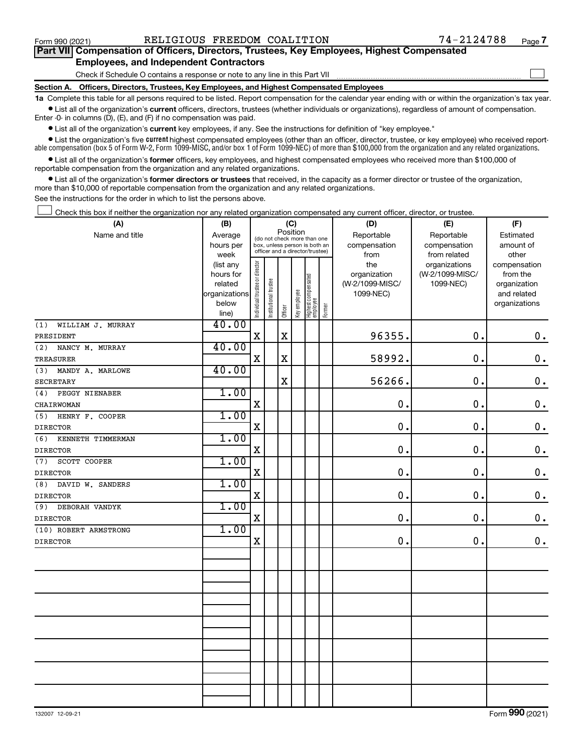Form 990 (2021) RELIGIOUS FREEDOM COALITION 74-2124788

## Part VII Compensation of Officers, Directors, Trustees, Key Employees, Highest Compensated Employees, and Independent Contractors

Check if Schedule O contains a response or note to any line in this Part VII

### Section A. Officers, Directors, Trustees, Key Employees, and Highest Compensated Employees

**1a** Complete this table for all persons required to be listed. Report compensation for the calendar year ending with or within the organization's tax year.

- List all of the organization's **current** officers, directors, trustees (whether individuals or organizations), regardless of amount of compensation. Enter -0- in columns (D), (E), and (F) if no compensation was paid.
- List all of the organization's **current** key employees, if any. See the instructions for definition of "key employee."
- List the organization's five **current** highest compensated employees (other than an officer, director, trustee, or key employee) who received reportable compensation (box 5 of Form W-2, Form 1099-MISC, and/or box 1 of Form 1099-NEC) of more than $100,000 from the organization and any related organizations.
- List all of the organization's **former** officers, key employees, and highest compensated employees who received more than $100,000 of reportable compensation from the organization and any related organizations.
- List all of the organization's **former directors or trustees** that received, in the capacity as a former director or trustee of the organization, more than $10,000 of reportable compensation from the organization and any related organizations.

See the instructions for the order in which to list the persons above.

Check this box if neither the organization nor any related organization compensated any current officer, director, or trustee.

| (A) Name and title | (B) Average hours per week (list any hours for related organizations below line) | (C) Position: Individual trustee or director | Institutional trustee | Officer | Key employee | Highest compensated employee | Former | (D) Reportable compensation from the organization (W-2/1099-MISC/ 1099-NEC) | (E) Reportable compensation from related organizations (W-2/1099-MISC/ 1099-NEC) | (F) Estimated amount of other compensation from the organization and related organizations |
|---|---|---|---|---|---|---|---|---|---|---|
| (1) WILLIAM J. MURRAY<br>PRESIDENT | 40.00 | X | | X | | | | 96355. | 0. | 0. |
| (2) NANCY M. MURRAY<br>TREASURER | 40.00 | X | | X | | | | 58992. | 0. | 0. |
| (3) MANDY A. MARLOWE<br>SECRETARY | 40.00 | | | X | | | | 56266. | 0. | 0. |
| (4) PEGGY NIENABER<br>CHAIRWOMAN | 1.00 | X | | | | | | 0. | 0. | 0. |
| (5) HENRY F. COOPER<br>DIRECTOR | 1.00 | X | | | | | | 0. | 0. | 0. |
| (6) KENNETH TIMMERMAN<br>DIRECTOR | 1.00 | X | | | | | | 0. | 0. | 0. |
| (7) SCOTT COOPER<br>DIRECTOR | 1.00 | X | | | | | | 0. | 0. | 0. |
| (8) DAVID W. SANDERS<br>DIRECTOR | 1.00 | X | | | | | | 0. | 0. | 0. |
| (9) DEBORAH VANDYK<br>DIRECTOR | 1.00 | X | | | | | | 0. | 0. | 0. |
| (10) ROBERT ARMSTRONG<br>DIRECTOR | 1.00 | X | | | | | | 0. | 0. | 0. |

Form 990 (2021)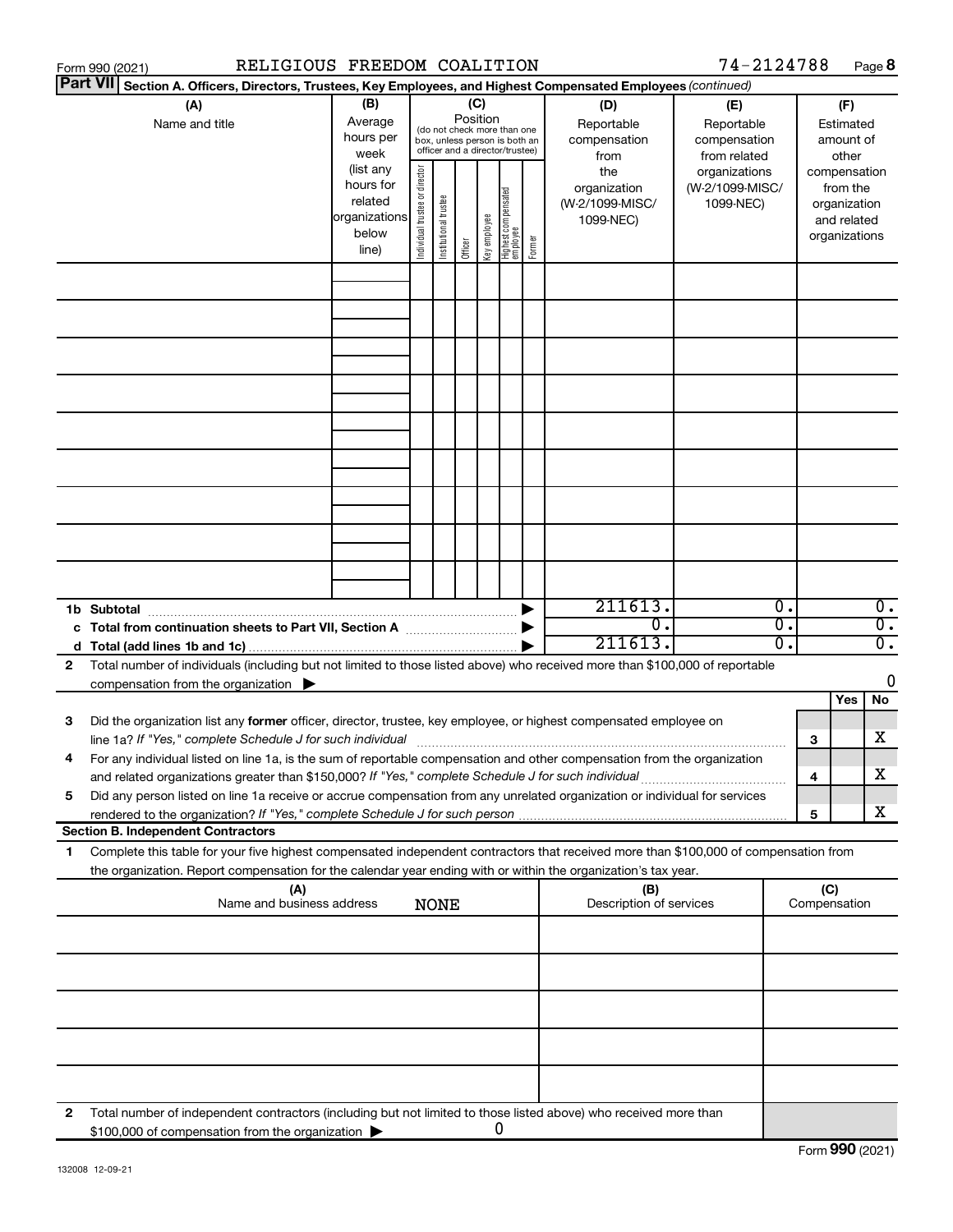Form 990 (2021) RELIGIOUS FREEDOM COALITION 74-2124788

**Part VII Section A. Officers, Directors, Trustees, Key Employees, and Highest Compensated Employees** *(continued)*

| (A) Name and title | (B) Average hours per week (list any hours for related organizations below line) | (C) Position (do not check more than one box, unless person is both an officer and a director/trustee): Individual trustee or director | Institutional trustee | Officer | Key employee | Highest compensated employee | Former | (D) Reportable compensation from the organization (W-2/1099-MISC/ 1099-NEC) | (E) Reportable compensation from related organizations (W-2/1099-MISC/ 1099-NEC) | (F) Estimated amount of other compensation from the organization and related organizations |
|---|---|---|---|---|---|---|---|---|---|---|
| | | | | | | | | | | |
| | | | | | | | | | | |
| | | | | | | | | | | |
| | | | | | | | | | | |
| | | | | | | | | | | |
| | | | | | | | | | | |
| | | | | | | | | | | |
| | | | | | | | | | | |
| | | | | | | | | | | |
| **1b Subtotal** | | | | | | | | 211613. | 0. | 0. |
| **c Total from continuation sheets to Part VII, Section A** | | | | | | | | 0. | 0. | 0. |
| **d Total (add lines 1b and 1c)** | | | | | | | | 211613. | 0. | 0. |

**2** Total number of individuals (including but not limited to those listed above) who received more than $100,000 of reportable compensation from the organization ▶ 0

| | | | Yes | No |
|---|---|---|---|---|
| **3** | Did the organization list any **former** officer, director, trustee, key employee, or highest compensated employee on line 1a? *If "Yes," complete Schedule J for such individual* | 3 | | X |
| **4** | For any individual listed on line 1a, is the sum of reportable compensation and other compensation from the organization and related organizations greater than $150,000? *If "Yes," complete Schedule J for such individual* | 4 | | X |
| **5** | Did any person listed on line 1a receive or accrue compensation from any unrelated organization or individual for services rendered to the organization? *If "Yes," complete Schedule J for such person* | 5 | | X |

**Section B. Independent Contractors**

**1** Complete this table for your five highest compensated independent contractors that received more than $100,000 of compensation from the organization. Report compensation for the calendar year ending with or within the organization's tax year.

| (A) Name and business address NONE | (B) Description of services | (C) Compensation |
|---|---|---|
| | | |
| | | |
| | | |
| | | |
| | | |

**2** Total number of independent contractors (including but not limited to those listed above) who received more than $100,000 of compensation from the organization ▶ 0

Form **990** (2021)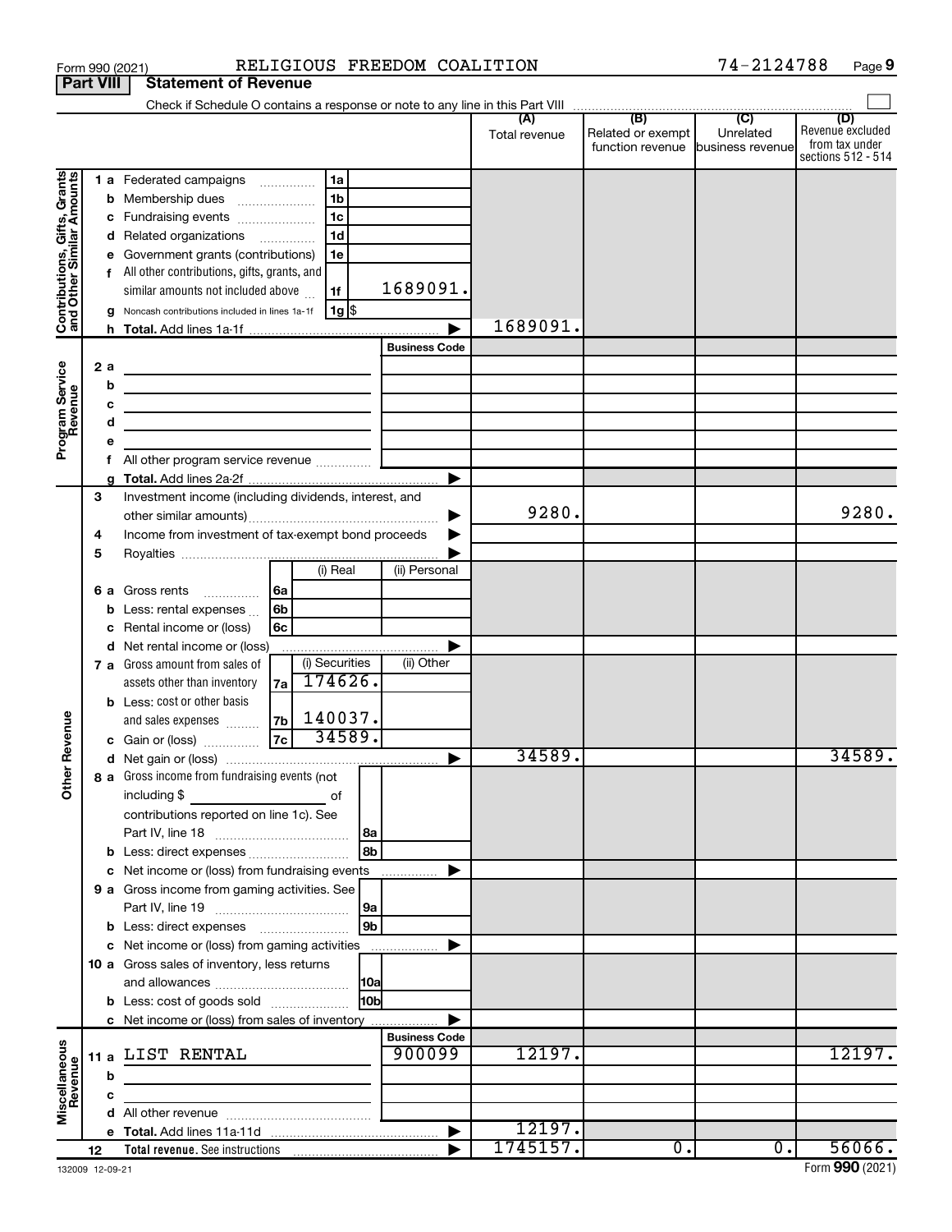Form 990 (2021) RELIGIOUS FREEDOM COALITION 74-2124788

## Part VIII Statement of Revenue

Check if Schedule O contains a response or note to any line in this Part VIII

| | | | (A) Total revenue | (B) Related or exempt function revenue | (C) Unrelated business revenue | (D) Revenue excluded from tax under sections 512 - 514 |
|---|---|---|---|---|---|---|
| **Contributions, Gifts, Grants and Other Similar Amounts** | 1a Federated campaigns | 1a | | | | |
| | b Membership dues | 1b | | | | |
| | c Fundraising events | 1c | | | | |
| | d Related organizations | 1d | | | | |
| | e Government grants (contributions) | 1e | | | | |
| | f All other contributions, gifts, grants, and similar amounts not included above | 1f 1689091. | | | | |
| | g Noncash contributions included in lines 1a-1f | 1g $ | | | | |
| | h Total. Add lines 1a-1f | | 1689091. | | | |
| **Program Service Revenue** | | Business Code | | | | |
| | 2a | | | | | |
| | b | | | | | |
| | c | | | | | |
| | d | | | | | |
| | e | | | | | |
| | f All other program service revenue | | | | | |
| | g Total. Add lines 2a-2f | | | | | |
| **Other Revenue** | 3 Investment income (including dividends, interest, and other similar amounts) | | 9280. | | | 9280. |
| | 4 Income from investment of tax-exempt bond proceeds | | | | | |
| | 5 Royalties | | | | | |
| | 6a Gross rents — 6a (i) Real / (ii) Personal | | | | | |
| | b Less: rental expenses — 6b | | | | | |
| | c Rental income or (loss) — 6c | | | | | |
| | d Net rental income or (loss) | | | | | |
| | 7a Gross amount from sales of assets other than inventory — 7a (i) Securities 174626. / (ii) Other | | | | | |
| | b Less: cost or other basis and sales expenses — 7b (i) Securities 140037. | | | | | |
| | c Gain or (loss) — 7c (i) Securities 34589. | | | | | |
| | d Net gain or (loss) | | 34589. | | | 34589. |
| | 8a Gross income from fundraising events (not including $ ____ of contributions reported on line 1c). See Part IV, line 18 | 8a | | | | |
| | b Less: direct expenses | 8b | | | | |
| | c Net income or (loss) from fundraising events | | | | | |
| | 9a Gross income from gaming activities. See Part IV, line 19 | 9a | | | | |
| | b Less: direct expenses | 9b | | | | |
| | c Net income or (loss) from gaming activities | | | | | |
| | 10a Gross sales of inventory, less returns and allowances | 10a | | | | |
| | b Less: cost of goods sold | 10b | | | | |
| | c Net income or (loss) from sales of inventory | | | | | |
| **Miscellaneous Revenue** | | Business Code | | | | |
| | 11a LIST RENTAL | 900099 | 12197. | | | 12197. |
| | b | | | | | |
| | c | | | | | |
| | d All other revenue | | | | | |
| | e Total. Add lines 11a-11d | | 12197. | | | |
| | 12 Total revenue. See instructions | | 1745157. | 0. | 0. | 56066. |

132009 12-09-21 Form 990 (2021)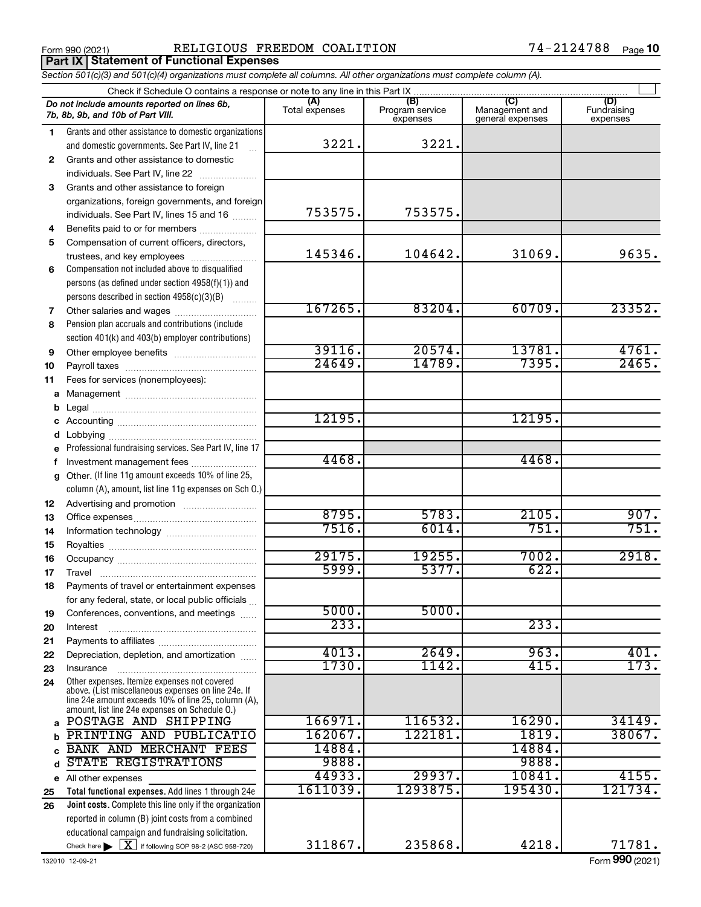Form 990 (2021) RELIGIOUS FREEDOM COALITION 74-2124788 Page 10

## Part IX Statement of Functional Expenses

*Section 501(c)(3) and 501(c)(4) organizations must complete all columns. All other organizations must complete column (A).*

Check if Schedule O contains a response or note to any line in this Part IX

| | *Do not include amounts reported on lines 6b, 7b, 8b, 9b, and 10b of Part VIII.* | (A) Total expenses | (B) Program service expenses | (C) Management and general expenses | (D) Fundraising expenses |
|---|---|---|---|---|---|
| 1 | Grants and other assistance to domestic organizations and domestic governments. See Part IV, line 21 | 3221. | 3221. | | |
| 2 | Grants and other assistance to domestic individuals. See Part IV, line 22 | | | | |
| 3 | Grants and other assistance to foreign organizations, foreign governments, and foreign individuals. See Part IV, lines 15 and 16 | 753575. | 753575. | | |
| 4 | Benefits paid to or for members | | | | |
| 5 | Compensation of current officers, directors, trustees, and key employees | 145346. | 104642. | 31069. | 9635. |
| 6 | Compensation not included above to disqualified persons (as defined under section 4958(f)(1)) and persons described in section 4958(c)(3)(B) | | | | |
| 7 | Other salaries and wages | 167265. | 83204. | 60709. | 23352. |
| 8 | Pension plan accruals and contributions (include section 401(k) and 403(b) employer contributions) | | | | |
| 9 | Other employee benefits | 39116. | 20574. | 13781. | 4761. |
| 10 | Payroll taxes | 24649. | 14789. | 7395. | 2465. |
| 11 | Fees for services (nonemployees): | | | | |
| a | Management | | | | |
| b | Legal | | | | |
| c | Accounting | 12195. | | 12195. | |
| d | Lobbying | | | | |
| e | Professional fundraising services. See Part IV, line 17 | | | | |
| f | Investment management fees | 4468. | | 4468. | |
| g | Other. (If line 11g amount exceeds 10% of line 25, column (A), amount, list line 11g expenses on Sch O.) | | | | |
| 12 | Advertising and promotion | | | | |
| 13 | Office expenses | 8795. | 5783. | 2105. | 907. |
| 14 | Information technology | 7516. | 6014. | 751. | 751. |
| 15 | Royalties | | | | |
| 16 | Occupancy | 29175. | 19255. | 7002. | 2918. |
| 17 | Travel | 5999. | 5377. | 622. | |
| 18 | Payments of travel or entertainment expenses for any federal, state, or local public officials | | | | |
| 19 | Conferences, conventions, and meetings | 5000. | 5000. | | |
| 20 | Interest | 233. | | 233. | |
| 21 | Payments to affiliates | | | | |
| 22 | Depreciation, depletion, and amortization | 4013. | 2649. | 963. | 401. |
| 23 | Insurance | 1730. | 1142. | 415. | 173. |
| 24 | Other expenses. Itemize expenses not covered above. (List miscellaneous expenses on line 24e. If line 24e amount exceeds 10% of line 25, column (A), amount, list line 24e expenses on Schedule O.) | | | | |
| a | POSTAGE AND SHIPPING | 166971. | 116532. | 16290. | 34149. |
| b | PRINTING AND PUBLICATIO | 162067. | 122181. | 1819. | 38067. |
| c | BANK AND MERCHANT FEES | 14884. | | 14884. | |
| d | STATE REGISTRATIONS | 9888. | | 9888. | |
| e | All other expenses | 44933. | 29937. | 10841. | 4155. |
| 25 | **Total functional expenses.** Add lines 1 through 24e | 1611039. | 1293875. | 195430. | 121734. |
| 26 | **Joint costs.** Complete this line only if the organization reported in column (B) joint costs from a combined educational campaign and fundraising solicitation. Check here [X] if following SOP 98-2 (ASC 958-720) | 311867. | 235868. | 4218. | 71781. |

132010 12-09-21 Form **990** (2021)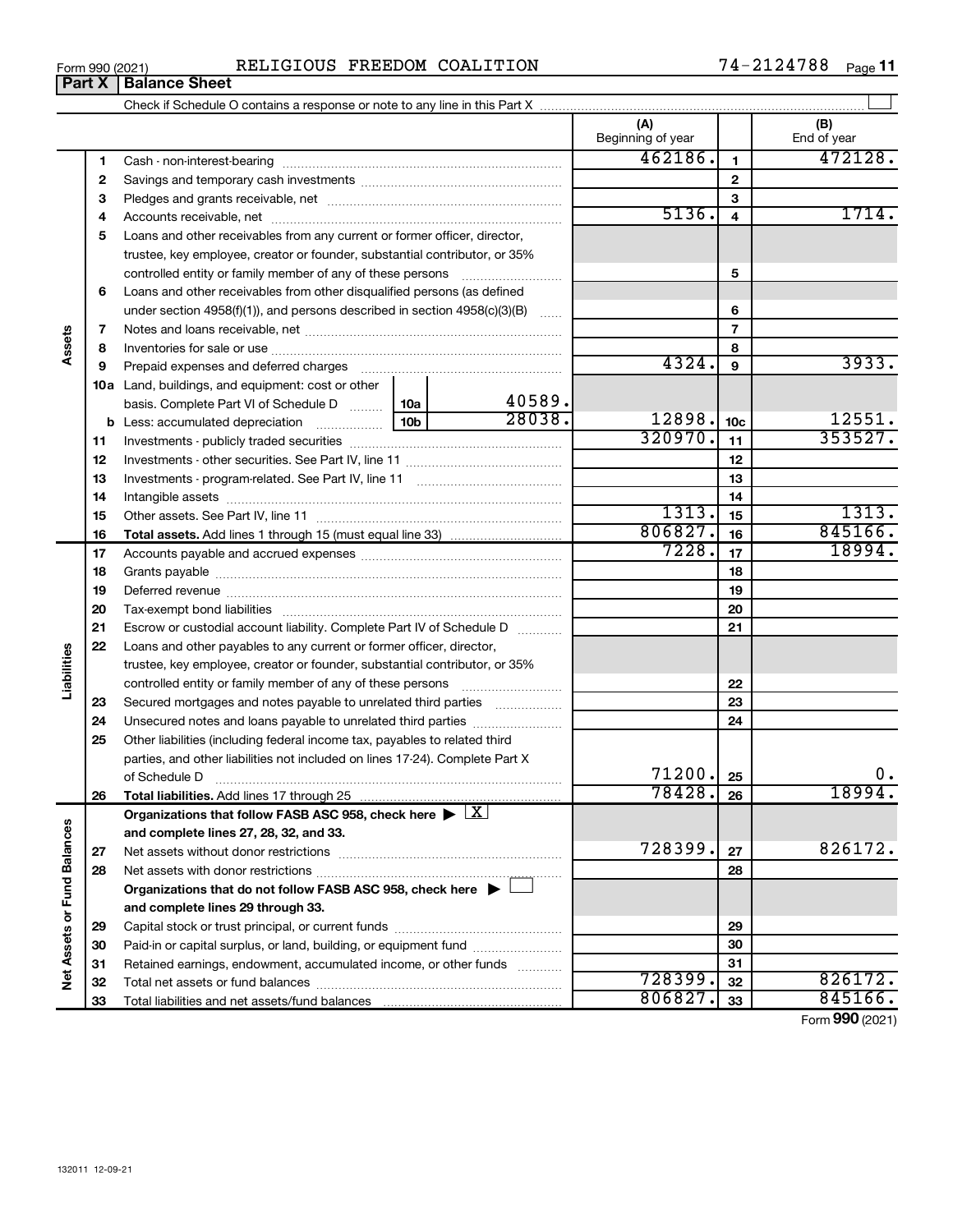Form 990 (2021) RELIGIOUS FREEDOM COALITION 74-2124788

## Part X Balance Sheet

Check if Schedule O contains a response or note to any line in this Part X

| | | | | | (A) Beginning of year | | (B) End of year |
|---|---|---|---|---|---|---|---|
| **Assets** | 1 | Cash - non-interest-bearing | | | 462186. | 1 | 472128. |
| | 2 | Savings and temporary cash investments | | | | 2 | |
| | 3 | Pledges and grants receivable, net | | | | 3 | |
| | 4 | Accounts receivable, net | | | 5136. | 4 | 1714. |
| | 5 | Loans and other receivables from any current or former officer, director, trustee, key employee, creator or founder, substantial contributor, or 35% controlled entity or family member of any of these persons | | | | 5 | |
| | 6 | Loans and other receivables from other disqualified persons (as defined under section 4958(f)(1)), and persons described in section 4958(c)(3)(B) | | | | 6 | |
| | 7 | Notes and loans receivable, net | | | | 7 | |
| | 8 | Inventories for sale or use | | | | 8 | |
| | 9 | Prepaid expenses and deferred charges | | | 4324. | 9 | 3933. |
| | 10a | Land, buildings, and equipment: cost or other basis. Complete Part VI of Schedule D | 10a | 40589. | | | |
| | b | Less: accumulated depreciation | 10b | 28038. | 12898. | 10c | 12551. |
| | 11 | Investments - publicly traded securities | | | 320970. | 11 | 353527. |
| | 12 | Investments - other securities. See Part IV, line 11 | | | | 12 | |
| | 13 | Investments - program-related. See Part IV, line 11 | | | | 13 | |
| | 14 | Intangible assets | | | | 14 | |
| | 15 | Other assets. See Part IV, line 11 | | | 1313. | 15 | 1313. |
| | 16 | **Total assets.** Add lines 1 through 15 (must equal line 33) | | | 806827. | 16 | 845166. |
| **Liabilities** | 17 | Accounts payable and accrued expenses | | | 7228. | 17 | 18994. |
| | 18 | Grants payable | | | | 18 | |
| | 19 | Deferred revenue | | | | 19 | |
| | 20 | Tax-exempt bond liabilities | | | | 20 | |
| | 21 | Escrow or custodial account liability. Complete Part IV of Schedule D | | | | 21 | |
| | 22 | Loans and other payables to any current or former officer, director, trustee, key employee, creator or founder, substantial contributor, or 35% controlled entity or family member of any of these persons | | | | 22 | |
| | 23 | Secured mortgages and notes payable to unrelated third parties | | | | 23 | |
| | 24 | Unsecured notes and loans payable to unrelated third parties | | | | 24 | |
| | 25 | Other liabilities (including federal income tax, payables to related third parties, and other liabilities not included on lines 17-24). Complete Part X of Schedule D | | | 71200. | 25 | 0. |
| | 26 | **Total liabilities.** Add lines 17 through 25 | | | 78428. | 26 | 18994. |
| **Net Assets or Fund Balances** | | **Organizations that follow FASB ASC 958, check here** ▶ [X] **and complete lines 27, 28, 32, and 33.** | | | | | |
| | 27 | Net assets without donor restrictions | | | 728399. | 27 | 826172. |
| | 28 | Net assets with donor restrictions | | | | 28 | |
| | | **Organizations that do not follow FASB ASC 958, check here** ▶ [ ] **and complete lines 29 through 33.** | | | | | |
| | 29 | Capital stock or trust principal, or current funds | | | | 29 | |
| | 30 | Paid-in or capital surplus, or land, building, or equipment fund | | | | 30 | |
| | 31 | Retained earnings, endowment, accumulated income, or other funds | | | | 31 | |
| | 32 | Total net assets or fund balances | | | 728399. | 32 | 826172. |
| | 33 | Total liabilities and net assets/fund balances | | | 806827. | 33 | 845166. |

Form **990** (2021)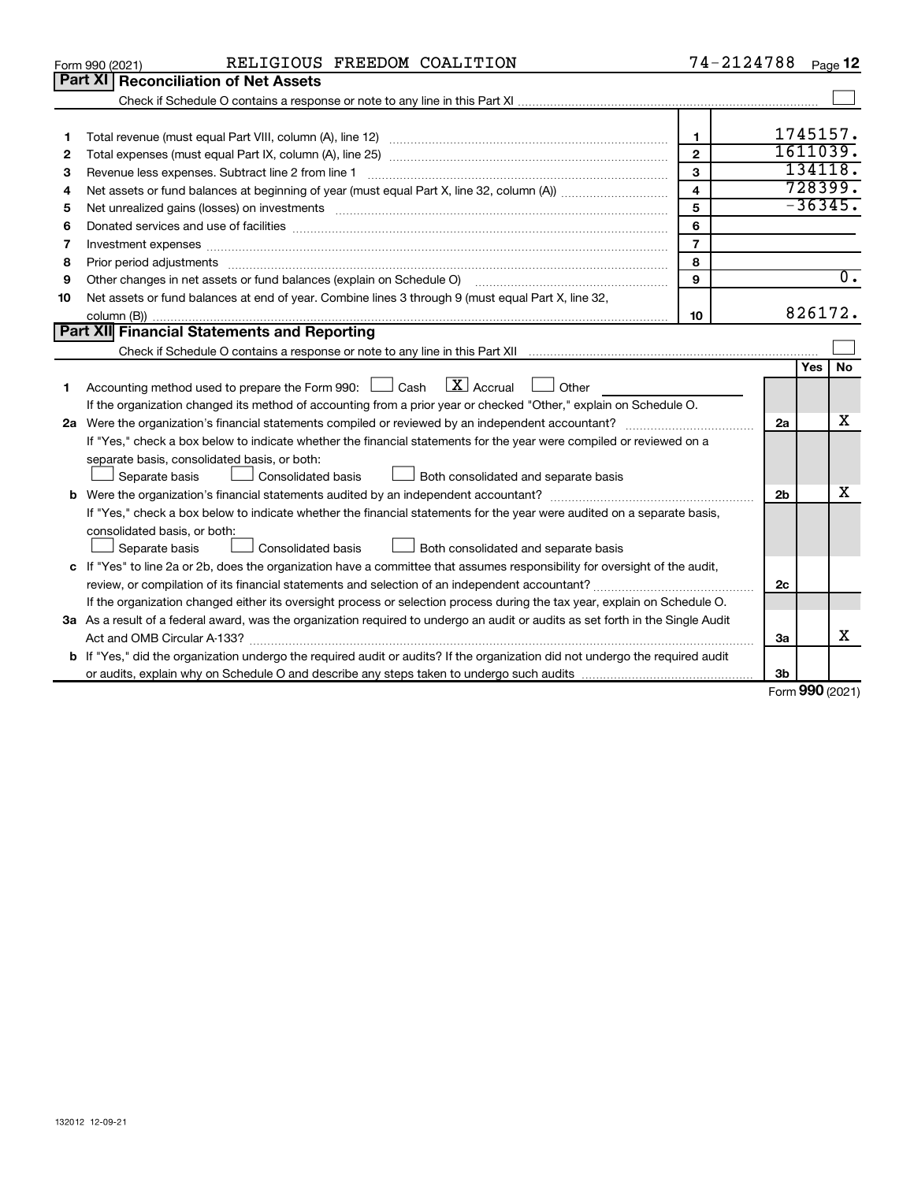Form 990 (2021) RELIGIOUS FREEDOM COALITION 74-2124788 Page 12

## Part XI Reconciliation of Net Assets

Check if Schedule O contains a response or note to any line in this Part XI ☐

| | | | |
|---|---|---|---|
| 1 | Total revenue (must equal Part VIII, column (A), line 12) | 1 | 1745157. |
| 2 | Total expenses (must equal Part IX, column (A), line 25) | 2 | 1611039. |
| 3 | Revenue less expenses. Subtract line 2 from line 1 | 3 | 134118. |
| 4 | Net assets or fund balances at beginning of year (must equal Part X, line 32, column (A)) | 4 | 728399. |
| 5 | Net unrealized gains (losses) on investments | 5 | -36345. |
| 6 | Donated services and use of facilities | 6 | |
| 7 | Investment expenses | 7 | |
| 8 | Prior period adjustments | 8 | |
| 9 | Other changes in net assets or fund balances (explain on Schedule O) | 9 | 0. |
| 10 | Net assets or fund balances at end of year. Combine lines 3 through 9 (must equal Part X, line 32, column (B)) | 10 | 826172. |

## Part XII Financial Statements and Reporting

Check if Schedule O contains a response or note to any line in this Part XII ☐

| | | | Yes | No |
|---|---|---|---|---|
| 1 | Accounting method used to prepare the Form 990: ☐ Cash ☒ Accrual ☐ Other<br>If the organization changed its method of accounting from a prior year or checked "Other," explain on Schedule O. | | | |
| 2a | Were the organization's financial statements compiled or reviewed by an independent accountant?<br>If "Yes," check a box below to indicate whether the financial statements for the year were compiled or reviewed on a separate basis, consolidated basis, or both:<br>☐ Separate basis ☐ Consolidated basis ☐ Both consolidated and separate basis | 2a | | X |
| b | Were the organization's financial statements audited by an independent accountant?<br>If "Yes," check a box below to indicate whether the financial statements for the year were audited on a separate basis, consolidated basis, or both:<br>☐ Separate basis ☐ Consolidated basis ☐ Both consolidated and separate basis | 2b | | X |
| c | If "Yes" to line 2a or 2b, does the organization have a committee that assumes responsibility for oversight of the audit, review, or compilation of its financial statements and selection of an independent accountant?<br>If the organization changed either its oversight process or selection process during the tax year, explain on Schedule O. | 2c | | |
| 3a | As a result of a federal award, was the organization required to undergo an audit or audits as set forth in the Single Audit Act and OMB Circular A-133? | 3a | | X |
| b | If "Yes," did the organization undergo the required audit or audits? If the organization did not undergo the required audit or audits, explain why on Schedule O and describe any steps taken to undergo such audits | 3b | | |

Form 990 (2021)

132012 12-09-21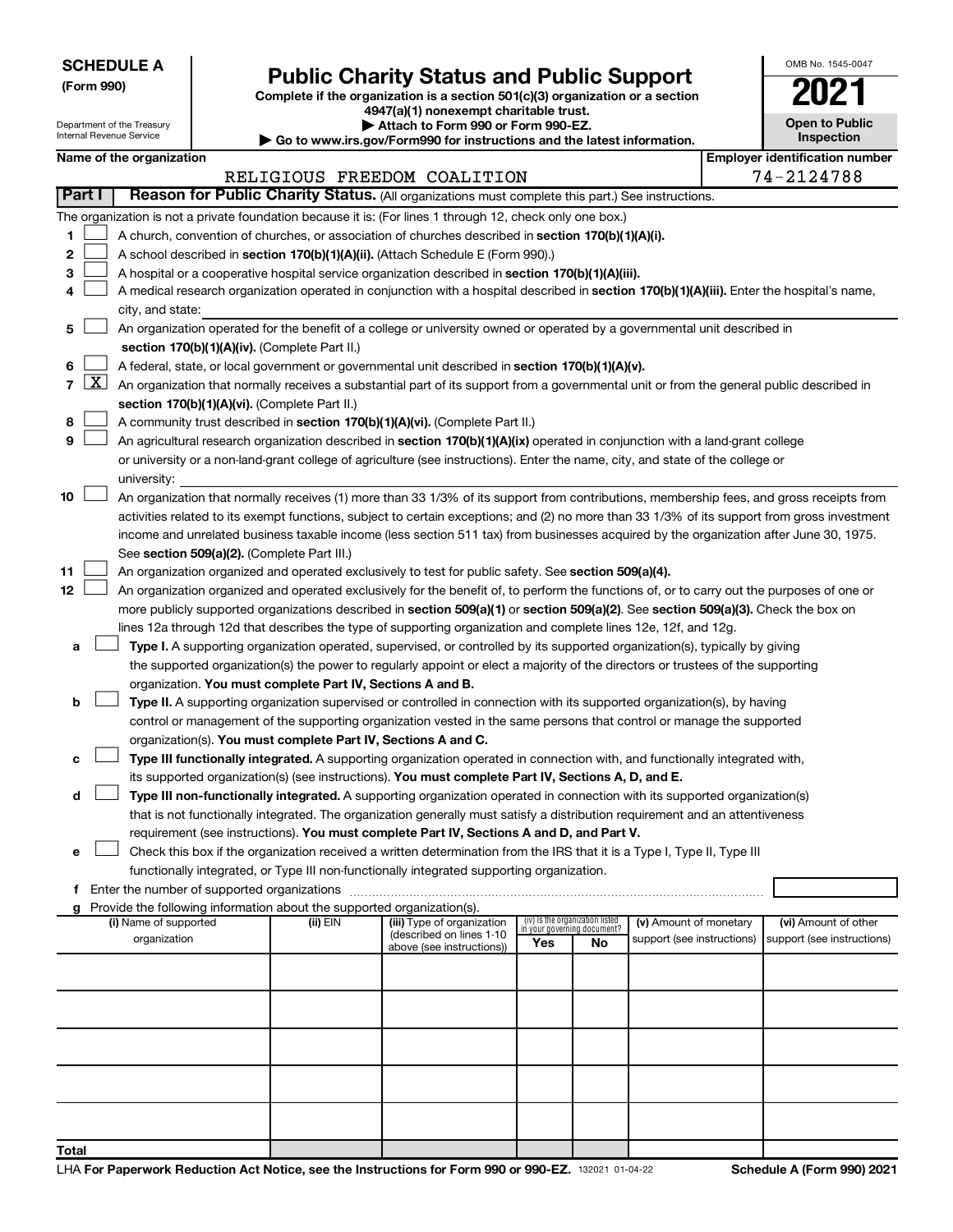**SCHEDULE A**
**(Form 990)**

Department of the Treasury
Internal Revenue Service

# Public Charity Status and Public Support

**Complete if the organization is a section 501(c)(3) organization or a section 4947(a)(1) nonexempt charitable trust.**
**▶ Attach to Form 990 or Form 990-EZ.**
**▶ Go to www.irs.gov/Form990 for instructions and the latest information.**

OMB No. 1545-0047

**2021**

**Open to Public Inspection**

**Name of the organization**
RELIGIOUS FREEDOM COALITION

**Employer identification number**
74-2124788

**Part I** **Reason for Public Charity Status.** (All organizations must complete this part.) See instructions.

The organization is not a private foundation because it is: (For lines 1 through 12, check only one box.)

1 [ ] A church, convention of churches, or association of churches described in **section 170(b)(1)(A)(i).**

2 [ ] A school described in **section 170(b)(1)(A)(ii).** (Attach Schedule E (Form 990).)

3 [ ] A hospital or a cooperative hospital service organization described in **section 170(b)(1)(A)(iii).**

4 [ ] A medical research organization operated in conjunction with a hospital described in **section 170(b)(1)(A)(iii).** Enter the hospital's name, city, and state:

5 [ ] An organization operated for the benefit of a college or university owned or operated by a governmental unit described in **section 170(b)(1)(A)(iv).** (Complete Part II.)

6 [ ] A federal, state, or local government or governmental unit described in **section 170(b)(1)(A)(v).**

7 [X] An organization that normally receives a substantial part of its support from a governmental unit or from the general public described in **section 170(b)(1)(A)(vi).** (Complete Part II.)

8 [ ] A community trust described in **section 170(b)(1)(A)(vi).** (Complete Part II.)

9 [ ] An agricultural research organization described in **section 170(b)(1)(A)(ix)** operated in conjunction with a land-grant college or university or a non-land-grant college of agriculture (see instructions). Enter the name, city, and state of the college or university:

10 [ ] An organization that normally receives (1) more than 33 1/3% of its support from contributions, membership fees, and gross receipts from activities related to its exempt functions, subject to certain exceptions; and (2) no more than 33 1/3% of its support from gross investment income and unrelated business taxable income (less section 511 tax) from businesses acquired by the organization after June 30, 1975. See **section 509(a)(2).** (Complete Part III.)

11 [ ] An organization organized and operated exclusively to test for public safety. See **section 509(a)(4).**

12 [ ] An organization organized and operated exclusively for the benefit of, to perform the functions of, or to carry out the purposes of one or more publicly supported organizations described in **section 509(a)(1)** or **section 509(a)(2)**. See **section 509(a)(3).** Check the box on lines 12a through 12d that describes the type of supporting organization and complete lines 12e, 12f, and 12g.

a [ ] **Type I.** A supporting organization operated, supervised, or controlled by its supported organization(s), typically by giving the supported organization(s) the power to regularly appoint or elect a majority of the directors or trustees of the supporting organization. **You must complete Part IV, Sections A and B.**

b [ ] **Type II.** A supporting organization supervised or controlled in connection with its supported organization(s), by having control or management of the supporting organization vested in the same persons that control or manage the supported organization(s). **You must complete Part IV, Sections A and C.**

c [ ] **Type III functionally integrated.** A supporting organization operated in connection with, and functionally integrated with, its supported organization(s) (see instructions). **You must complete Part IV, Sections A, D, and E.**

d [ ] **Type III non-functionally integrated.** A supporting organization operated in connection with its supported organization(s) that is not functionally integrated. The organization generally must satisfy a distribution requirement and an attentiveness requirement (see instructions). **You must complete Part IV, Sections A and D, and Part V.**

e [ ] Check this box if the organization received a written determination from the IRS that it is a Type I, Type II, Type III functionally integrated, or Type III non-functionally integrated supporting organization.

f Enter the number of supported organizations

g Provide the following information about the supported organization(s).

| (i) Name of supported organization | (ii) EIN | (iii) Type of organization (described on lines 1-10 above (see instructions)) | (iv) Is the organization listed in your governing document? Yes | No | (v) Amount of monetary support (see instructions) | (vi) Amount of other support (see instructions) |
|---|---|---|---|---|---|---|
| | | | | | | |
| | | | | | | |
| | | | | | | |
| | | | | | | |
| | | | | | | |
| **Total** | | | | | | |

LHA **For Paperwork Reduction Act Notice, see the Instructions for Form 990 or 990-EZ.** 132021 01-04-22 **Schedule A (Form 990) 2021**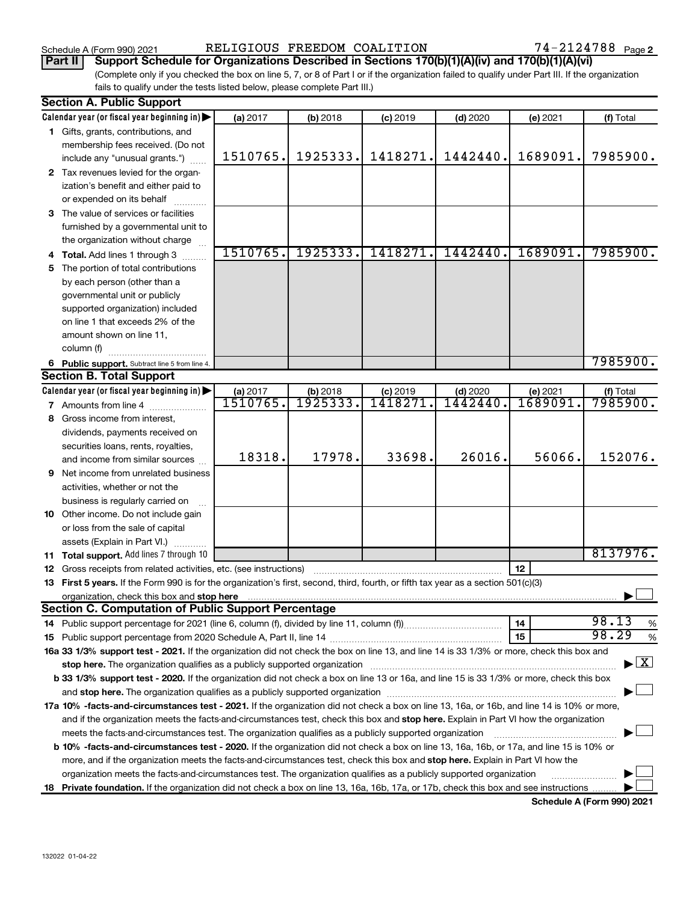Schedule A (Form 990) 2021 RELIGIOUS FREEDOM COALITION 74-2124788 Page 2

**Part II Support Schedule for Organizations Described in Sections 170(b)(1)(A)(iv) and 170(b)(1)(A)(vi)**

(Complete only if you checked the box on line 5, 7, or 8 of Part I or if the organization failed to qualify under Part III. If the organization fails to qualify under the tests listed below, please complete Part III.)

**Section A. Public Support**

| Calendar year (or fiscal year beginning in) ▶ | (a) 2017 | (b) 2018 | (c) 2019 | (d) 2020 | (e) 2021 | (f) Total |
|---|---|---|---|---|---|---|
| 1 Gifts, grants, contributions, and membership fees received. (Do not include any "unusual grants.") | 1510765. | 1925333. | 1418271. | 1442440. | 1689091. | 7985900. |
| 2 Tax revenues levied for the organization's benefit and either paid to or expended on its behalf | | | | | | |
| 3 The value of services or facilities furnished by a governmental unit to the organization without charge | | | | | | |
| 4 Total. Add lines 1 through 3 | 1510765. | 1925333. | 1418271. | 1442440. | 1689091. | 7985900. |
| 5 The portion of total contributions by each person (other than a governmental unit or publicly supported organization) included on line 1 that exceeds 2% of the amount shown on line 11, column (f) | | | | | | |
| 6 Public support. Subtract line 5 from line 4. | | | | | | 7985900. |

**Section B. Total Support**

| Calendar year (or fiscal year beginning in) ▶ | (a) 2017 | (b) 2018 | (c) 2019 | (d) 2020 | (e) 2021 | (f) Total |
|---|---|---|---|---|---|---|
| 7 Amounts from line 4 | 1510765. | 1925333. | 1418271. | 1442440. | 1689091. | 7985900. |
| 8 Gross income from interest, dividends, payments received on securities loans, rents, royalties, and income from similar sources | 18318. | 17978. | 33698. | 26016. | 56066. | 152076. |
| 9 Net income from unrelated business activities, whether or not the business is regularly carried on | | | | | | |
| 10 Other income. Do not include gain or loss from the sale of capital assets (Explain in Part VI.) | | | | | | |
| 11 Total support. Add lines 7 through 10 | | | | | | 8137976. |

12 Gross receipts from related activities, etc. (see instructions) | 12 |

13 **First 5 years.** If the Form 990 is for the organization's first, second, third, fourth, or fifth tax year as a section 501(c)(3) organization, check this box and **stop here** ▶ ☐

**Section C. Computation of Public Support Percentage**

14 Public support percentage for 2021 (line 6, column (f), divided by line 11, column (f)) | 14 | 98.13 %

15 Public support percentage from 2020 Schedule A, Part II, line 14 | 15 | 98.29 %

**16a 33 1/3% support test - 2021.** If the organization did not check the box on line 13, and line 14 is 33 1/3% or more, check this box and **stop here.** The organization qualifies as a publicly supported organization ▶ ☒

**b 33 1/3% support test - 2020.** If the organization did not check a box on line 13 or 16a, and line 15 is 33 1/3% or more, check this box and **stop here.** The organization qualifies as a publicly supported organization ▶ ☐

**17a 10% -facts-and-circumstances test - 2021.** If the organization did not check a box on line 13, 16a, or 16b, and line 14 is 10% or more, and if the organization meets the facts-and-circumstances test, check this box and **stop here.** Explain in Part VI how the organization meets the facts-and-circumstances test. The organization qualifies as a publicly supported organization ▶ ☐

**b 10% -facts-and-circumstances test - 2020.** If the organization did not check a box on line 13, 16a, 16b, or 17a, and line 15 is 10% or more, and if the organization meets the facts-and-circumstances test, check this box and **stop here.** Explain in Part VI how the organization meets the facts-and-circumstances test. The organization qualifies as a publicly supported organization ▶ ☐

**18 Private foundation.** If the organization did not check a box on line 13, 16a, 16b, 17a, or 17b, check this box and see instructions ▶ ☐

**Schedule A (Form 990) 2021**

132022 01-04-22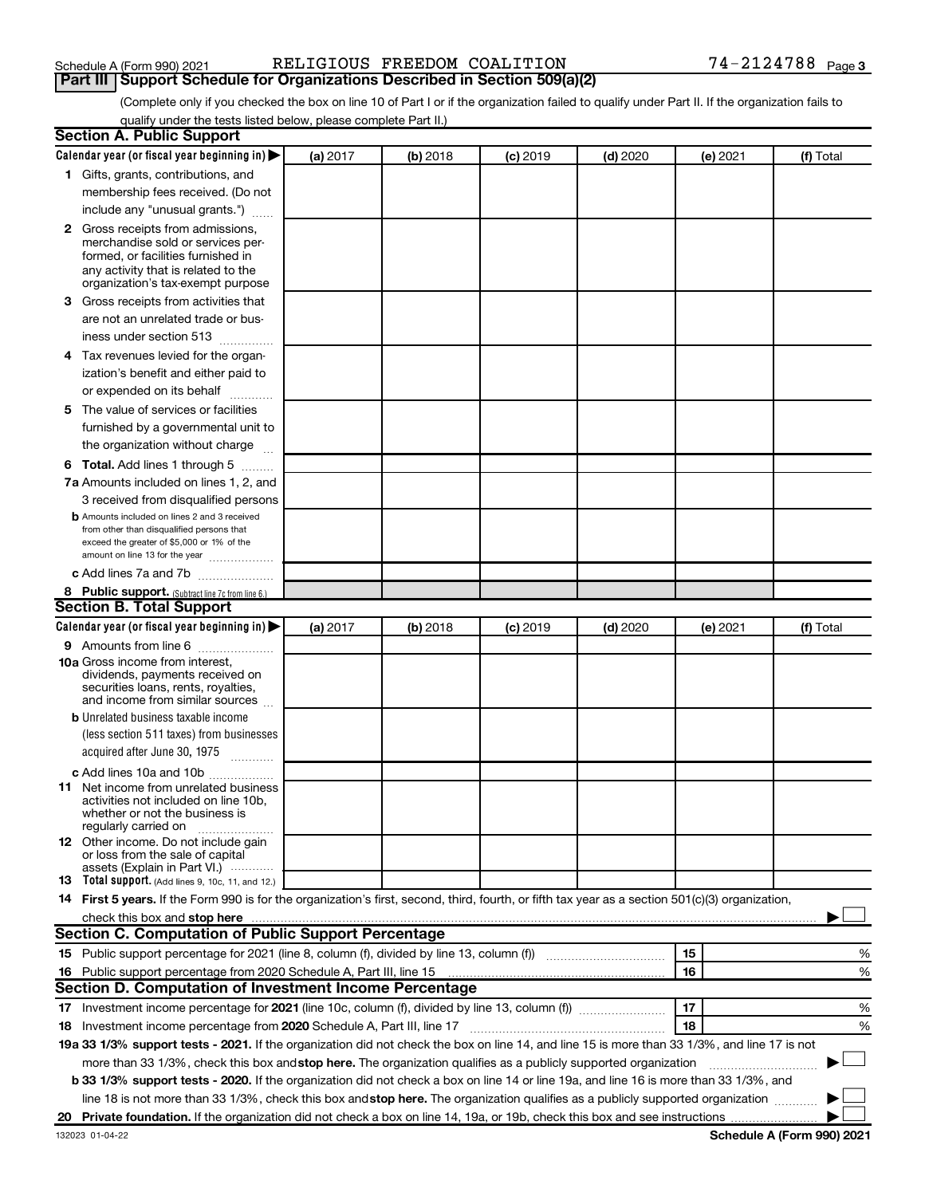Schedule A (Form 990) 2021 RELIGIOUS FREEDOM COALITION 74-2124788 Page 3

## Part III Support Schedule for Organizations Described in Section 509(a)(2)

(Complete only if you checked the box on line 10 of Part I or if the organization failed to qualify under Part II. If the organization fails to qualify under the tests listed below, please complete Part II.)

### Section A. Public Support

| Calendar year (or fiscal year beginning in) ▶ | (a) 2017 | (b) 2018 | (c) 2019 | (d) 2020 | (e) 2021 | (f) Total |
|---|---|---|---|---|---|---|
| 1 Gifts, grants, contributions, and membership fees received. (Do not include any "unusual grants.") | | | | | | |
| 2 Gross receipts from admissions, merchandise sold or services performed, or facilities furnished in any activity that is related to the organization's tax-exempt purpose | | | | | | |
| 3 Gross receipts from activities that are not an unrelated trade or business under section 513 | | | | | | |
| 4 Tax revenues levied for the organization's benefit and either paid to or expended on its behalf | | | | | | |
| 5 The value of services or facilities furnished by a governmental unit to the organization without charge | | | | | | |
| 6 Total. Add lines 1 through 5 | | | | | | |
| 7a Amounts included on lines 1, 2, and 3 received from disqualified persons | | | | | | |
| b Amounts included on lines 2 and 3 received from other than disqualified persons that exceed the greater of $5,000 or 1% of the amount on line 13 for the year | | | | | | |
| c Add lines 7a and 7b | | | | | | |
| 8 Public support. (Subtract line 7c from line 6.) | | | | | | |

### Section B. Total Support

| Calendar year (or fiscal year beginning in) ▶ | (a) 2017 | (b) 2018 | (c) 2019 | (d) 2020 | (e) 2021 | (f) Total |
|---|---|---|---|---|---|---|
| 9 Amounts from line 6 | | | | | | |
| 10a Gross income from interest, dividends, payments received on securities loans, rents, royalties, and income from similar sources | | | | | | |
| b Unrelated business taxable income (less section 511 taxes) from businesses acquired after June 30, 1975 | | | | | | |
| c Add lines 10a and 10b | | | | | | |
| 11 Net income from unrelated business activities not included on line 10b, whether or not the business is regularly carried on | | | | | | |
| 12 Other income. Do not include gain or loss from the sale of capital assets (Explain in Part VI.) | | | | | | |
| 13 Total support. (Add lines 9, 10c, 11, and 12.) | | | | | | |

14 **First 5 years.** If the Form 990 is for the organization's first, second, third, fourth, or fifth tax year as a section 501(c)(3) organization, check this box and **stop here** ▶ ☐

### Section C. Computation of Public Support Percentage

| | | | |
|---|---|---|---|
| 15 | Public support percentage for 2021 (line 8, column (f), divided by line 13, column (f)) | 15 | % |
| 16 | Public support percentage from 2020 Schedule A, Part III, line 15 | 16 | % |

### Section D. Computation of Investment Income Percentage

| | | | |
|---|---|---|---|
| 17 | Investment income percentage for **2021** (line 10c, column (f), divided by line 13, column (f)) | 17 | % |
| 18 | Investment income percentage from **2020** Schedule A, Part III, line 17 | 18 | % |

**19a 33 1/3% support tests - 2021.** If the organization did not check the box on line 14, and line 15 is more than 33 1/3%, and line 17 is not more than 33 1/3%, check this box and **stop here.** The organization qualifies as a publicly supported organization ▶ ☐

**b 33 1/3% support tests - 2020.** If the organization did not check a box on line 14 or line 19a, and line 16 is more than 33 1/3%, and line 18 is not more than 33 1/3%, check this box and **stop here.** The organization qualifies as a publicly supported organization ▶ ☐

**20 Private foundation.** If the organization did not check a box on line 14, 19a, or 19b, check this box and see instructions ▶ ☐

132023 01-04-22 **Schedule A (Form 990) 2021**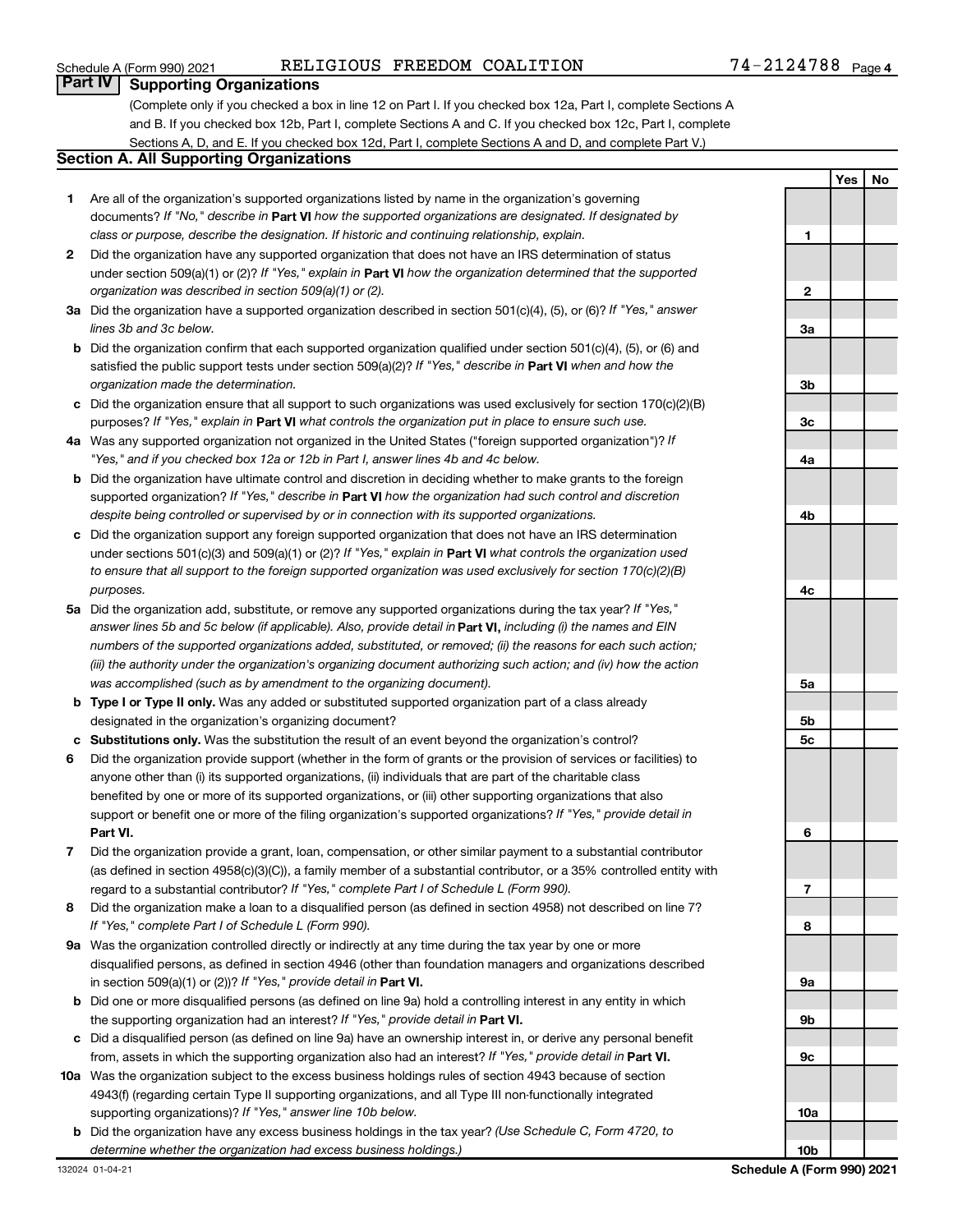Schedule A (Form 990) 2021 RELIGIOUS FREEDOM COALITION 74-2124788 Page 4

## Part IV Supporting Organizations

(Complete only if you checked a box in line 12 on Part I. If you checked box 12a, Part I, complete Sections A and B. If you checked box 12b, Part I, complete Sections A and C. If you checked box 12c, Part I, complete Sections A, D, and E. If you checked box 12d, Part I, complete Sections A and D, and complete Part V.)

### Section A. All Supporting Organizations

| | | | Yes | No |
|---|---|---|---|---|
| **1** | Are all of the organization's supported organizations listed by name in the organization's governing documents? *If "No," describe in* **Part VI** *how the supported organizations are designated. If designated by class or purpose, describe the designation. If historic and continuing relationship, explain.* | 1 | | |
| **2** | Did the organization have any supported organization that does not have an IRS determination of status under section 509(a)(1) or (2)? *If "Yes," explain in* **Part VI** *how the organization determined that the supported organization was described in section 509(a)(1) or (2).* | 2 | | |
| **3a** | Did the organization have a supported organization described in section 501(c)(4), (5), or (6)? *If "Yes," answer lines 3b and 3c below.* | 3a | | |
| **b** | Did the organization confirm that each supported organization qualified under section 501(c)(4), (5), or (6) and satisfied the public support tests under section 509(a)(2)? *If "Yes," describe in* **Part VI** *when and how the organization made the determination.* | 3b | | |
| **c** | Did the organization ensure that all support to such organizations was used exclusively for section 170(c)(2)(B) purposes? *If "Yes," explain in* **Part VI** *what controls the organization put in place to ensure such use.* | 3c | | |
| **4a** | Was any supported organization not organized in the United States ("foreign supported organization")? *If "Yes," and if you checked box 12a or 12b in Part I, answer lines 4b and 4c below.* | 4a | | |
| **b** | Did the organization have ultimate control and discretion in deciding whether to make grants to the foreign supported organization? *If "Yes," describe in* **Part VI** *how the organization had such control and discretion despite being controlled or supervised by or in connection with its supported organizations.* | 4b | | |
| **c** | Did the organization support any foreign supported organization that does not have an IRS determination under sections 501(c)(3) and 509(a)(1) or (2)? *If "Yes," explain in* **Part VI** *what controls the organization used to ensure that all support to the foreign supported organization was used exclusively for section 170(c)(2)(B) purposes.* | 4c | | |
| **5a** | Did the organization add, substitute, or remove any supported organizations during the tax year? *If "Yes," answer lines 5b and 5c below (if applicable). Also, provide detail in* **Part VI,** *including (i) the names and EIN numbers of the supported organizations added, substituted, or removed; (ii) the reasons for each such action; (iii) the authority under the organization's organizing document authorizing such action; and (iv) how the action was accomplished (such as by amendment to the organizing document).* | 5a | | |
| **b** | **Type I or Type II only.** Was any added or substituted supported organization part of a class already designated in the organization's organizing document? | 5b | | |
| **c** | **Substitutions only.** Was the substitution the result of an event beyond the organization's control? | 5c | | |
| **6** | Did the organization provide support (whether in the form of grants or the provision of services or facilities) to anyone other than (i) its supported organizations, (ii) individuals that are part of the charitable class benefited by one or more of its supported organizations, or (iii) other supporting organizations that also support or benefit one or more of the filing organization's supported organizations? *If "Yes," provide detail in* **Part VI.** | 6 | | |
| **7** | Did the organization provide a grant, loan, compensation, or other similar payment to a substantial contributor (as defined in section 4958(c)(3)(C)), a family member of a substantial contributor, or a 35% controlled entity with regard to a substantial contributor? *If "Yes," complete Part I of Schedule L (Form 990).* | 7 | | |
| **8** | Did the organization make a loan to a disqualified person (as defined in section 4958) not described on line 7? *If "Yes," complete Part I of Schedule L (Form 990).* | 8 | | |
| **9a** | Was the organization controlled directly or indirectly at any time during the tax year by one or more disqualified persons, as defined in section 4946 (other than foundation managers and organizations described in section 509(a)(1) or (2))? *If "Yes," provide detail in* **Part VI.** | 9a | | |
| **b** | Did one or more disqualified persons (as defined on line 9a) hold a controlling interest in any entity in which the supporting organization had an interest? *If "Yes," provide detail in* **Part VI.** | 9b | | |
| **c** | Did a disqualified person (as defined on line 9a) have an ownership interest in, or derive any personal benefit from, assets in which the supporting organization also had an interest? *If "Yes," provide detail in* **Part VI.** | 9c | | |
| **10a** | Was the organization subject to the excess business holdings rules of section 4943 because of section 4943(f) (regarding certain Type II supporting organizations, and all Type III non-functionally integrated supporting organizations)? *If "Yes," answer line 10b below.* | 10a | | |
| **b** | Did the organization have any excess business holdings in the tax year? *(Use Schedule C, Form 4720, to determine whether the organization had excess business holdings.)* | 10b | | |

132024 01-04-21 **Schedule A (Form 990) 2021**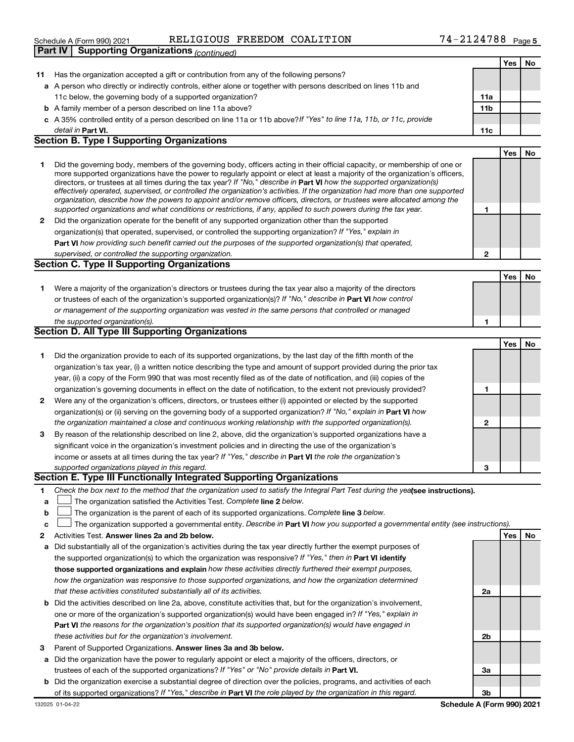Schedule A (Form 990) 2021 RELIGIOUS FREEDOM COALITION 74-2124788

## Part IV Supporting Organizations *(continued)*

| | | | Yes | No |
|---|---|---|---|---|
| **11** | Has the organization accepted a gift or contribution from any of the following persons? | | | |
| **a** | A person who directly or indirectly controls, either alone or together with persons described on lines 11b and 11c below, the governing body of a supported organization? | **11a** | | |
| **b** | A family member of a person described on line 11a above? | **11b** | | |
| **c** | A 35% controlled entity of a person described on line 11a or 11b above? *If "Yes" to line 11a, 11b, or 11c, provide detail in* **Part VI.** | **11c** | | |

### Section B. Type I Supporting Organizations

| | | | Yes | No |
|---|---|---|---|---|
| **1** | Did the governing body, members of the governing body, officers acting in their official capacity, or membership of one or more supported organizations have the power to regularly appoint or elect at least a majority of the organization's officers, directors, or trustees at all times during the tax year? *If "No," describe in* **Part VI** *how the supported organization(s) effectively operated, supervised, or controlled the organization's activities. If the organization had more than one supported organization, describe how the powers to appoint and/or remove officers, directors, or trustees were allocated among the supported organizations and what conditions or restrictions, if any, applied to such powers during the tax year.* | **1** | | |
| **2** | Did the organization operate for the benefit of any supported organization other than the supported organization(s) that operated, supervised, or controlled the supporting organization? *If "Yes," explain in* **Part VI** *how providing such benefit carried out the purposes of the supported organization(s) that operated, supervised, or controlled the supporting organization.* | **2** | | |

### Section C. Type II Supporting Organizations

| | | | Yes | No |
|---|---|---|---|---|
| **1** | Were a majority of the organization's directors or trustees during the tax year also a majority of the directors or trustees of each of the organization's supported organization(s)? *If "No," describe in* **Part VI** *how control or management of the supporting organization was vested in the same persons that controlled or managed the supported organization(s).* | **1** | | |

### Section D. All Type III Supporting Organizations

| | | | Yes | No |
|---|---|---|---|---|
| **1** | Did the organization provide to each of its supported organizations, by the last day of the fifth month of the organization's tax year, (i) a written notice describing the type and amount of support provided during the prior tax year, (ii) a copy of the Form 990 that was most recently filed as of the date of notification, and (iii) copies of the organization's governing documents in effect on the date of notification, to the extent not previously provided? | **1** | | |
| **2** | Were any of the organization's officers, directors, or trustees either (i) appointed or elected by the supported organization(s) or (ii) serving on the governing body of a supported organization? *If "No," explain in* **Part VI** *how the organization maintained a close and continuous working relationship with the supported organization(s).* | **2** | | |
| **3** | By reason of the relationship described on line 2, above, did the organization's supported organizations have a significant voice in the organization's investment policies and in directing the use of the organization's income or assets at all times during the tax year? *If "Yes," describe in* **Part VI** *the role the organization's supported organizations played in this regard.* | **3** | | |

### Section E. Type III Functionally Integrated Supporting Organizations

**1** *Check the box next to the method that the organization used to satisfy the Integral Part Test during the year* **(see instructions).**

- **a** ☐ The organization satisfied the Activities Test. *Complete* **line 2** *below.*
- **b** ☐ The organization is the parent of each of its supported organizations. *Complete* **line 3** *below.*
- **c** ☐ The organization supported a governmental entity. *Describe in* **Part VI** *how you supported a governmental entity (see instructions).*

| | | | Yes | No |
|---|---|---|---|---|
| **2** | Activities Test. **Answer lines 2a and 2b below.** | | | |
| **a** | Did substantially all of the organization's activities during the tax year directly further the exempt purposes of the supported organization(s) to which the organization was responsive? *If "Yes," then in* **Part VI identify those supported organizations and explain** *how these activities directly furthered their exempt purposes, how the organization was responsive to those supported organizations, and how the organization determined that these activities constituted substantially all of its activities.* | **2a** | | |
| **b** | Did the activities described on line 2a, above, constitute activities that, but for the organization's involvement, one or more of the organization's supported organization(s) would have been engaged in? *If "Yes," explain in* **Part VI** *the reasons for the organization's position that its supported organization(s) would have engaged in these activities but for the organization's involvement.* | **2b** | | |
| **3** | Parent of Supported Organizations. **Answer lines 3a and 3b below.** | | | |
| **a** | Did the organization have the power to regularly appoint or elect a majority of the officers, directors, or trustees of each of the supported organizations? *If "Yes" or "No" provide details in* **Part VI.** | **3a** | | |
| **b** | Did the organization exercise a substantial degree of direction over the policies, programs, and activities of each of its supported organizations? *If "Yes," describe in* **Part VI** *the role played by the organization in this regard.* | **3b** | | |

132025 01-04-22 **Schedule A (Form 990) 2021**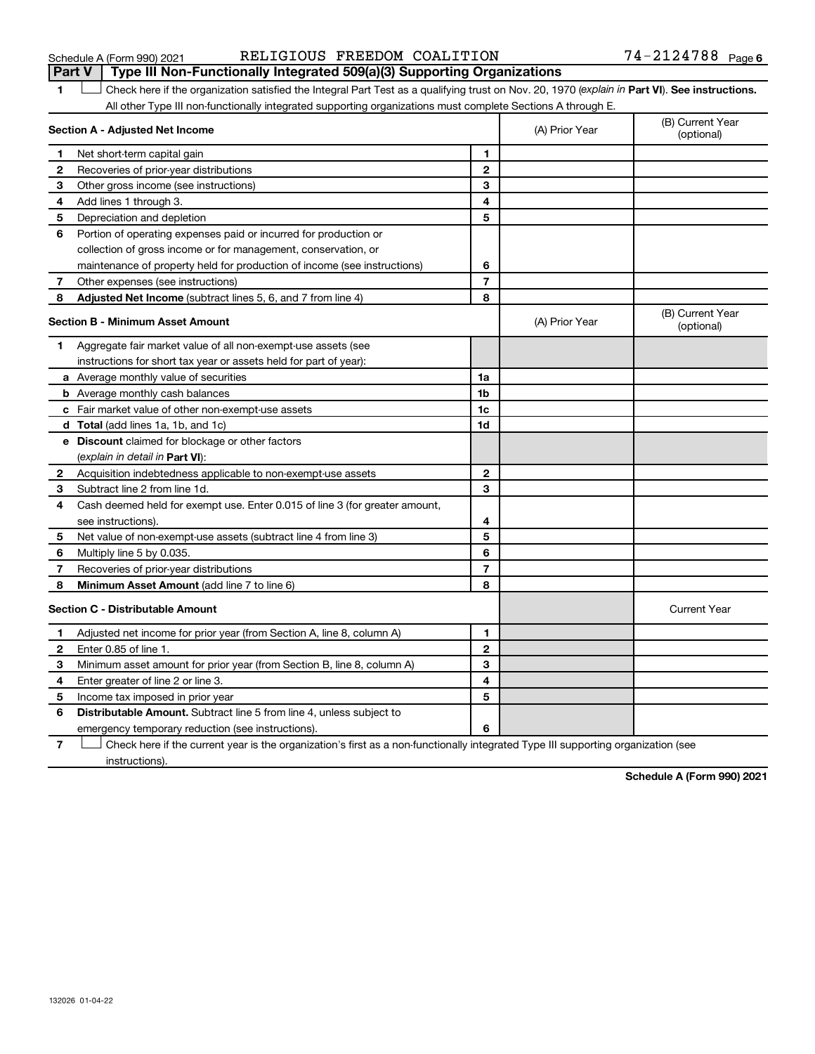Schedule A (Form 990) 2021 RELIGIOUS FREEDOM COALITION 74-2124788

## Part V | Type III Non-Functionally Integrated 509(a)(3) Supporting Organizations

1 ☐ Check here if the organization satisfied the Integral Part Test as a qualifying trust on Nov. 20, 1970 (*explain in* **Part VI**). **See instructions.** All other Type III non-functionally integrated supporting organizations must complete Sections A through E.

| **Section A - Adjusted Net Income** | | (A) Prior Year | (B) Current Year (optional) |
|---|---|---|---|
| **1** Net short-term capital gain | **1** | | |
| **2** Recoveries of prior-year distributions | **2** | | |
| **3** Other gross income (see instructions) | **3** | | |
| **4** Add lines 1 through 3. | **4** | | |
| **5** Depreciation and depletion | **5** | | |
| **6** Portion of operating expenses paid or incurred for production or collection of gross income or for management, conservation, or maintenance of property held for production of income (see instructions) | **6** | | |
| **7** Other expenses (see instructions) | **7** | | |
| **8** **Adjusted Net Income** (subtract lines 5, 6, and 7 from line 4) | **8** | | |

| **Section B - Minimum Asset Amount** | | (A) Prior Year | (B) Current Year (optional) |
|---|---|---|---|
| **1** Aggregate fair market value of all non-exempt-use assets (see instructions for short tax year or assets held for part of year): | | | |
| **a** Average monthly value of securities | **1a** | | |
| **b** Average monthly cash balances | **1b** | | |
| **c** Fair market value of other non-exempt-use assets | **1c** | | |
| **d** **Total** (add lines 1a, 1b, and 1c) | **1d** | | |
| **e** **Discount** claimed for blockage or other factors (*explain in detail in* **Part VI**): | | | |
| **2** Acquisition indebtedness applicable to non-exempt-use assets | **2** | | |
| **3** Subtract line 2 from line 1d. | **3** | | |
| **4** Cash deemed held for exempt use. Enter 0.015 of line 3 (for greater amount, see instructions). | **4** | | |
| **5** Net value of non-exempt-use assets (subtract line 4 from line 3) | **5** | | |
| **6** Multiply line 5 by 0.035. | **6** | | |
| **7** Recoveries of prior-year distributions | **7** | | |
| **8** **Minimum Asset Amount** (add line 7 to line 6) | **8** | | |

| **Section C - Distributable Amount** | | | Current Year |
|---|---|---|---|
| **1** Adjusted net income for prior year (from Section A, line 8, column A) | **1** | | |
| **2** Enter 0.85 of line 1. | **2** | | |
| **3** Minimum asset amount for prior year (from Section B, line 8, column A) | **3** | | |
| **4** Enter greater of line 2 or line 3. | **4** | | |
| **5** Income tax imposed in prior year | **5** | | |
| **6** **Distributable Amount.** Subtract line 5 from line 4, unless subject to emergency temporary reduction (see instructions). | **6** | | |

7 ☐ Check here if the current year is the organization's first as a non-functionally integrated Type III supporting organization (see instructions).

Schedule A (Form 990) 2021

132026 01-04-22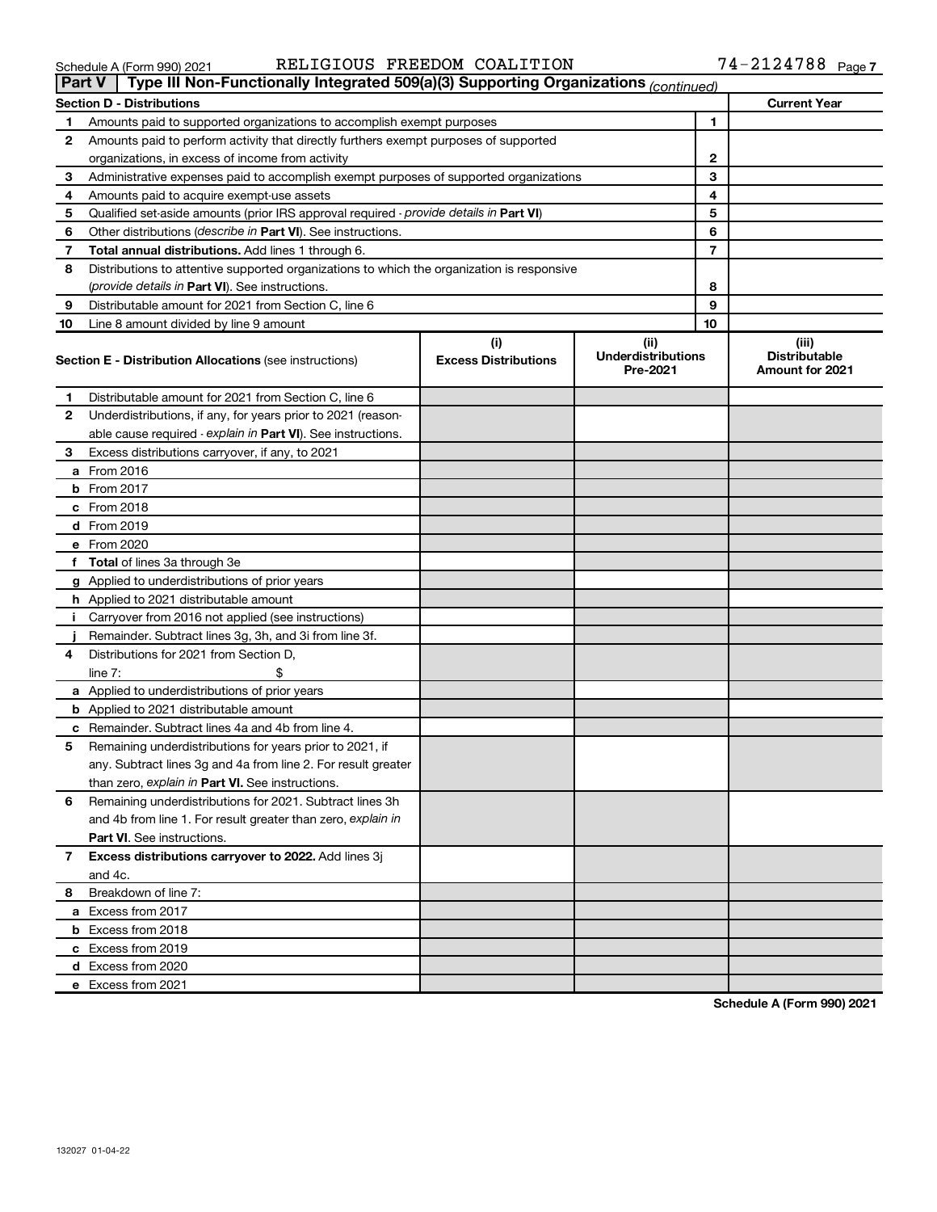Schedule A (Form 990) 2021 RELIGIOUS FREEDOM COALITION 74-2124788 Page 7

**Part V** Type III Non-Functionally Integrated 509(a)(3) Supporting Organizations *(continued)*

| Section D - Distributions | | | Current Year |
|---|---|---|---|
| 1 | Amounts paid to supported organizations to accomplish exempt purposes | 1 | |
| 2 | Amounts paid to perform activity that directly furthers exempt purposes of supported organizations, in excess of income from activity | 2 | |
| 3 | Administrative expenses paid to accomplish exempt purposes of supported organizations | 3 | |
| 4 | Amounts paid to acquire exempt-use assets | 4 | |
| 5 | Qualified set-aside amounts (prior IRS approval required - *provide details in* **Part VI**) | 5 | |
| 6 | Other distributions (*describe in* **Part VI**). See instructions. | 6 | |
| 7 | **Total annual distributions.** Add lines 1 through 6. | 7 | |
| 8 | Distributions to attentive supported organizations to which the organization is responsive (*provide details in* **Part VI**). See instructions. | 8 | |
| 9 | Distributable amount for 2021 from Section C, line 6 | 9 | |
| 10 | Line 8 amount divided by line 9 amount | 10 | |

| **Section E - Distribution Allocations** (see instructions) | (i) Excess Distributions | (ii) Underdistributions Pre-2021 | (iii) Distributable Amount for 2021 |
|---|---|---|---|
| **1** Distributable amount for 2021 from Section C, line 6 | | | |
| **2** Underdistributions, if any, for years prior to 2021 (reasonable cause required - *explain in* **Part VI**). See instructions. | | | |
| **3** Excess distributions carryover, if any, to 2021 | | | |
| **a** From 2016 | | | |
| **b** From 2017 | | | |
| **c** From 2018 | | | |
| **d** From 2019 | | | |
| **e** From 2020 | | | |
| **f** **Total** of lines 3a through 3e | | | |
| **g** Applied to underdistributions of prior years | | | |
| **h** Applied to 2021 distributable amount | | | |
| **i** Carryover from 2016 not applied (see instructions) | | | |
| **j** Remainder. Subtract lines 3g, 3h, and 3i from line 3f. | | | |
| **4** Distributions for 2021 from Section D, line 7: $ | | | |
| **a** Applied to underdistributions of prior years | | | |
| **b** Applied to 2021 distributable amount | | | |
| **c** Remainder. Subtract lines 4a and 4b from line 4. | | | |
| **5** Remaining underdistributions for years prior to 2021, if any. Subtract lines 3g and 4a from line 2. For result greater than zero, *explain in* **Part VI.** See instructions. | | | |
| **6** Remaining underdistributions for 2021. Subtract lines 3h and 4b from line 1. For result greater than zero, *explain in* **Part VI**. See instructions. | | | |
| **7** **Excess distributions carryover to 2022.** Add lines 3j and 4c. | | | |
| **8** Breakdown of line 7: | | | |
| **a** Excess from 2017 | | | |
| **b** Excess from 2018 | | | |
| **c** Excess from 2019 | | | |
| **d** Excess from 2020 | | | |
| **e** Excess from 2021 | | | |

**Schedule A (Form 990) 2021**

132027 01-04-22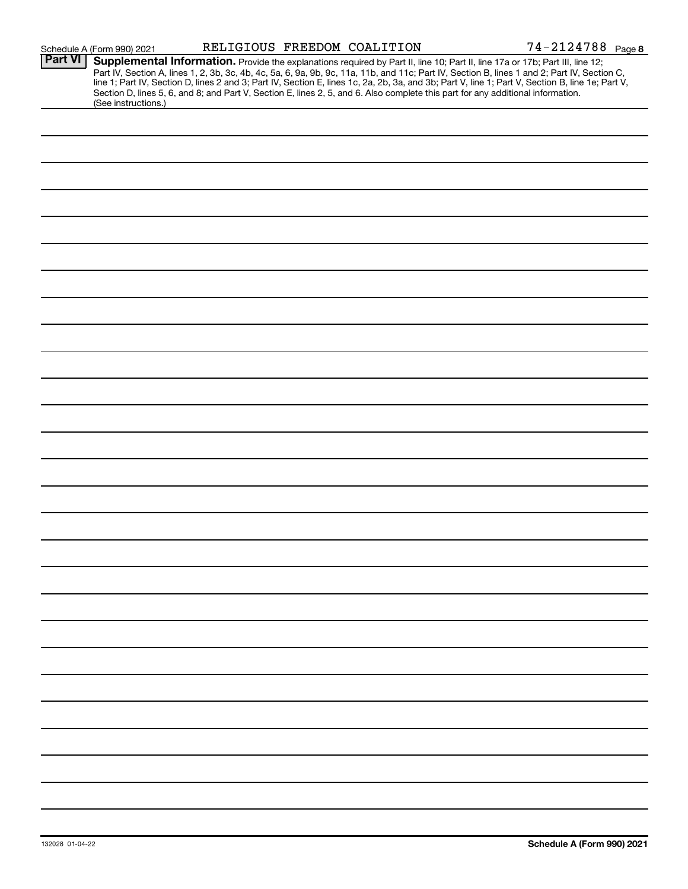Schedule A (Form 990) 2021 RELIGIOUS FREEDOM COALITION 74-2124788 Page 8

**Part VI** **Supplemental Information.** Provide the explanations required by Part II, line 10; Part II, line 17a or 17b; Part III, line 12; Part IV, Section A, lines 1, 2, 3b, 3c, 4b, 4c, 5a, 6, 9a, 9b, 9c, 11a, 11b, and 11c; Part IV, Section B, lines 1 and 2; Part IV, Section C, line 1; Part IV, Section D, lines 2 and 3; Part IV, Section E, lines 1c, 2a, 2b, 3a, and 3b; Part V, line 1; Part V, Section B, line 1e; Part V, Section D, lines 5, 6, and 8; and Part V, Section E, lines 2, 5, and 6. Also complete this part for any additional information. (See instructions.)

132028 01-04-22 **Schedule A (Form 990) 2021**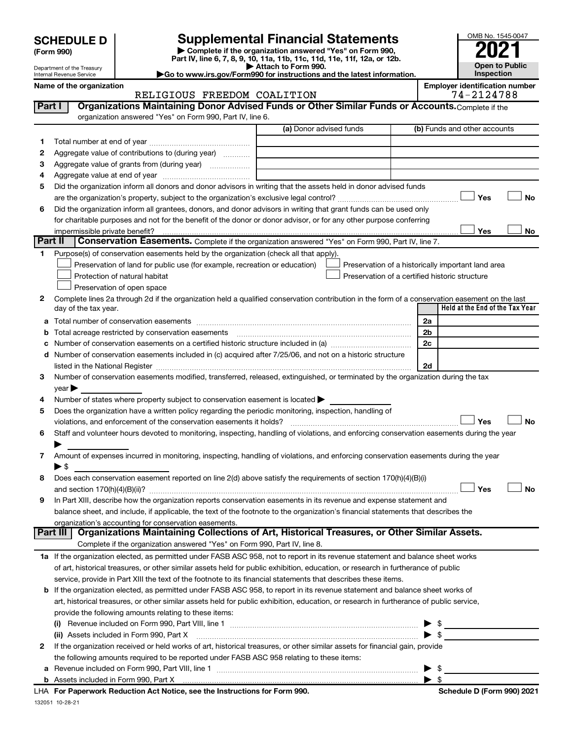# SCHEDULE D (Form 990)

Department of the Treasury
Internal Revenue Service

## Supplemental Financial Statements

▶ Complete if the organization answered "Yes" on Form 990, Part IV, line 6, 7, 8, 9, 10, 11a, 11b, 11c, 11d, 11e, 11f, 12a, or 12b.
▶ Attach to Form 990.
▶Go to www.irs.gov/Form990 for instructions and the latest information.

OMB No. 1545-0047
**2021**
**Open to Public Inspection**

Name of the organization: RELIGIOUS FREEDOM COALITION
Employer identification number: 74-2124788

## Part I — Organizations Maintaining Donor Advised Funds or Other Similar Funds or Accounts.

Complete if the organization answered "Yes" on Form 990, Part IV, line 6.

| | | (a) Donor advised funds | (b) Funds and other accounts |
|---|---|---|---|
| 1 | Total number at end of year | | |
| 2 | Aggregate value of contributions to (during year) | | |
| 3 | Aggregate value of grants from (during year) | | |
| 4 | Aggregate value at end of year | | |

5 Did the organization inform all donors and donor advisors in writing that the assets held in donor advised funds are the organization's property, subject to the organization's exclusive legal control? ☐ Yes ☐ No

6 Did the organization inform all grantees, donors, and donor advisors in writing that grant funds can be used only for charitable purposes and not for the benefit of the donor or donor advisor, or for any other purpose conferring impermissible private benefit? ☐ Yes ☐ No

## Part II — Conservation Easements.

Complete if the organization answered "Yes" on Form 990, Part IV, line 7.

1 Purpose(s) of conservation easements held by the organization (check all that apply).

- ☐ Preservation of land for public use (for example, recreation or education)
- ☐ Protection of natural habitat
- ☐ Preservation of open space
- ☐ Preservation of a historically important land area
- ☐ Preservation of a certified historic structure

2 Complete lines 2a through 2d if the organization held a qualified conservation contribution in the form of a conservation easement on the last day of the tax year.

| | | | Held at the End of the Tax Year |
|---|---|---|---|
| a | Total number of conservation easements | 2a | |
| b | Total acreage restricted by conservation easements | 2b | |
| c | Number of conservation easements on a certified historic structure included in (a) | 2c | |
| d | Number of conservation easements included in (c) acquired after 7/25/06, and not on a historic structure listed in the National Register | 2d | |

3 Number of conservation easements modified, transferred, released, extinguished, or terminated by the organization during the tax year ▶

4 Number of states where property subject to conservation easement is located ▶

5 Does the organization have a written policy regarding the periodic monitoring, inspection, handling of violations, and enforcement of the conservation easements it holds? ☐ Yes ☐ No

6 Staff and volunteer hours devoted to monitoring, inspecting, handling of violations, and enforcing conservation easements during the year ▶

7 Amount of expenses incurred in monitoring, inspecting, handling of violations, and enforcing conservation easements during the year ▶ $

8 Does each conservation easement reported on line 2(d) above satisfy the requirements of section 170(h)(4)(B)(i) and section 170(h)(4)(B)(ii)? ☐ Yes ☐ No

9 In Part XIII, describe how the organization reports conservation easements in its revenue and expense statement and balance sheet, and include, if applicable, the text of the footnote to the organization's financial statements that describes the organization's accounting for conservation easements.

## Part III — Organizations Maintaining Collections of Art, Historical Treasures, or Other Similar Assets.

Complete if the organization answered "Yes" on Form 990, Part IV, line 8.

1a If the organization elected, as permitted under FASB ASC 958, not to report in its revenue statement and balance sheet works of art, historical treasures, or other similar assets held for public exhibition, education, or research in furtherance of public service, provide in Part XIII the text of the footnote to its financial statements that describes these items.

b If the organization elected, as permitted under FASB ASC 958, to report in its revenue statement and balance sheet works of art, historical treasures, or other similar assets held for public exhibition, education, or research in furtherance of public service, provide the following amounts relating to these items:

(i) Revenue included on Form 990, Part VIII, line 1 ▶ $

(ii) Assets included in Form 990, Part X ▶ $

2 If the organization received or held works of art, historical treasures, or other similar assets for financial gain, provide the following amounts required to be reported under FASB ASC 958 relating to these items:

a Revenue included on Form 990, Part VIII, line 1 ▶ $

b Assets included in Form 990, Part X ▶ $

LHA For Paperwork Reduction Act Notice, see the Instructions for Form 990. Schedule D (Form 990) 2021

132051 10-28-21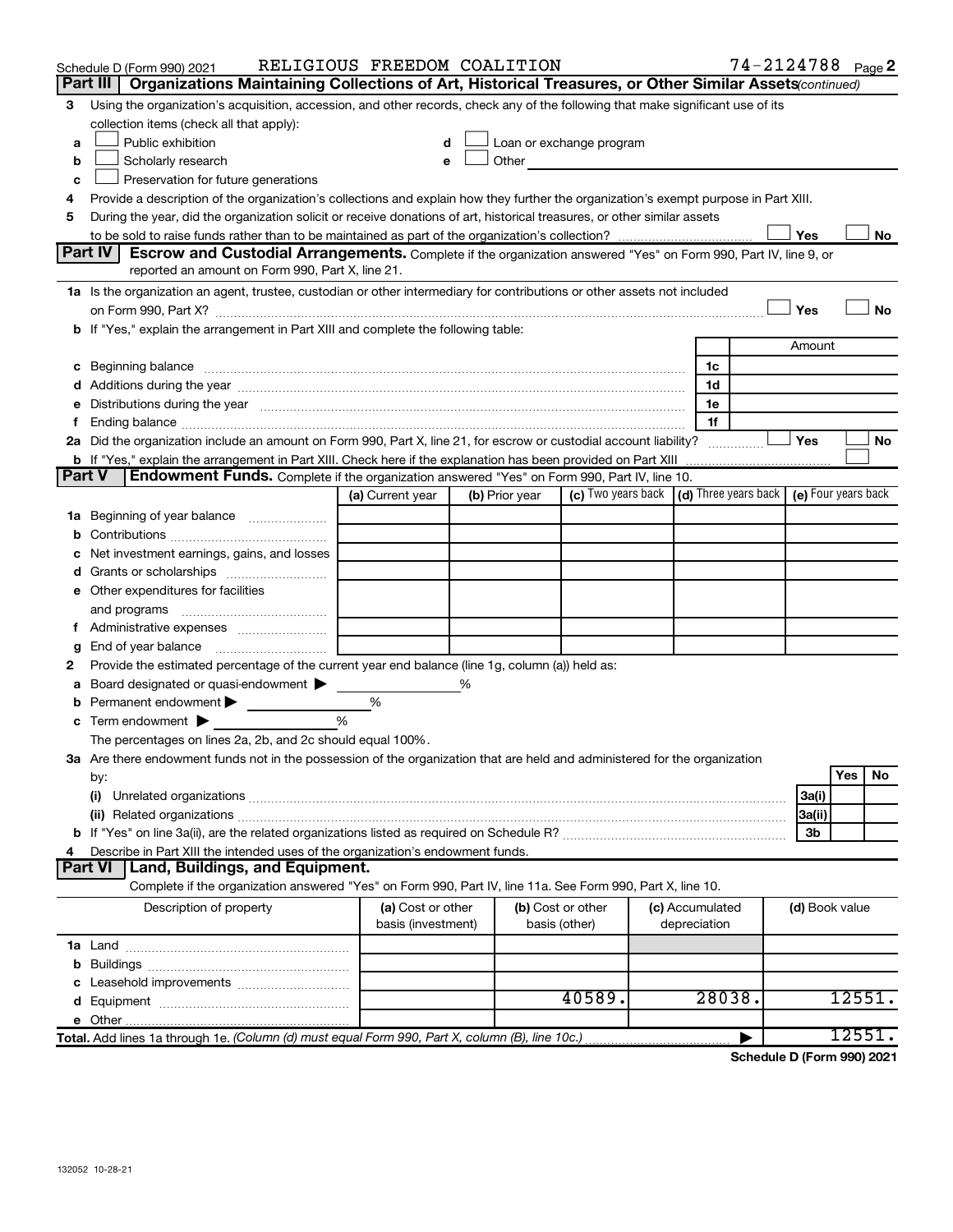Schedule D (Form 990) 2021 RELIGIOUS FREEDOM COALITION 74-2124788 Page 2

## Part III | Organizations Maintaining Collections of Art, Historical Treasures, or Other Similar Assets *(continued)*

3 Using the organization's acquisition, accession, and other records, check any of the following that make significant use of its collection items (check all that apply):

- a ☐ Public exhibition
- b ☐ Scholarly research
- c ☐ Preservation for future generations
- d ☐ Loan or exchange program
- e ☐ Other

4 Provide a description of the organization's collections and explain how they further the organization's exempt purpose in Part XIII.

5 During the year, did the organization solicit or receive donations of art, historical treasures, or other similar assets to be sold to raise funds rather than to be maintained as part of the organization's collection? ☐ Yes ☐ No

## Part IV | Escrow and Custodial Arrangements.

Complete if the organization answered "Yes" on Form 990, Part IV, line 9, or reported an amount on Form 990, Part X, line 21.

1a Is the organization an agent, trustee, custodian or other intermediary for contributions or other assets not included on Form 990, Part X? ☐ Yes ☐ No

b If "Yes," explain the arrangement in Part XIII and complete the following table:

| | | Amount |
|---|---|---|
| c Beginning balance | 1c | |
| d Additions during the year | 1d | |
| e Distributions during the year | 1e | |
| f Ending balance | 1f | |

2a Did the organization include an amount on Form 990, Part X, line 21, for escrow or custodial account liability? ☐ Yes ☐ No

b If "Yes," explain the arrangement in Part XIII. Check here if the explanation has been provided on Part XIII ☐

## Part V | Endowment Funds.

Complete if the organization answered "Yes" on Form 990, Part IV, line 10.

| | (a) Current year | (b) Prior year | (c) Two years back | (d) Three years back | (e) Four years back |
|---|---|---|---|---|---|
| 1a Beginning of year balance | | | | | |
| b Contributions | | | | | |
| c Net investment earnings, gains, and losses | | | | | |
| d Grants or scholarships | | | | | |
| e Other expenditures for facilities and programs | | | | | |
| f Administrative expenses | | | | | |
| g End of year balance | | | | | |

2 Provide the estimated percentage of the current year end balance (line 1g, column (a)) held as:

a Board designated or quasi-endowment ▶ %

b Permanent endowment ▶ %

c Term endowment ▶ %

The percentages on lines 2a, 2b, and 2c should equal 100%.

3a Are there endowment funds not in the possession of the organization that are held and administered for the organization by:

| | | Yes | No |
|---|---|---|---|
| (i) Unrelated organizations | 3a(i) | | |
| (ii) Related organizations | 3a(ii) | | |
| b If "Yes" on line 3a(ii), are the related organizations listed as required on Schedule R? | 3b | | |

4 Describe in Part XIII the intended uses of the organization's endowment funds.

## Part VI | Land, Buildings, and Equipment.

Complete if the organization answered "Yes" on Form 990, Part IV, line 11a. See Form 990, Part X, line 10.

| Description of property | (a) Cost or other basis (investment) | (b) Cost or other basis (other) | (c) Accumulated depreciation | (d) Book value |
|---|---|---|---|---|
| 1a Land | | | | |
| b Buildings | | | | |
| c Leasehold improvements | | | | |
| d Equipment | | 40589. | 28038. | 12551. |
| e Other | | | | |
| **Total.** Add lines 1a through 1e. *(Column (d) must equal Form 990, Part X, column (B), line 10c.)* | | | ▶ | 12551. |

**Schedule D (Form 990) 2021**

132052 10-28-21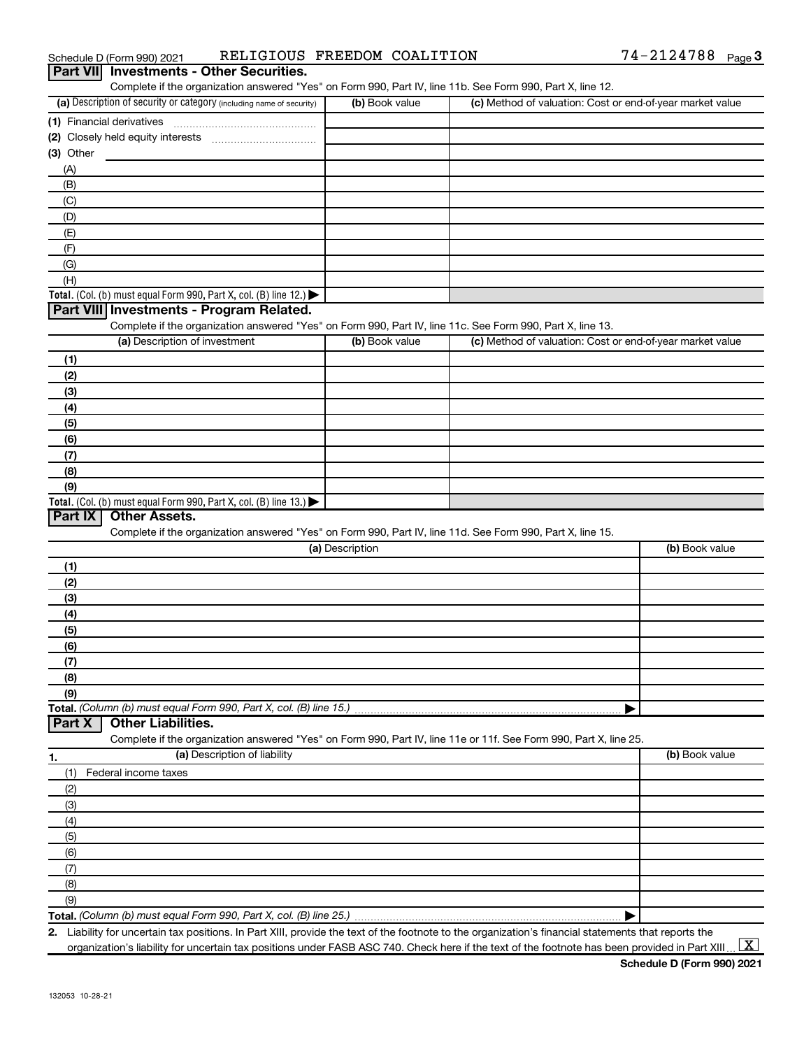Schedule D (Form 990) 2021 RELIGIOUS FREEDOM COALITION 74-2124788

## Part VII Investments - Other Securities.

Complete if the organization answered "Yes" on Form 990, Part IV, line 11b. See Form 990, Part X, line 12.

| (a) Description of security or category (including name of security) | (b) Book value | (c) Method of valuation: Cost or end-of-year market value |
|---|---|---|
| (1) Financial derivatives | | |
| (2) Closely held equity interests | | |
| (3) Other | | |
| (A) | | |
| (B) | | |
| (C) | | |
| (D) | | |
| (E) | | |
| (F) | | |
| (G) | | |
| (H) | | |
| **Total.** (Col. (b) must equal Form 990, Part X, col. (B) line 12.) ▶ | | |

## Part VIII Investments - Program Related.

Complete if the organization answered "Yes" on Form 990, Part IV, line 11c. See Form 990, Part X, line 13.

| (a) Description of investment | (b) Book value | (c) Method of valuation: Cost or end-of-year market value |
|---|---|---|
| (1) | | |
| (2) | | |
| (3) | | |
| (4) | | |
| (5) | | |
| (6) | | |
| (7) | | |
| (8) | | |
| (9) | | |
| **Total.** (Col. (b) must equal Form 990, Part X, col. (B) line 13.) ▶ | | |

## Part IX Other Assets.

Complete if the organization answered "Yes" on Form 990, Part IV, line 11d. See Form 990, Part X, line 15.

| (a) Description | (b) Book value |
|---|---|
| (1) | |
| (2) | |
| (3) | |
| (4) | |
| (5) | |
| (6) | |
| (7) | |
| (8) | |
| (9) | |
| **Total.** *(Column (b) must equal Form 990, Part X, col. (B) line 15.)* ▶ | |

## Part X Other Liabilities.

Complete if the organization answered "Yes" on Form 990, Part IV, line 11e or 11f. See Form 990, Part X, line 25.

| 1. (a) Description of liability | (b) Book value |
|---|---|
| (1) Federal income taxes | |
| (2) | |
| (3) | |
| (4) | |
| (5) | |
| (6) | |
| (7) | |
| (8) | |
| (9) | |
| **Total.** *(Column (b) must equal Form 990, Part X, col. (B) line 25.)* ▶ | |

2. Liability for uncertain tax positions. In Part XIII, provide the text of the footnote to the organization's financial statements that reports the organization's liability for uncertain tax positions under FASB ASC 740. Check here if the text of the footnote has been provided in Part XIII [X]

132053 10-28-21

**Schedule D (Form 990) 2021**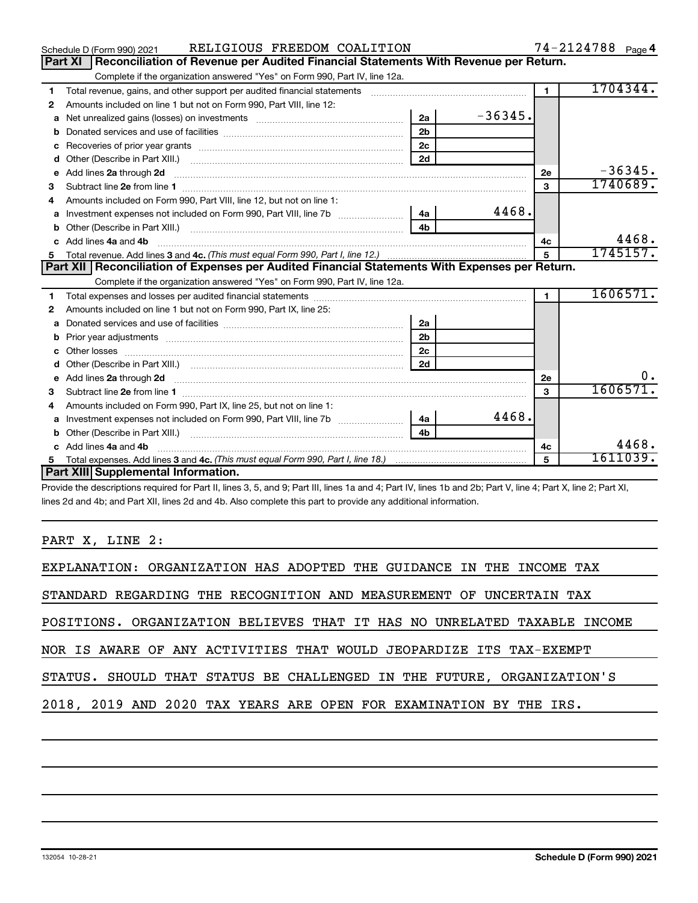Schedule D (Form 990) 2021 RELIGIOUS FREEDOM COALITION 74-2124788 Page 4

## Part XI Reconciliation of Revenue per Audited Financial Statements With Revenue per Return.

Complete if the organization answered "Yes" on Form 990, Part IV, line 12a.

| | | | | | |
|---|---|---|---|---|---|
| 1 | Total revenue, gains, and other support per audited financial statements | | | 1 | 1704344. |
| 2 | Amounts included on line 1 but not on Form 990, Part VIII, line 12: | | | | |
| a | Net unrealized gains (losses) on investments | 2a | -36345. | | |
| b | Donated services and use of facilities | 2b | | | |
| c | Recoveries of prior year grants | 2c | | | |
| d | Other (Describe in Part XIII.) | 2d | | | |
| e | Add lines 2a through 2d | | | 2e | -36345. |
| 3 | Subtract line 2e from line 1 | | | 3 | 1740689. |
| 4 | Amounts included on Form 990, Part VIII, line 12, but not on line 1: | | | | |
| a | Investment expenses not included on Form 990, Part VIII, line 7b | 4a | 4468. | | |
| b | Other (Describe in Part XIII.) | 4b | | | |
| c | Add lines 4a and 4b | | | 4c | 4468. |
| 5 | Total revenue. Add lines 3 and 4c. *(This must equal Form 990, Part I, line 12.)* | | | 5 | 1745157. |

## Part XII Reconciliation of Expenses per Audited Financial Statements With Expenses per Return.

Complete if the organization answered "Yes" on Form 990, Part IV, line 12a.

| | | | | | |
|---|---|---|---|---|---|
| 1 | Total expenses and losses per audited financial statements | | | 1 | 1606571. |
| 2 | Amounts included on line 1 but not on Form 990, Part IX, line 25: | | | | |
| a | Donated services and use of facilities | 2a | | | |
| b | Prior year adjustments | 2b | | | |
| c | Other losses | 2c | | | |
| d | Other (Describe in Part XIII.) | 2d | | | |
| e | Add lines 2a through 2d | | | 2e | 0. |
| 3 | Subtract line 2e from line 1 | | | 3 | 1606571. |
| 4 | Amounts included on Form 990, Part IX, line 25, but not on line 1: | | | | |
| a | Investment expenses not included on Form 990, Part VIII, line 7b | 4a | 4468. | | |
| b | Other (Describe in Part XIII.) | 4b | | | |
| c | Add lines 4a and 4b | | | 4c | 4468. |
| 5 | Total expenses. Add lines 3 and 4c. *(This must equal Form 990, Part I, line 18.)* | | | 5 | 1611039. |

## Part XIII Supplemental Information.

Provide the descriptions required for Part II, lines 3, 5, and 9; Part III, lines 1a and 4; Part IV, lines 1b and 2b; Part V, line 4; Part X, line 2; Part XI, lines 2d and 4b; and Part XII, lines 2d and 4b. Also complete this part to provide any additional information.

PART X, LINE 2:

EXPLANATION: ORGANIZATION HAS ADOPTED THE GUIDANCE IN THE INCOME TAX STANDARD REGARDING THE RECOGNITION AND MEASUREMENT OF UNCERTAIN TAX POSITIONS. ORGANIZATION BELIEVES THAT IT HAS NO UNRELATED TAXABLE INCOME NOR IS AWARE OF ANY ACTIVITIES THAT WOULD JEOPARDIZE ITS TAX-EXEMPT STATUS. SHOULD THAT STATUS BE CHALLENGED IN THE FUTURE, ORGANIZATION'S 2018, 2019 AND 2020 TAX YEARS ARE OPEN FOR EXAMINATION BY THE IRS.

132054 10-28-21 Schedule D (Form 990) 2021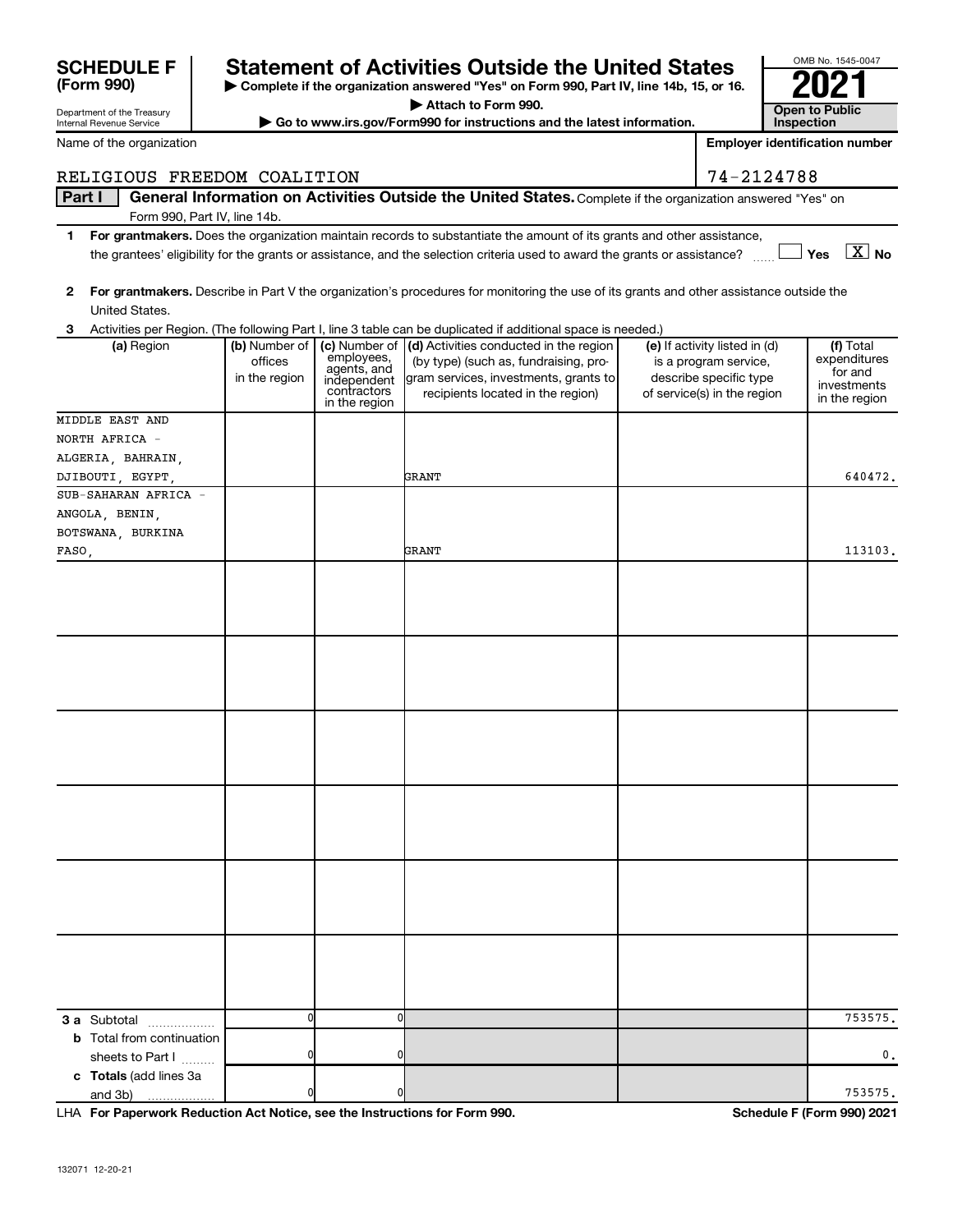**SCHEDULE F (Form 990)**

Department of the Treasury
Internal Revenue Service

# Statement of Activities Outside the United States

▶ Complete if the organization answered "Yes" on Form 990, Part IV, line 14b, 15, or 16.
▶ Attach to Form 990.
▶ Go to www.irs.gov/Form990 for instructions and the latest information.

OMB No. 1545-0047

**2021**

**Open to Public Inspection**

Name of the organization: RELIGIOUS FREEDOM COALITION

Employer identification number: 74-2124788

## Part I General Information on Activities Outside the United States. Complete if the organization answered "Yes" on Form 990, Part IV, line 14b.

**1** **For grantmakers.** Does the organization maintain records to substantiate the amount of its grants and other assistance, the grantees' eligibility for the grants or assistance, and the selection criteria used to award the grants or assistance? ☐ Yes ☒ No

**2** **For grantmakers.** Describe in Part V the organization's procedures for monitoring the use of its grants and other assistance outside the United States.

**3** Activities per Region. (The following Part I, line 3 table can be duplicated if additional space is needed.)

| (a) Region | (b) Number of offices in the region | (c) Number of employees, agents, and independent contractors in the region | (d) Activities conducted in the region (by type) (such as, fundraising, program services, investments, grants to recipients located in the region) | (e) If activity listed in (d) is a program service, describe specific type of service(s) in the region | (f) Total expenditures for and investments in the region |
|---|---|---|---|---|---|
| MIDDLE EAST AND NORTH AFRICA - ALGERIA, BAHRAIN, DJIBOUTI, EGYPT, | | | GRANT | | 640472. |
| SUB-SAHARAN AFRICA - ANGOLA, BENIN, BOTSWANA, BURKINA FASO, | | | GRANT | | 113103. |
| | | | | | |
| | | | | | |
| | | | | | |
| | | | | | |
| | | | | | |
| | | | | | |
| **3 a** Subtotal | 0 | 0 | | | 753575. |
| **b** Total from continuation sheets to Part I | 0 | 0 | | | 0. |
| **c Totals** (add lines 3a and 3b) | 0 | 0 | | | 753575. |

LHA **For Paperwork Reduction Act Notice, see the Instructions for Form 990.** **Schedule F (Form 990) 2021**

132071 12-20-21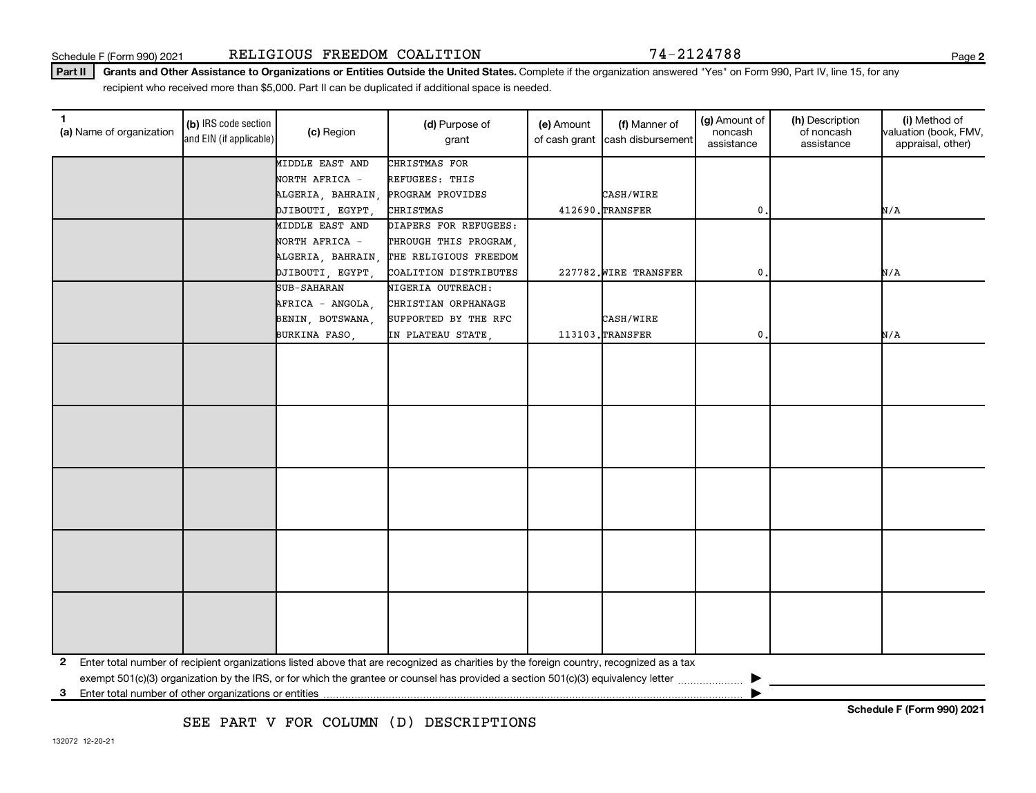Schedule F (Form 990) 2021 RELIGIOUS FREEDOM COALITION 74-2124788

**Part II** **Grants and Other Assistance to Organizations or Entities Outside the United States.** Complete if the organization answered "Yes" on Form 990, Part IV, line 15, for any recipient who received more than $5,000. Part II can be duplicated if additional space is needed.

| 1 (a) Name of organization | (b) IRS code section and EIN (if applicable) | (c) Region | (d) Purpose of grant | (e) Amount of cash grant | (f) Manner of cash disbursement | (g) Amount of noncash assistance | (h) Description of noncash assistance | (i) Method of valuation (book, FMV, appraisal, other) |
|---|---|---|---|---|---|---|---|---|
| | | MIDDLE EAST AND NORTH AFRICA - ALGERIA, BAHRAIN, DJIBOUTI, EGYPT, | CHRISTMAS FOR REFUGEES: THIS PROGRAM PROVIDES CHRISTMAS | 412690. | CASH/WIRE TRANSFER | 0. | | N/A |
| | | MIDDLE EAST AND NORTH AFRICA - ALGERIA, BAHRAIN, DJIBOUTI, EGYPT, | DIAPERS FOR REFUGEES: THROUGH THIS PROGRAM, THE RELIGIOUS FREEDOM COALITION DISTRIBUTES | 227782. | WIRE TRANSFER | 0. | | N/A |
| | | SUB-SAHARAN AFRICA - ANGOLA, BENIN, BOTSWANA, BURKINA FASO, | NIGERIA OUTREACH: CHRISTIAN ORPHANAGE SUPPORTED BY THE RFC IN PLATEAU STATE, | 113103. | CASH/WIRE TRANSFER | 0. | | N/A |
| | | | | | | | | |
| | | | | | | | | |
| | | | | | | | | |
| | | | | | | | | |
| | | | | | | | | |

**2** Enter total number of recipient organizations listed above that are recognized as charities by the foreign country, recognized as a tax exempt 501(c)(3) organization by the IRS, or for which the grantee or counsel has provided a section 501(c)(3) equivalency letter ▶

**3** Enter total number of other organizations or entities ▶

SEE PART V FOR COLUMN (D) DESCRIPTIONS

**Schedule F (Form 990) 2021**

132072 12-20-21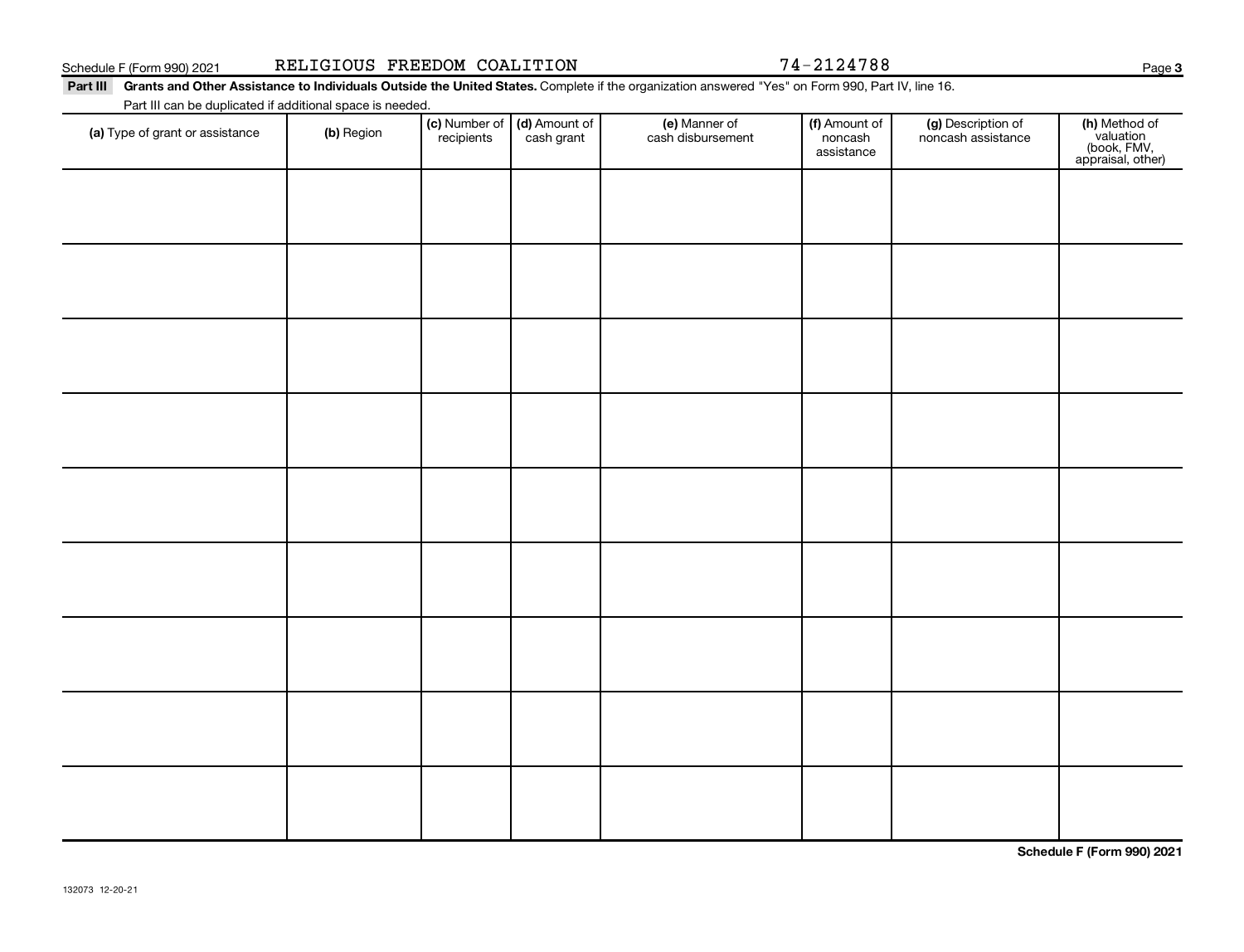Schedule F (Form 990) 2021 RELIGIOUS FREEDOM COALITION 74-2124788

**Part III** **Grants and Other Assistance to Individuals Outside the United States.** Complete if the organization answered "Yes" on Form 990, Part IV, line 16.

Part III can be duplicated if additional space is needed.

| (a) Type of grant or assistance | (b) Region | (c) Number of recipients | (d) Amount of cash grant | (e) Manner of cash disbursement | (f) Amount of noncash assistance | (g) Description of noncash assistance | (h) Method of valuation (book, FMV, appraisal, other) |
|---|---|---|---|---|---|---|---|
| | | | | | | | |
| | | | | | | | |
| | | | | | | | |
| | | | | | | | |
| | | | | | | | |
| | | | | | | | |
| | | | | | | | |
| | | | | | | | |
| | | | | | | | |

**Schedule F (Form 990) 2021**

132073 12-20-21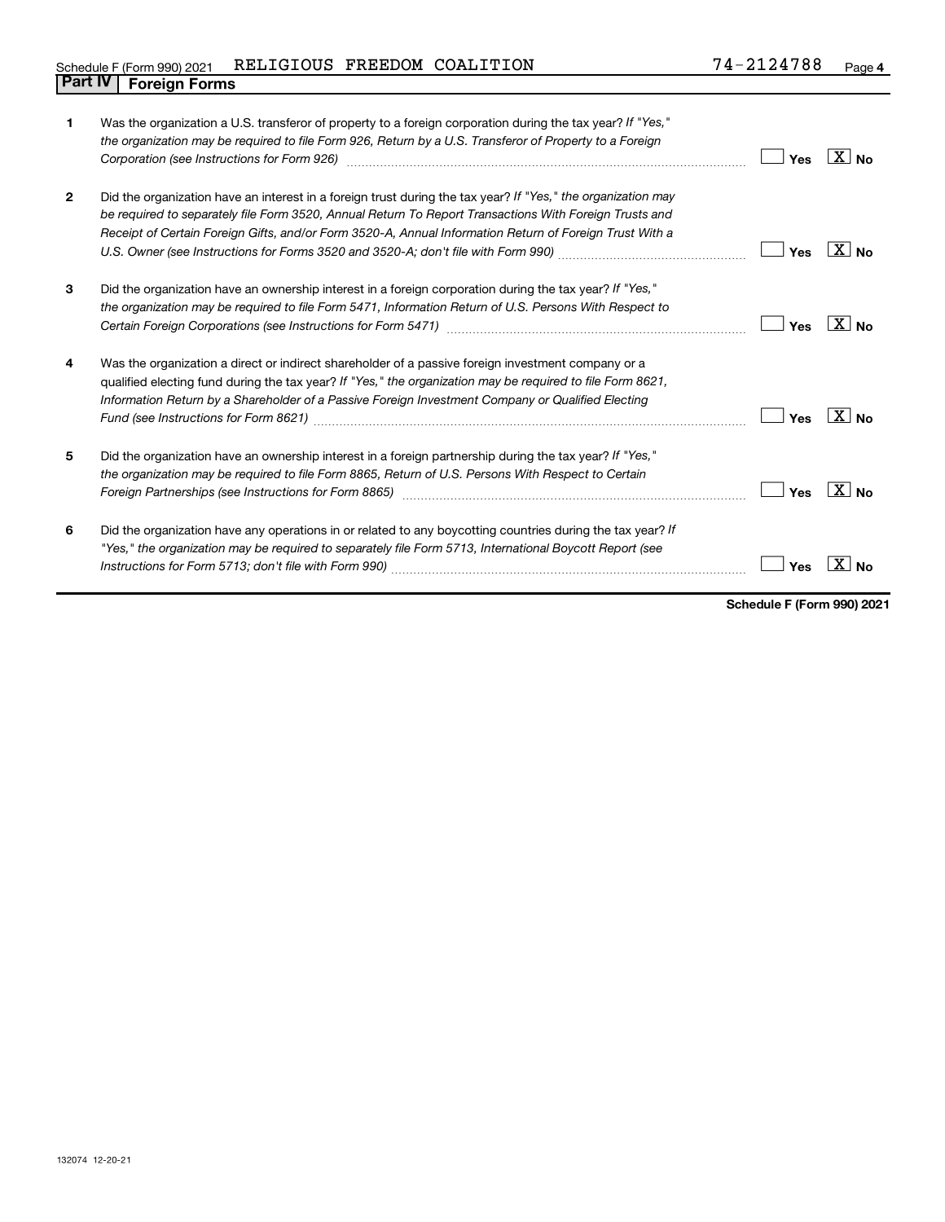Schedule F (Form 990) 2021 RELIGIOUS FREEDOM COALITION 74-2124788

## Part IV Foreign Forms

| | | | |
|---|---|---|---|
| 1 | Was the organization a U.S. transferor of property to a foreign corporation during the tax year? *If "Yes," the organization may be required to file Form 926, Return by a U.S. Transferor of Property to a Foreign Corporation (see Instructions for Form 926)* | Yes | [X] No |
| 2 | Did the organization have an interest in a foreign trust during the tax year? *If "Yes," the organization may be required to separately file Form 3520, Annual Return To Report Transactions With Foreign Trusts and Receipt of Certain Foreign Gifts, and/or Form 3520-A, Annual Information Return of Foreign Trust With a U.S. Owner (see Instructions for Forms 3520 and 3520-A; don't file with Form 990)* | Yes | [X] No |
| 3 | Did the organization have an ownership interest in a foreign corporation during the tax year? *If "Yes," the organization may be required to file Form 5471, Information Return of U.S. Persons With Respect to Certain Foreign Corporations (see Instructions for Form 5471)* | Yes | [X] No |
| 4 | Was the organization a direct or indirect shareholder of a passive foreign investment company or a qualified electing fund during the tax year? *If "Yes," the organization may be required to file Form 8621, Information Return by a Shareholder of a Passive Foreign Investment Company or Qualified Electing Fund (see Instructions for Form 8621)* | Yes | [X] No |
| 5 | Did the organization have an ownership interest in a foreign partnership during the tax year? *If "Yes," the organization may be required to file Form 8865, Return of U.S. Persons With Respect to Certain Foreign Partnerships (see Instructions for Form 8865)* | Yes | [X] No |
| 6 | Did the organization have any operations in or related to any boycotting countries during the tax year? *If "Yes," the organization may be required to separately file Form 5713, International Boycott Report (see Instructions for Form 5713; don't file with Form 990)* | Yes | [X] No |

**Schedule F (Form 990) 2021**

132074 12-20-21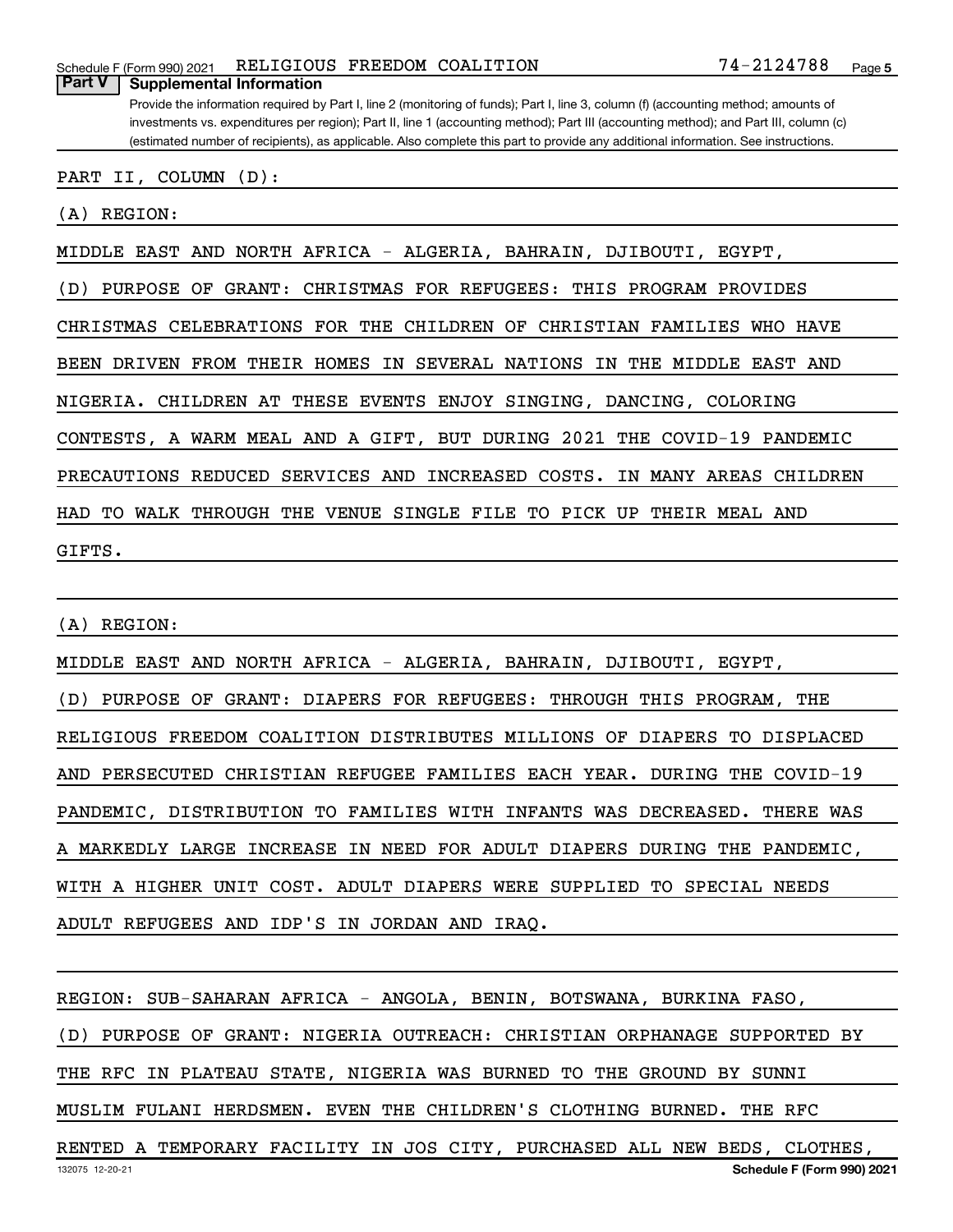## Part V Supplemental Information

Provide the information required by Part I, line 2 (monitoring of funds); Part I, line 3, column (f) (accounting method; amounts of investments vs. expenditures per region); Part II, line 1 (accounting method); Part III (accounting method); and Part III, column (c) (estimated number of recipients), as applicable. Also complete this part to provide any additional information. See instructions.

PART II, COLUMN (D):

(A) REGION:

MIDDLE EAST AND NORTH AFRICA - ALGERIA, BAHRAIN, DJIBOUTI, EGYPT,

(D) PURPOSE OF GRANT: CHRISTMAS FOR REFUGEES: THIS PROGRAM PROVIDES CHRISTMAS CELEBRATIONS FOR THE CHILDREN OF CHRISTIAN FAMILIES WHO HAVE BEEN DRIVEN FROM THEIR HOMES IN SEVERAL NATIONS IN THE MIDDLE EAST AND NIGERIA. CHILDREN AT THESE EVENTS ENJOY SINGING, DANCING, COLORING CONTESTS, A WARM MEAL AND A GIFT, BUT DURING 2021 THE COVID-19 PANDEMIC PRECAUTIONS REDUCED SERVICES AND INCREASED COSTS. IN MANY AREAS CHILDREN HAD TO WALK THROUGH THE VENUE SINGLE FILE TO PICK UP THEIR MEAL AND GIFTS.

(A) REGION:

MIDDLE EAST AND NORTH AFRICA - ALGERIA, BAHRAIN, DJIBOUTI, EGYPT,

(D) PURPOSE OF GRANT: DIAPERS FOR REFUGEES: THROUGH THIS PROGRAM, THE RELIGIOUS FREEDOM COALITION DISTRIBUTES MILLIONS OF DIAPERS TO DISPLACED AND PERSECUTED CHRISTIAN REFUGEE FAMILIES EACH YEAR. DURING THE COVID-19 PANDEMIC, DISTRIBUTION TO FAMILIES WITH INFANTS WAS DECREASED. THERE WAS A MARKEDLY LARGE INCREASE IN NEED FOR ADULT DIAPERS DURING THE PANDEMIC, WITH A HIGHER UNIT COST. ADULT DIAPERS WERE SUPPLIED TO SPECIAL NEEDS ADULT REFUGEES AND IDP'S IN JORDAN AND IRAQ.

REGION: SUB-SAHARAN AFRICA - ANGOLA, BENIN, BOTSWANA, BURKINA FASO,

(D) PURPOSE OF GRANT: NIGERIA OUTREACH: CHRISTIAN ORPHANAGE SUPPORTED BY THE RFC IN PLATEAU STATE, NIGERIA WAS BURNED TO THE GROUND BY SUNNI MUSLIM FULANI HERDSMEN. EVEN THE CHILDREN'S CLOTHING BURNED. THE RFC RENTED A TEMPORARY FACILITY IN JOS CITY, PURCHASED ALL NEW BEDS, CLOTHES,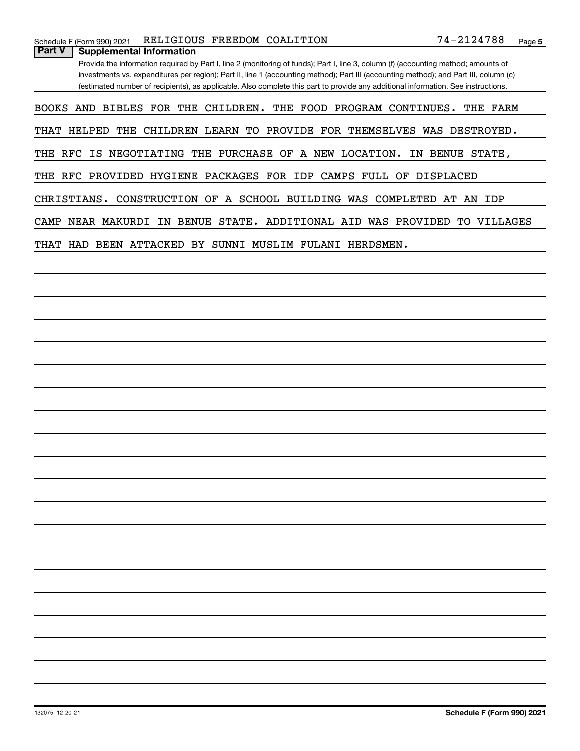## Part V Supplemental Information

Provide the information required by Part I, line 2 (monitoring of funds); Part I, line 3, column (f) (accounting method; amounts of investments vs. expenditures per region); Part II, line 1 (accounting method); Part III (accounting method); and Part III, column (c) (estimated number of recipients), as applicable. Also complete this part to provide any additional information. See instructions.

BOOKS AND BIBLES FOR THE CHILDREN. THE FOOD PROGRAM CONTINUES. THE FARM THAT HELPED THE CHILDREN LEARN TO PROVIDE FOR THEMSELVES WAS DESTROYED. THE RFC IS NEGOTIATING THE PURCHASE OF A NEW LOCATION. IN BENUE STATE, THE RFC PROVIDED HYGIENE PACKAGES FOR IDP CAMPS FULL OF DISPLACED CHRISTIANS. CONSTRUCTION OF A SCHOOL BUILDING WAS COMPLETED AT AN IDP CAMP NEAR MAKURDI IN BENUE STATE. ADDITIONAL AID WAS PROVIDED TO VILLAGES THAT HAD BEEN ATTACKED BY SUNNI MUSLIM FULANI HERDSMEN.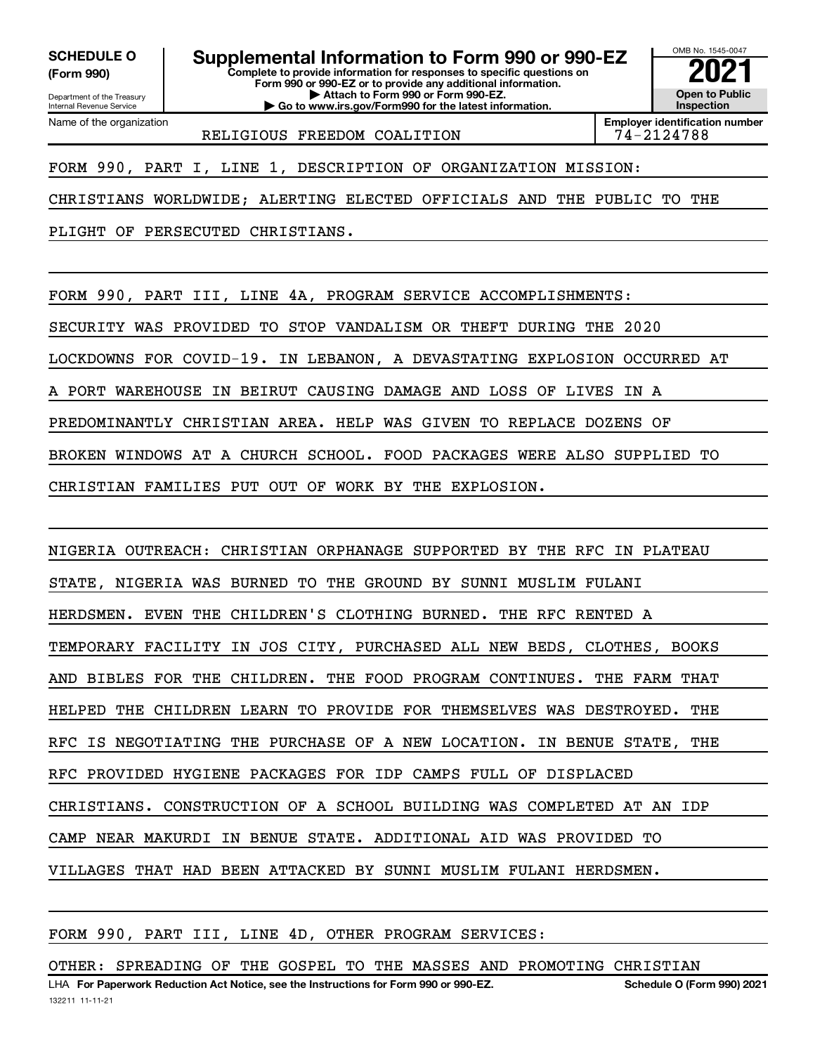**SCHEDULE O (Form 990)**

Department of the Treasury
Internal Revenue Service

# Supplemental Information to Form 990 or 990-EZ

**Complete to provide information for responses to specific questions on Form 990 or 990-EZ or to provide any additional information.**
**▶ Attach to Form 990 or Form 990-EZ.**
**▶ Go to www.irs.gov/Form990 for the latest information.**

OMB No. 1545-0047

**2021**

**Open to Public Inspection**

Name of the organization: RELIGIOUS FREEDOM COALITION

**Employer identification number:** 74-2124788

FORM 990, PART I, LINE 1, DESCRIPTION OF ORGANIZATION MISSION:

CHRISTIANS WORLDWIDE; ALERTING ELECTED OFFICIALS AND THE PUBLIC TO THE PLIGHT OF PERSECUTED CHRISTIANS.

FORM 990, PART III, LINE 4A, PROGRAM SERVICE ACCOMPLISHMENTS:

SECURITY WAS PROVIDED TO STOP VANDALISM OR THEFT DURING THE 2020 LOCKDOWNS FOR COVID-19. IN LEBANON, A DEVASTATING EXPLOSION OCCURRED AT A PORT WAREHOUSE IN BEIRUT CAUSING DAMAGE AND LOSS OF LIVES IN A PREDOMINANTLY CHRISTIAN AREA. HELP WAS GIVEN TO REPLACE DOZENS OF BROKEN WINDOWS AT A CHURCH SCHOOL. FOOD PACKAGES WERE ALSO SUPPLIED TO CHRISTIAN FAMILIES PUT OUT OF WORK BY THE EXPLOSION.

NIGERIA OUTREACH: CHRISTIAN ORPHANAGE SUPPORTED BY THE RFC IN PLATEAU STATE, NIGERIA WAS BURNED TO THE GROUND BY SUNNI MUSLIM FULANI HERDSMEN. EVEN THE CHILDREN'S CLOTHING BURNED. THE RFC RENTED A TEMPORARY FACILITY IN JOS CITY, PURCHASED ALL NEW BEDS, CLOTHES, BOOKS AND BIBLES FOR THE CHILDREN. THE FOOD PROGRAM CONTINUES. THE FARM THAT HELPED THE CHILDREN LEARN TO PROVIDE FOR THEMSELVES WAS DESTROYED. THE RFC IS NEGOTIATING THE PURCHASE OF A NEW LOCATION. IN BENUE STATE, THE RFC PROVIDED HYGIENE PACKAGES FOR IDP CAMPS FULL OF DISPLACED CHRISTIANS. CONSTRUCTION OF A SCHOOL BUILDING WAS COMPLETED AT AN IDP CAMP NEAR MAKURDI IN BENUE STATE. ADDITIONAL AID WAS PROVIDED TO VILLAGES THAT HAD BEEN ATTACKED BY SUNNI MUSLIM FULANI HERDSMEN.

FORM 990, PART III, LINE 4D, OTHER PROGRAM SERVICES:

OTHER: SPREADING OF THE GOSPEL TO THE MASSES AND PROMOTING CHRISTIAN

LHA **For Paperwork Reduction Act Notice, see the Instructions for Form 990 or 990-EZ.** **Schedule O (Form 990) 2021**

132211 11-11-21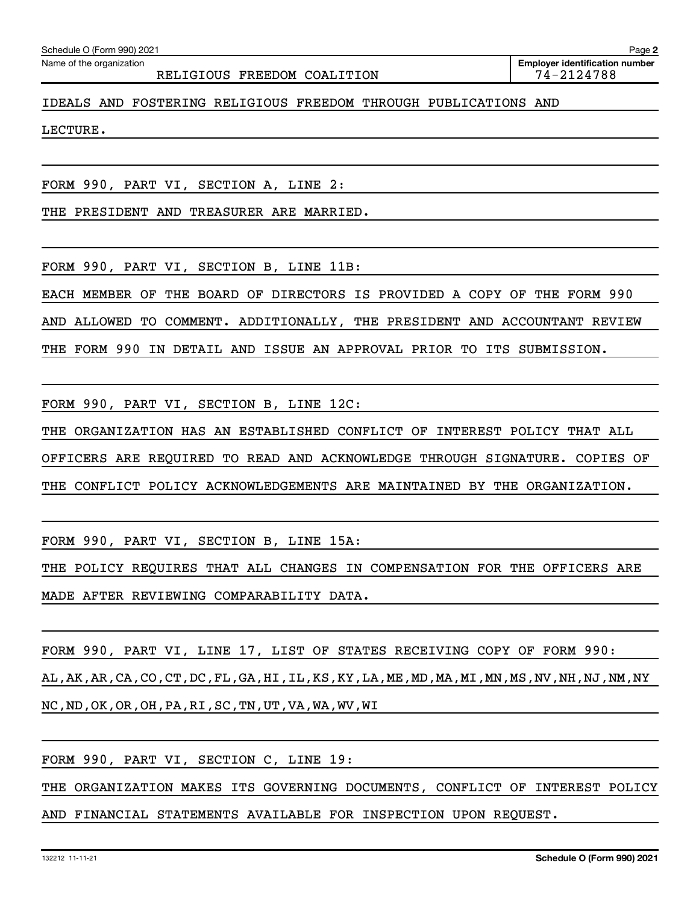Schedule O (Form 990) 2021

Name of the organization: RELIGIOUS FREEDOM COALITION

Employer identification number: 74-2124788

IDEALS AND FOSTERING RELIGIOUS FREEDOM THROUGH PUBLICATIONS AND LECTURE.

FORM 990, PART VI, SECTION A, LINE 2:

THE PRESIDENT AND TREASURER ARE MARRIED.

FORM 990, PART VI, SECTION B, LINE 11B:

EACH MEMBER OF THE BOARD OF DIRECTORS IS PROVIDED A COPY OF THE FORM 990 AND ALLOWED TO COMMENT. ADDITIONALLY, THE PRESIDENT AND ACCOUNTANT REVIEW THE FORM 990 IN DETAIL AND ISSUE AN APPROVAL PRIOR TO ITS SUBMISSION.

FORM 990, PART VI, SECTION B, LINE 12C:

THE ORGANIZATION HAS AN ESTABLISHED CONFLICT OF INTEREST POLICY THAT ALL OFFICERS ARE REQUIRED TO READ AND ACKNOWLEDGE THROUGH SIGNATURE. COPIES OF THE CONFLICT POLICY ACKNOWLEDGEMENTS ARE MAINTAINED BY THE ORGANIZATION.

FORM 990, PART VI, SECTION B, LINE 15A:

THE POLICY REQUIRES THAT ALL CHANGES IN COMPENSATION FOR THE OFFICERS ARE MADE AFTER REVIEWING COMPARABILITY DATA.

FORM 990, PART VI, LINE 17, LIST OF STATES RECEIVING COPY OF FORM 990:

AL,AK,AR,CA,CO,CT,DC,FL,GA,HI,IL,KS,KY,LA,ME,MD,MA,MI,MN,MS,NV,NH,NJ,NM,NY NC,ND,OK,OR,OH,PA,RI,SC,TN,UT,VA,WA,WV,WI

FORM 990, PART VI, SECTION C, LINE 19:

THE ORGANIZATION MAKES ITS GOVERNING DOCUMENTS, CONFLICT OF INTEREST POLICY AND FINANCIAL STATEMENTS AVAILABLE FOR INSPECTION UPON REQUEST.

132212 11-11-21

Schedule O (Form 990) 2021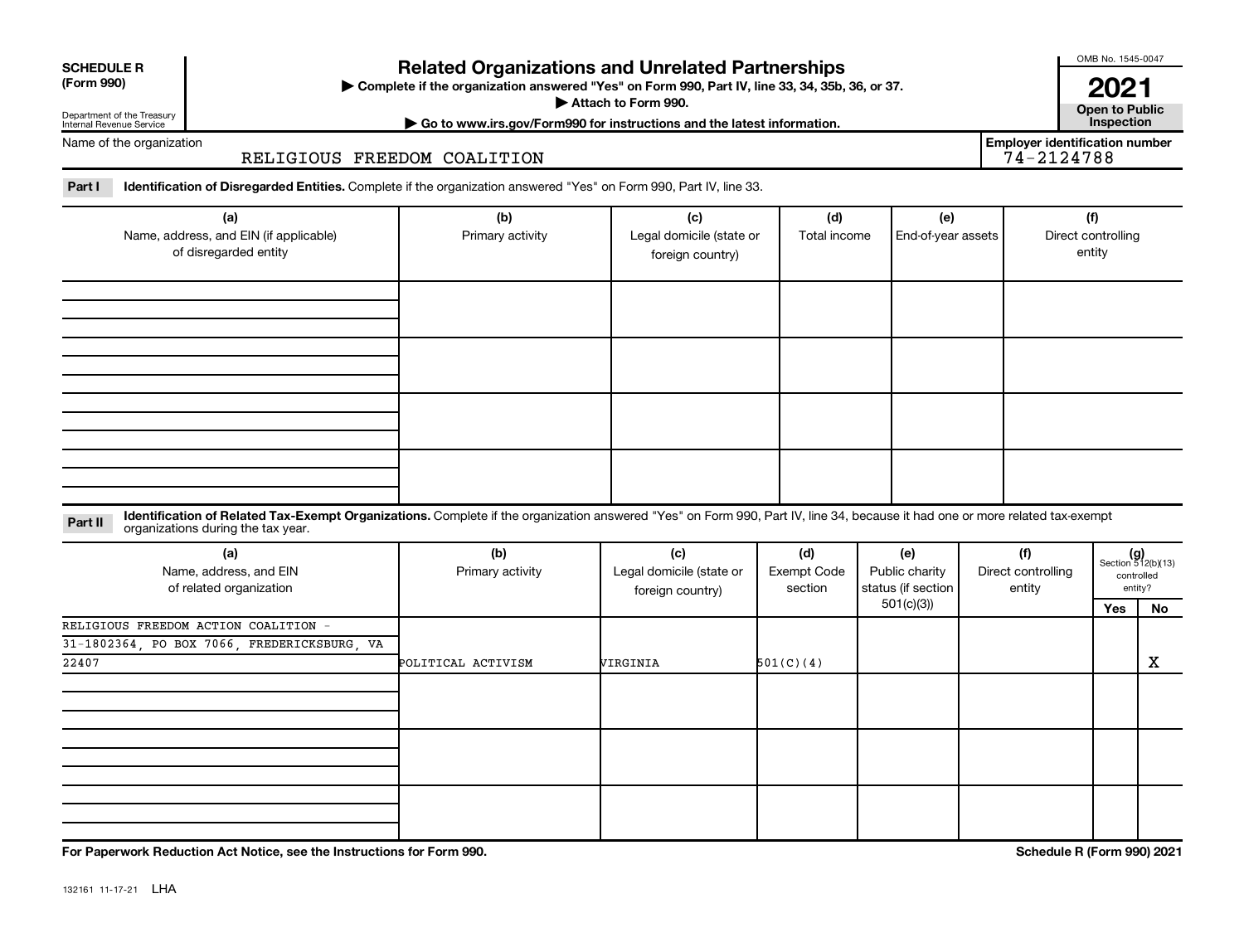**SCHEDULE R (Form 990)**

Department of the Treasury
Internal Revenue Service

# Related Organizations and Unrelated Partnerships

▶ Complete if the organization answered "Yes" on Form 990, Part IV, line 33, 34, 35b, 36, or 37.
▶ Attach to Form 990.
▶ Go to www.irs.gov/Form990 for instructions and the latest information.

OMB No. 1545-0047

**2021**

**Open to Public Inspection**

Name of the organization: RELIGIOUS FREEDOM COALITION

Employer identification number: 74-2124788

**Part I** **Identification of Disregarded Entities.** Complete if the organization answered "Yes" on Form 990, Part IV, line 33.

| (a) Name, address, and EIN (if applicable) of disregarded entity | (b) Primary activity | (c) Legal domicile (state or foreign country) | (d) Total income | (e) End-of-year assets | (f) Direct controlling entity |
|---|---|---|---|---|---|
| | | | | | |
| | | | | | |
| | | | | | |
| | | | | | |

**Part II** **Identification of Related Tax-Exempt Organizations.** Complete if the organization answered "Yes" on Form 990, Part IV, line 34, because it had one or more related tax-exempt organizations during the tax year.

| (a) Name, address, and EIN of related organization | (b) Primary activity | (c) Legal domicile (state or foreign country) | (d) Exempt Code section | (e) Public charity status (if section 501(c)(3)) | (f) Direct controlling entity | (g) Section 512(b)(13) controlled entity? Yes | No |
|---|---|---|---|---|---|---|---|
| RELIGIOUS FREEDOM ACTION COALITION - 31-1802364, PO BOX 7066, FREDERICKSBURG, VA 22407 | POLITICAL ACTIVISM | VIRGINIA | 501(C)(4) | | | | X |
| | | | | | | | |
| | | | | | | | |
| | | | | | | | |

**For Paperwork Reduction Act Notice, see the Instructions for Form 990.**

**Schedule R (Form 990) 2021**

132161 11-17-21 LHA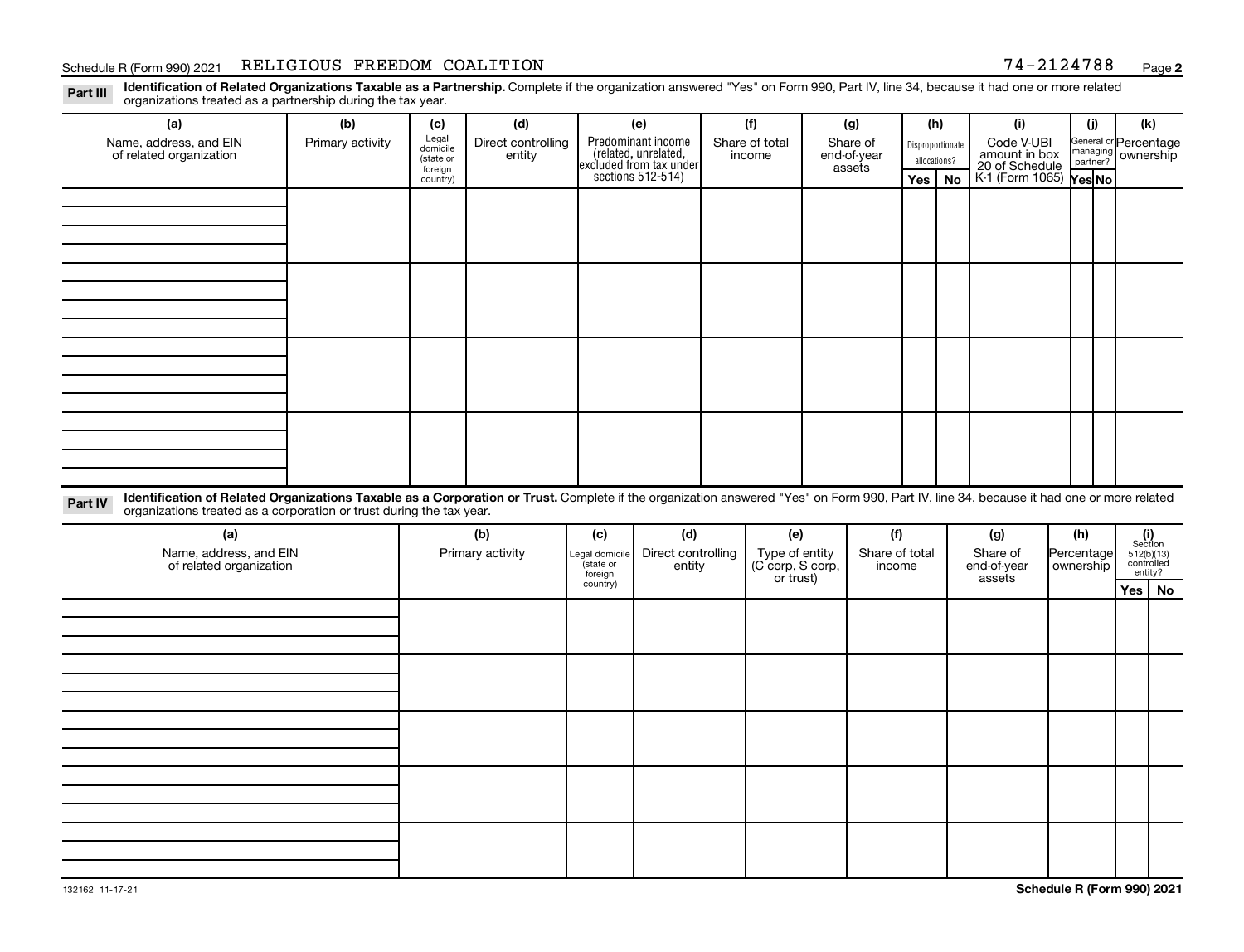Schedule R (Form 990) 2021 RELIGIOUS FREEDOM COALITION 74-2124788

**Part III** **Identification of Related Organizations Taxable as a Partnership.** Complete if the organization answered "Yes" on Form 990, Part IV, line 34, because it had one or more related organizations treated as a partnership during the tax year.

| (a) Name, address, and EIN of related organization | (b) Primary activity | (c) Legal domicile (state or foreign country) | (d) Direct controlling entity | (e) Predominant income (related, unrelated, excluded from tax under sections 512-514) | (f) Share of total income | (g) Share of end-of-year assets | (h) Disproportionate allocations? | | (i) Code V-UBI amount in box 20 of Schedule K-1 (Form 1065) | (j) General or managing partner? | | (k) Percentage ownership |
|---|---|---|---|---|---|---|---|---|---|---|---|---|
| | | | | | | | Yes | No | | Yes | No | |
| | | | | | | | | | | | | |
| | | | | | | | | | | | | |
| | | | | | | | | | | | | |
| | | | | | | | | | | | | |

**Part IV** **Identification of Related Organizations Taxable as a Corporation or Trust.** Complete if the organization answered "Yes" on Form 990, Part IV, line 34, because it had one or more related organizations treated as a corporation or trust during the tax year.

| (a) Name, address, and EIN of related organization | (b) Primary activity | (c) Legal domicile (state or foreign country) | (d) Direct controlling entity | (e) Type of entity (C corp, S corp, or trust) | (f) Share of total income | (g) Share of end-of-year assets | (h) Percentage ownership | (i) Section 512(b)(13) controlled entity? | |
|---|---|---|---|---|---|---|---|---|---|
| | | | | | | | | Yes | No |
| | | | | | | | | | |
| | | | | | | | | | |
| | | | | | | | | | |
| | | | | | | | | | |
| | | | | | | | | | |

132162 11-17-21

**Schedule R (Form 990) 2021**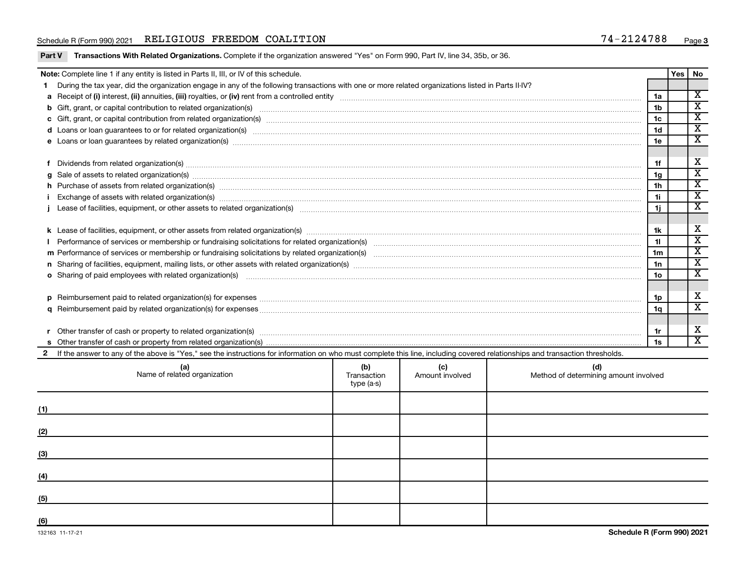Schedule R (Form 990) 2021 RELIGIOUS FREEDOM COALITION 74-2124788 Page 3

**Part V Transactions With Related Organizations.** Complete if the organization answered "Yes" on Form 990, Part IV, line 34, 35b, or 36.

| **Note:** Complete line 1 if any entity is listed in Parts II, III, or IV of this schedule. | | Yes | No |
|---|---|---|---|
| **1** During the tax year, did the organization engage in any of the following transactions with one or more related organizations listed in Parts II-IV? | | | |
| **a** Receipt of **(i)** interest, **(ii)** annuities, **(iii)** royalties, or **(iv)** rent from a controlled entity | 1a | | X |
| **b** Gift, grant, or capital contribution to related organization(s) | 1b | | X |
| **c** Gift, grant, or capital contribution from related organization(s) | 1c | | X |
| **d** Loans or loan guarantees to or for related organization(s) | 1d | | X |
| **e** Loans or loan guarantees by related organization(s) | 1e | | X |
| **f** Dividends from related organization(s) | 1f | | X |
| **g** Sale of assets to related organization(s) | 1g | | X |
| **h** Purchase of assets from related organization(s) | 1h | | X |
| **i** Exchange of assets with related organization(s) | 1i | | X |
| **j** Lease of facilities, equipment, or other assets to related organization(s) | 1j | | X |
| **k** Lease of facilities, equipment, or other assets from related organization(s) | 1k | | X |
| **l** Performance of services or membership or fundraising solicitations for related organization(s) | 1l | | X |
| **m** Performance of services or membership or fundraising solicitations by related organization(s) | 1m | | X |
| **n** Sharing of facilities, equipment, mailing lists, or other assets with related organization(s) | 1n | | X |
| **o** Sharing of paid employees with related organization(s) | 1o | | X |
| **p** Reimbursement paid to related organization(s) for expenses | 1p | | X |
| **q** Reimbursement paid by related organization(s) for expenses | 1q | | X |
| **r** Other transfer of cash or property to related organization(s) | 1r | | X |
| **s** Other transfer of cash or property from related organization(s) | 1s | | X |

**2** If the answer to any of the above is "Yes," see the instructions for information on who must complete this line, including covered relationships and transaction thresholds.

| | (a) Name of related organization | (b) Transaction type (a-s) | (c) Amount involved | (d) Method of determining amount involved |
|---|---|---|---|---|
| (1) | | | | |
| (2) | | | | |
| (3) | | | | |
| (4) | | | | |
| (5) | | | | |
| (6) | | | | |

132163 11-17-21

**Schedule R (Form 990) 2021**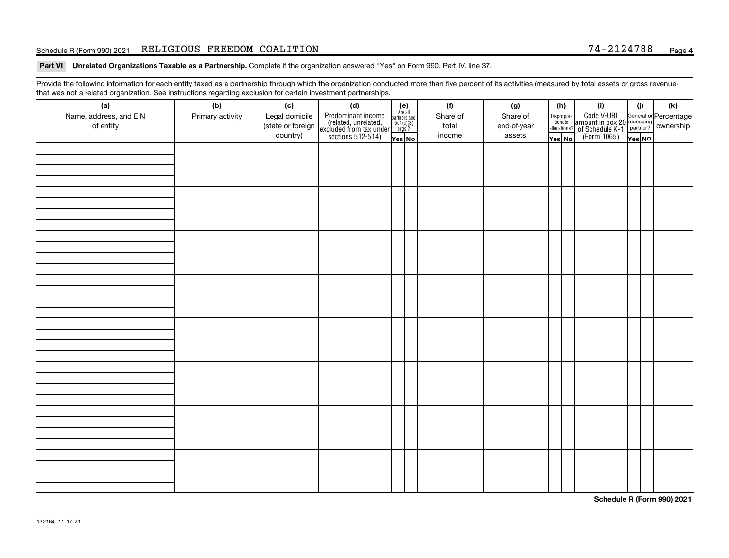Schedule R (Form 990) 2021 RELIGIOUS FREEDOM COALITION 74-2124788 Page 4

**Part VI Unrelated Organizations Taxable as a Partnership.** Complete if the organization answered "Yes" on Form 990, Part IV, line 37.

Provide the following information for each entity taxed as a partnership through which the organization conducted more than five percent of its activities (measured by total assets or gross revenue) that was not a related organization. See instructions regarding exclusion for certain investment partnerships.

| (a) Name, address, and EIN of entity | (b) Primary activity | (c) Legal domicile (state or foreign country) | (d) Predominant income (related, unrelated, excluded from tax under sections 512-514) | (e) Are all partners sec. 501(c)(3) orgs.? Yes | (e) No | (f) Share of total income | (g) Share of end-of-year assets | (h) Disproportionate allocations? Yes | (h) No | (i) Code V-UBI amount in box 20 of Schedule K-1 (Form 1065) | (j) General or managing partner? Yes | (j) No | (k) Percentage ownership |
|---|---|---|---|---|---|---|---|---|---|---|---|---|---|
| | | | | | | | | | | | | | |
| | | | | | | | | | | | | | |
| | | | | | | | | | | | | | |
| | | | | | | | | | | | | | |
| | | | | | | | | | | | | | |
| | | | | | | | | | | | | | |
| | | | | | | | | | | | | | |
| | | | | | | | | | | | | | |

**Schedule R (Form 990) 2021**

132164 11-17-21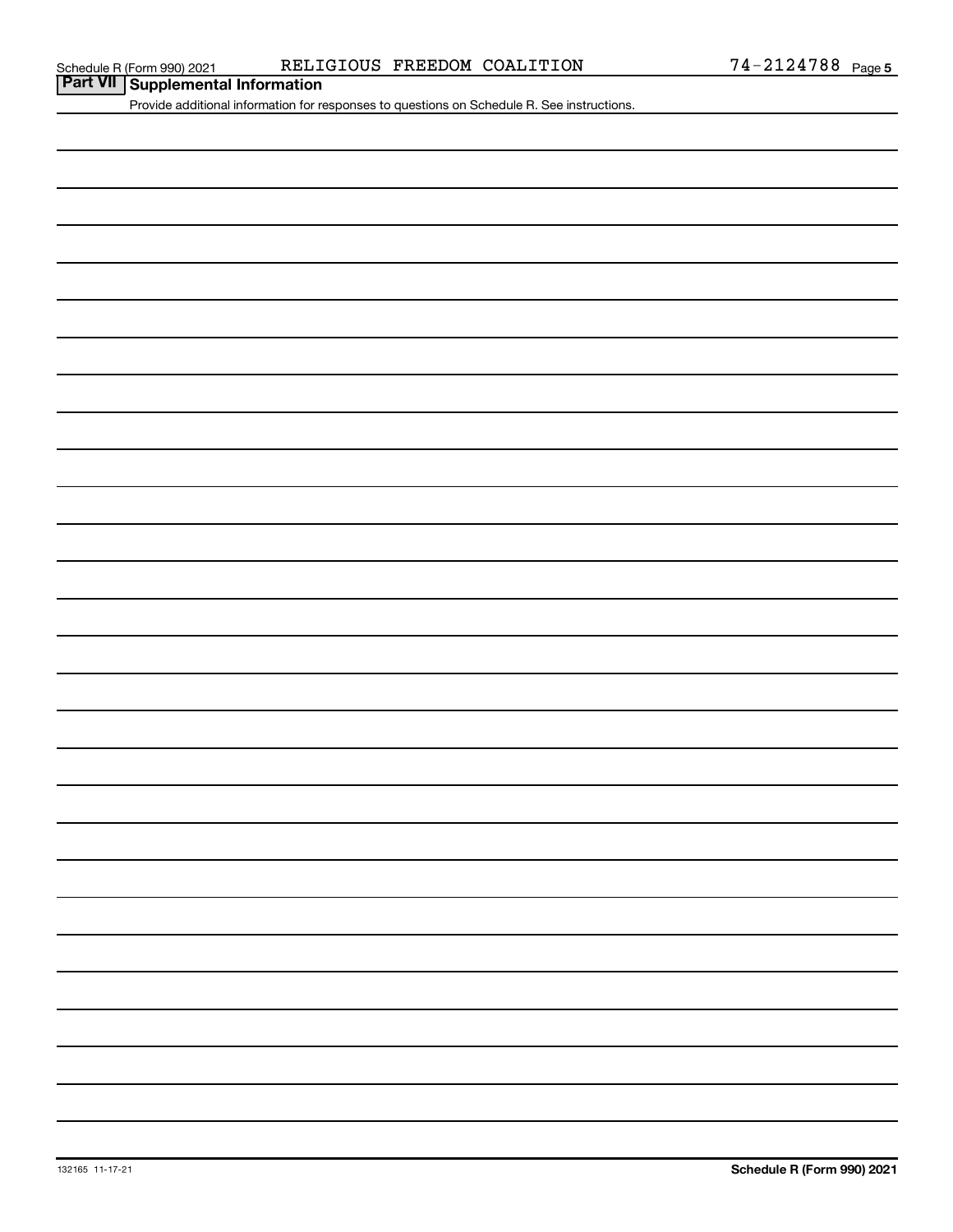## Part VII Supplemental Information

Provide additional information for responses to questions on Schedule R. See instructions.